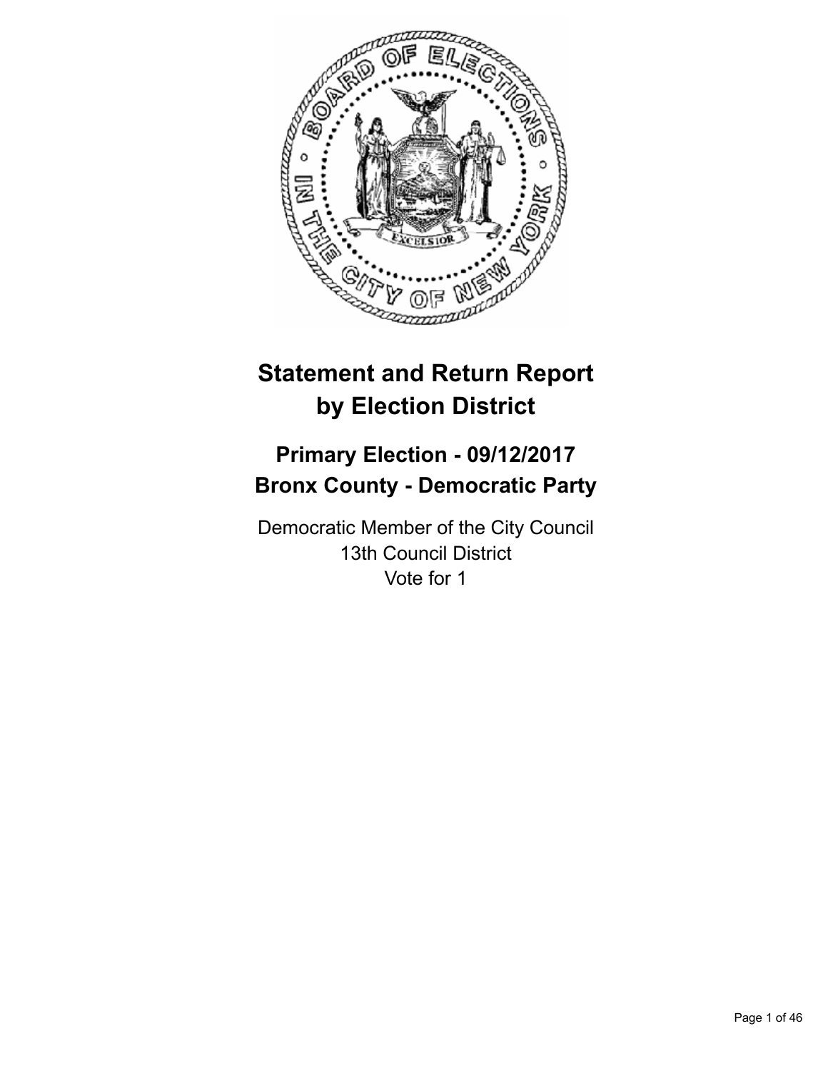# Statement and Return Report by Election District

## Primary Election - 09/12/2017
## Bronx County - Democratic Party

Democratic Member of the City Council
13th Council District
Vote for 1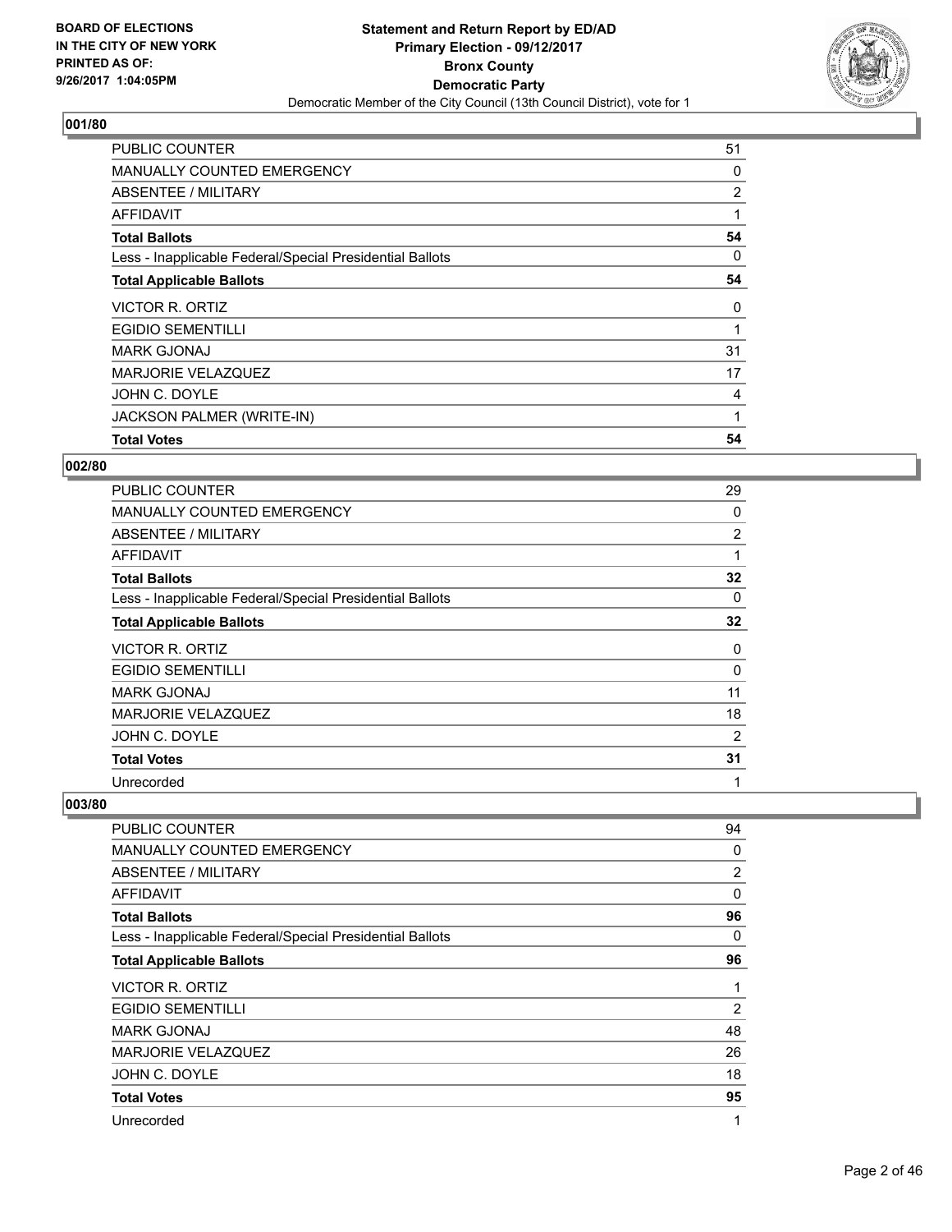**BOARD OF ELECTIONS IN THE CITY OF NEW YORK PRINTED AS OF: 9/26/2017 1:04:05PM**

**Statement and Return Report by ED/AD Primary Election - 09/12/2017 Bronx County Democratic Party**

Democratic Member of the City Council (13th Council District), vote for 1

## 001/80

| | |
|---|---|
| PUBLIC COUNTER | 51 |
| MANUALLY COUNTED EMERGENCY | 0 |
| ABSENTEE / MILITARY | 2 |
| AFFIDAVIT | 1 |
| **Total Ballots** | **54** |
| Less - Inapplicable Federal/Special Presidential Ballots | 0 |
| **Total Applicable Ballots** | **54** |
| VICTOR R. ORTIZ | 0 |
| EGIDIO SEMENTILLI | 1 |
| MARK GJONAJ | 31 |
| MARJORIE VELAZQUEZ | 17 |
| JOHN C. DOYLE | 4 |
| JACKSON PALMER (WRITE-IN) | 1 |
| **Total Votes** | **54** |

## 002/80

| | |
|---|---|
| PUBLIC COUNTER | 29 |
| MANUALLY COUNTED EMERGENCY | 0 |
| ABSENTEE / MILITARY | 2 |
| AFFIDAVIT | 1 |
| **Total Ballots** | **32** |
| Less - Inapplicable Federal/Special Presidential Ballots | 0 |
| **Total Applicable Ballots** | **32** |
| VICTOR R. ORTIZ | 0 |
| EGIDIO SEMENTILLI | 0 |
| MARK GJONAJ | 11 |
| MARJORIE VELAZQUEZ | 18 |
| JOHN C. DOYLE | 2 |
| **Total Votes** | **31** |
| Unrecorded | 1 |

## 003/80

| | |
|---|---|
| PUBLIC COUNTER | 94 |
| MANUALLY COUNTED EMERGENCY | 0 |
| ABSENTEE / MILITARY | 2 |
| AFFIDAVIT | 0 |
| **Total Ballots** | **96** |
| Less - Inapplicable Federal/Special Presidential Ballots | 0 |
| **Total Applicable Ballots** | **96** |
| VICTOR R. ORTIZ | 1 |
| EGIDIO SEMENTILLI | 2 |
| MARK GJONAJ | 48 |
| MARJORIE VELAZQUEZ | 26 |
| JOHN C. DOYLE | 18 |
| **Total Votes** | **95** |
| Unrecorded | 1 |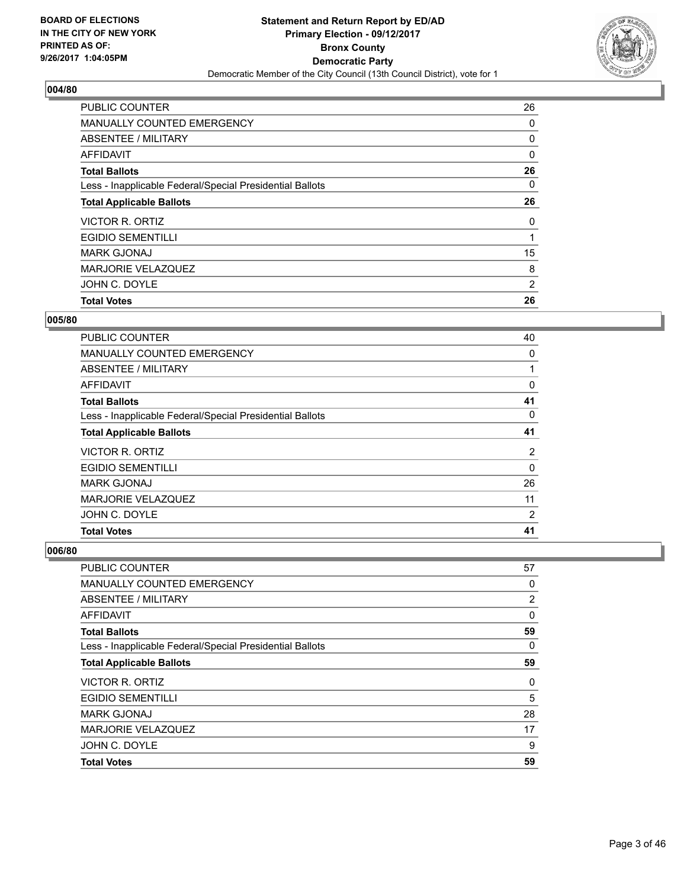**BOARD OF ELECTIONS IN THE CITY OF NEW YORK PRINTED AS OF: 9/26/2017 1:04:05PM**

**Statement and Return Report by ED/AD Primary Election - 09/12/2017 Bronx County Democratic Party**

Democratic Member of the City Council (13th Council District), vote for 1

## 004/80

| | |
|---|---|
| PUBLIC COUNTER | 26 |
| MANUALLY COUNTED EMERGENCY | 0 |
| ABSENTEE / MILITARY | 0 |
| AFFIDAVIT | 0 |
| **Total Ballots** | **26** |
| Less - Inapplicable Federal/Special Presidential Ballots | 0 |
| **Total Applicable Ballots** | **26** |
| VICTOR R. ORTIZ | 0 |
| EGIDIO SEMENTILLI | 1 |
| MARK GJONAJ | 15 |
| MARJORIE VELAZQUEZ | 8 |
| JOHN C. DOYLE | 2 |
| **Total Votes** | **26** |

## 005/80

| | |
|---|---|
| PUBLIC COUNTER | 40 |
| MANUALLY COUNTED EMERGENCY | 0 |
| ABSENTEE / MILITARY | 1 |
| AFFIDAVIT | 0 |
| **Total Ballots** | **41** |
| Less - Inapplicable Federal/Special Presidential Ballots | 0 |
| **Total Applicable Ballots** | **41** |
| VICTOR R. ORTIZ | 2 |
| EGIDIO SEMENTILLI | 0 |
| MARK GJONAJ | 26 |
| MARJORIE VELAZQUEZ | 11 |
| JOHN C. DOYLE | 2 |
| **Total Votes** | **41** |

## 006/80

| | |
|---|---|
| PUBLIC COUNTER | 57 |
| MANUALLY COUNTED EMERGENCY | 0 |
| ABSENTEE / MILITARY | 2 |
| AFFIDAVIT | 0 |
| **Total Ballots** | **59** |
| Less - Inapplicable Federal/Special Presidential Ballots | 0 |
| **Total Applicable Ballots** | **59** |
| VICTOR R. ORTIZ | 0 |
| EGIDIO SEMENTILLI | 5 |
| MARK GJONAJ | 28 |
| MARJORIE VELAZQUEZ | 17 |
| JOHN C. DOYLE | 9 |
| **Total Votes** | **59** |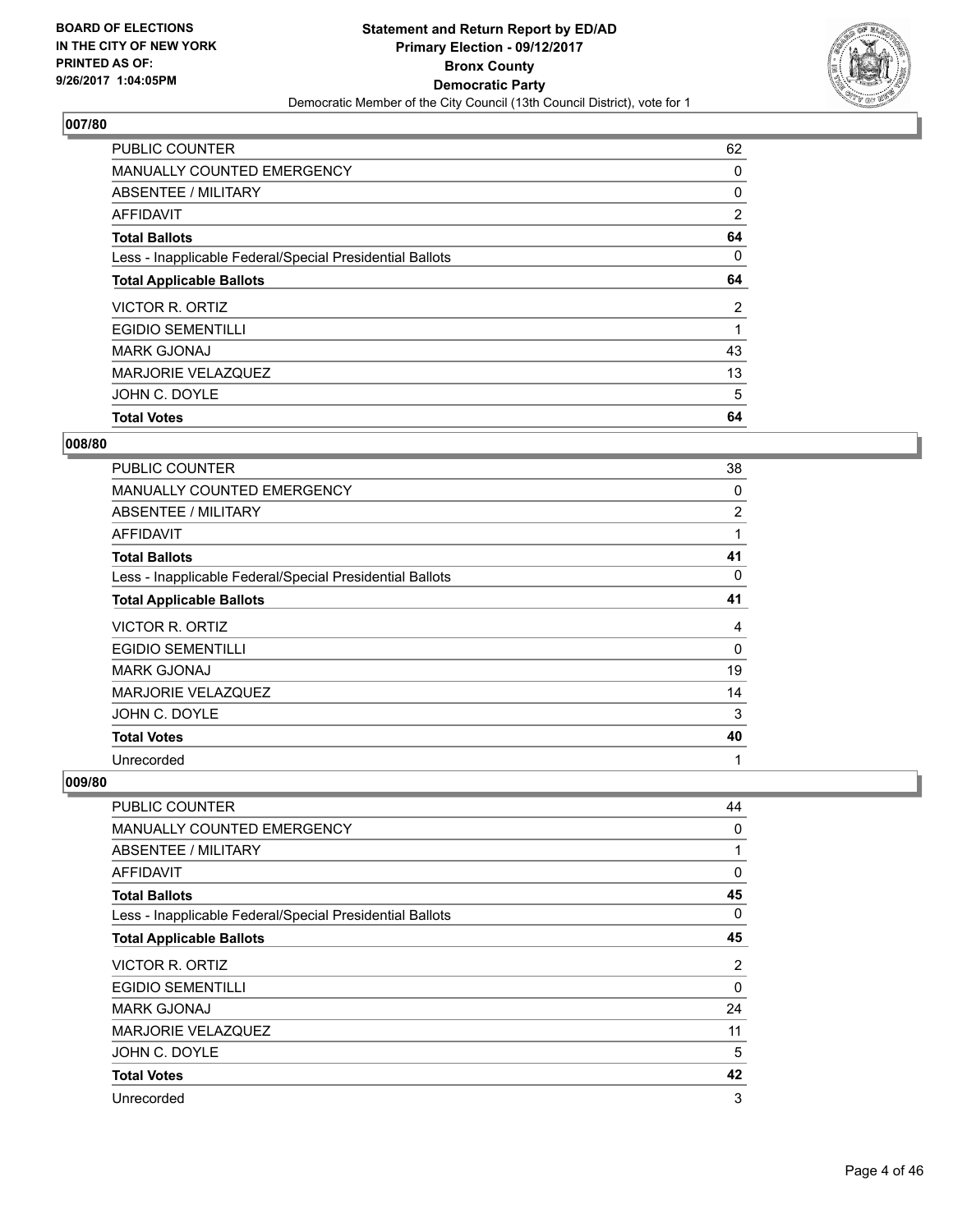**BOARD OF ELECTIONS IN THE CITY OF NEW YORK PRINTED AS OF: 9/26/2017 1:04:05PM**

**Statement and Return Report by ED/AD Primary Election - 09/12/2017 Bronx County Democratic Party**

Democratic Member of the City Council (13th Council District), vote for 1

## 007/80

| | |
|---|---|
| PUBLIC COUNTER | 62 |
| MANUALLY COUNTED EMERGENCY | 0 |
| ABSENTEE / MILITARY | 0 |
| AFFIDAVIT | 2 |
| **Total Ballots** | **64** |
| Less - Inapplicable Federal/Special Presidential Ballots | 0 |
| **Total Applicable Ballots** | **64** |
| VICTOR R. ORTIZ | 2 |
| EGIDIO SEMENTILLI | 1 |
| MARK GJONAJ | 43 |
| MARJORIE VELAZQUEZ | 13 |
| JOHN C. DOYLE | 5 |
| **Total Votes** | **64** |

## 008/80

| | |
|---|---|
| PUBLIC COUNTER | 38 |
| MANUALLY COUNTED EMERGENCY | 0 |
| ABSENTEE / MILITARY | 2 |
| AFFIDAVIT | 1 |
| **Total Ballots** | **41** |
| Less - Inapplicable Federal/Special Presidential Ballots | 0 |
| **Total Applicable Ballots** | **41** |
| VICTOR R. ORTIZ | 4 |
| EGIDIO SEMENTILLI | 0 |
| MARK GJONAJ | 19 |
| MARJORIE VELAZQUEZ | 14 |
| JOHN C. DOYLE | 3 |
| **Total Votes** | **40** |
| Unrecorded | 1 |

## 009/80

| | |
|---|---|
| PUBLIC COUNTER | 44 |
| MANUALLY COUNTED EMERGENCY | 0 |
| ABSENTEE / MILITARY | 1 |
| AFFIDAVIT | 0 |
| **Total Ballots** | **45** |
| Less - Inapplicable Federal/Special Presidential Ballots | 0 |
| **Total Applicable Ballots** | **45** |
| VICTOR R. ORTIZ | 2 |
| EGIDIO SEMENTILLI | 0 |
| MARK GJONAJ | 24 |
| MARJORIE VELAZQUEZ | 11 |
| JOHN C. DOYLE | 5 |
| **Total Votes** | **42** |
| Unrecorded | 3 |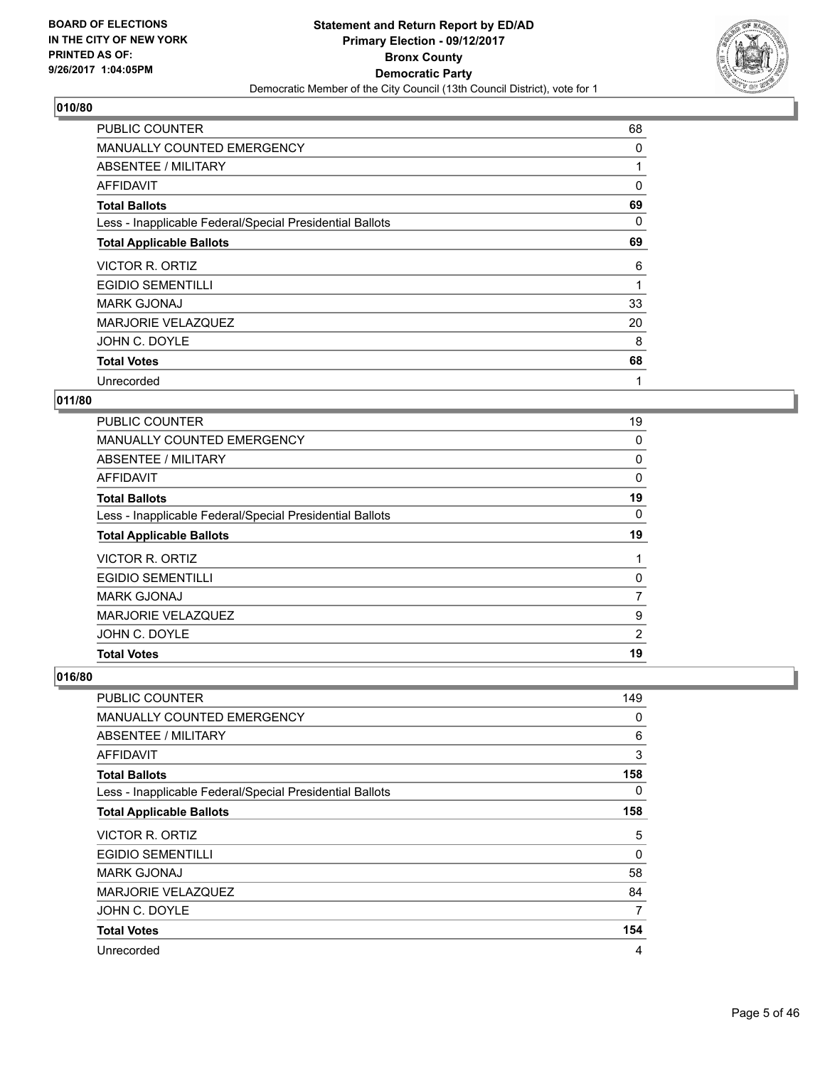**BOARD OF ELECTIONS IN THE CITY OF NEW YORK PRINTED AS OF: 9/26/2017 1:04:05PM**

**Statement and Return Report by ED/AD Primary Election - 09/12/2017 Bronx County Democratic Party**

Democratic Member of the City Council (13th Council District), vote for 1

## 010/80

| | |
|---|---|
| PUBLIC COUNTER | 68 |
| MANUALLY COUNTED EMERGENCY | 0 |
| ABSENTEE / MILITARY | 1 |
| AFFIDAVIT | 0 |
| **Total Ballots** | **69** |
| Less - Inapplicable Federal/Special Presidential Ballots | 0 |
| **Total Applicable Ballots** | **69** |
| VICTOR R. ORTIZ | 6 |
| EGIDIO SEMENTILLI | 1 |
| MARK GJONAJ | 33 |
| MARJORIE VELAZQUEZ | 20 |
| JOHN C. DOYLE | 8 |
| **Total Votes** | **68** |
| Unrecorded | 1 |

## 011/80

| | |
|---|---|
| PUBLIC COUNTER | 19 |
| MANUALLY COUNTED EMERGENCY | 0 |
| ABSENTEE / MILITARY | 0 |
| AFFIDAVIT | 0 |
| **Total Ballots** | **19** |
| Less - Inapplicable Federal/Special Presidential Ballots | 0 |
| **Total Applicable Ballots** | **19** |
| VICTOR R. ORTIZ | 1 |
| EGIDIO SEMENTILLI | 0 |
| MARK GJONAJ | 7 |
| MARJORIE VELAZQUEZ | 9 |
| JOHN C. DOYLE | 2 |
| **Total Votes** | **19** |

## 016/80

| | |
|---|---|
| PUBLIC COUNTER | 149 |
| MANUALLY COUNTED EMERGENCY | 0 |
| ABSENTEE / MILITARY | 6 |
| AFFIDAVIT | 3 |
| **Total Ballots** | **158** |
| Less - Inapplicable Federal/Special Presidential Ballots | 0 |
| **Total Applicable Ballots** | **158** |
| VICTOR R. ORTIZ | 5 |
| EGIDIO SEMENTILLI | 0 |
| MARK GJONAJ | 58 |
| MARJORIE VELAZQUEZ | 84 |
| JOHN C. DOYLE | 7 |
| **Total Votes** | **154** |
| Unrecorded | 4 |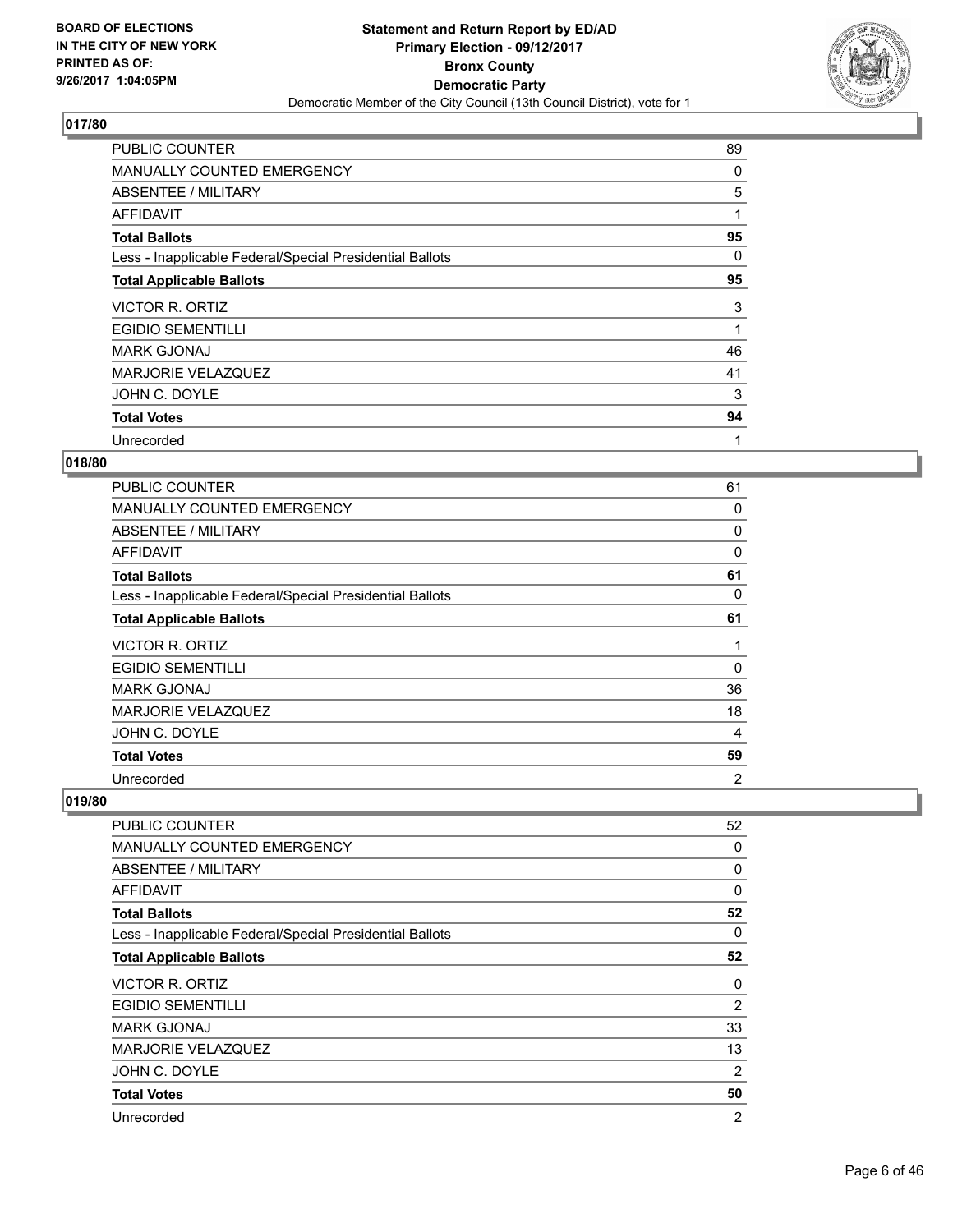## 017/80

| | |
|---|---|
| PUBLIC COUNTER | 89 |
| MANUALLY COUNTED EMERGENCY | 0 |
| ABSENTEE / MILITARY | 5 |
| AFFIDAVIT | 1 |
| **Total Ballots** | **95** |
| Less - Inapplicable Federal/Special Presidential Ballots | 0 |
| **Total Applicable Ballots** | **95** |
| VICTOR R. ORTIZ | 3 |
| EGIDIO SEMENTILLI | 1 |
| MARK GJONAJ | 46 |
| MARJORIE VELAZQUEZ | 41 |
| JOHN C. DOYLE | 3 |
| **Total Votes** | **94** |
| Unrecorded | 1 |

## 018/80

| | |
|---|---|
| PUBLIC COUNTER | 61 |
| MANUALLY COUNTED EMERGENCY | 0 |
| ABSENTEE / MILITARY | 0 |
| AFFIDAVIT | 0 |
| **Total Ballots** | **61** |
| Less - Inapplicable Federal/Special Presidential Ballots | 0 |
| **Total Applicable Ballots** | **61** |
| VICTOR R. ORTIZ | 1 |
| EGIDIO SEMENTILLI | 0 |
| MARK GJONAJ | 36 |
| MARJORIE VELAZQUEZ | 18 |
| JOHN C. DOYLE | 4 |
| **Total Votes** | **59** |
| Unrecorded | 2 |

## 019/80

| | |
|---|---|
| PUBLIC COUNTER | 52 |
| MANUALLY COUNTED EMERGENCY | 0 |
| ABSENTEE / MILITARY | 0 |
| AFFIDAVIT | 0 |
| **Total Ballots** | **52** |
| Less - Inapplicable Federal/Special Presidential Ballots | 0 |
| **Total Applicable Ballots** | **52** |
| VICTOR R. ORTIZ | 0 |
| EGIDIO SEMENTILLI | 2 |
| MARK GJONAJ | 33 |
| MARJORIE VELAZQUEZ | 13 |
| JOHN C. DOYLE | 2 |
| **Total Votes** | **50** |
| Unrecorded | 2 |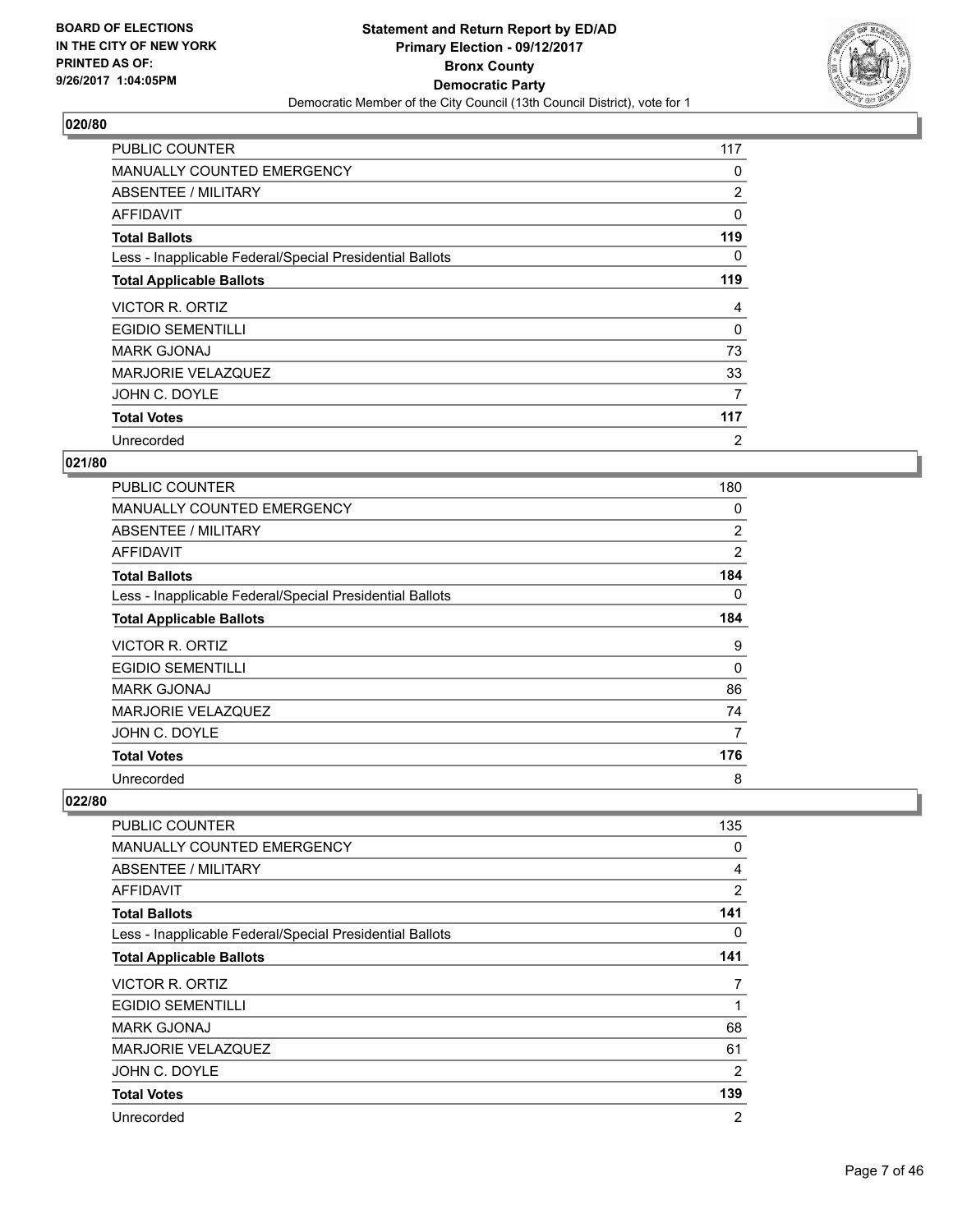## 020/80

| | |
|---|---|
| PUBLIC COUNTER | 117 |
| MANUALLY COUNTED EMERGENCY | 0 |
| ABSENTEE / MILITARY | 2 |
| AFFIDAVIT | 0 |
| **Total Ballots** | **119** |
| Less - Inapplicable Federal/Special Presidential Ballots | 0 |
| **Total Applicable Ballots** | **119** |
| VICTOR R. ORTIZ | 4 |
| EGIDIO SEMENTILLI | 0 |
| MARK GJONAJ | 73 |
| MARJORIE VELAZQUEZ | 33 |
| JOHN C. DOYLE | 7 |
| **Total Votes** | **117** |
| Unrecorded | 2 |

## 021/80

| | |
|---|---|
| PUBLIC COUNTER | 180 |
| MANUALLY COUNTED EMERGENCY | 0 |
| ABSENTEE / MILITARY | 2 |
| AFFIDAVIT | 2 |
| **Total Ballots** | **184** |
| Less - Inapplicable Federal/Special Presidential Ballots | 0 |
| **Total Applicable Ballots** | **184** |
| VICTOR R. ORTIZ | 9 |
| EGIDIO SEMENTILLI | 0 |
| MARK GJONAJ | 86 |
| MARJORIE VELAZQUEZ | 74 |
| JOHN C. DOYLE | 7 |
| **Total Votes** | **176** |
| Unrecorded | 8 |

## 022/80

| | |
|---|---|
| PUBLIC COUNTER | 135 |
| MANUALLY COUNTED EMERGENCY | 0 |
| ABSENTEE / MILITARY | 4 |
| AFFIDAVIT | 2 |
| **Total Ballots** | **141** |
| Less - Inapplicable Federal/Special Presidential Ballots | 0 |
| **Total Applicable Ballots** | **141** |
| VICTOR R. ORTIZ | 7 |
| EGIDIO SEMENTILLI | 1 |
| MARK GJONAJ | 68 |
| MARJORIE VELAZQUEZ | 61 |
| JOHN C. DOYLE | 2 |
| **Total Votes** | **139** |
| Unrecorded | 2 |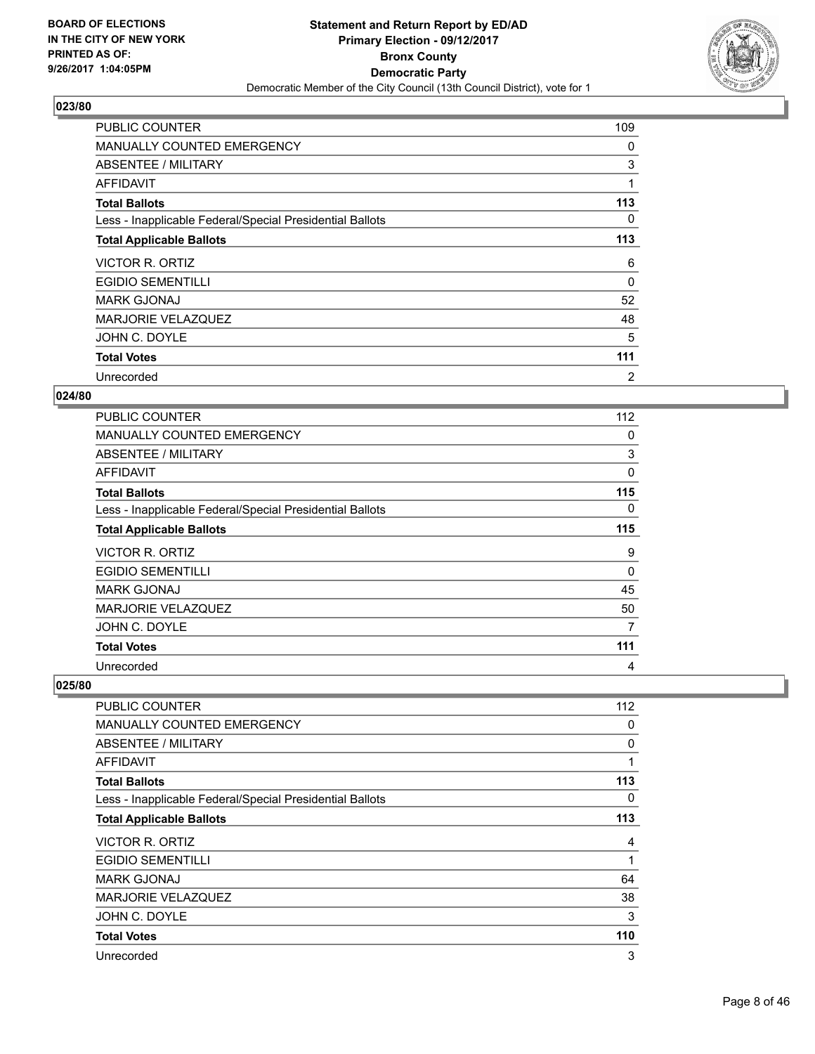## 023/80

| | |
|---|---|
| PUBLIC COUNTER | 109 |
| MANUALLY COUNTED EMERGENCY | 0 |
| ABSENTEE / MILITARY | 3 |
| AFFIDAVIT | 1 |
| **Total Ballots** | **113** |
| Less - Inapplicable Federal/Special Presidential Ballots | 0 |
| **Total Applicable Ballots** | **113** |
| VICTOR R. ORTIZ | 6 |
| EGIDIO SEMENTILLI | 0 |
| MARK GJONAJ | 52 |
| MARJORIE VELAZQUEZ | 48 |
| JOHN C. DOYLE | 5 |
| **Total Votes** | **111** |
| Unrecorded | 2 |

## 024/80

| | |
|---|---|
| PUBLIC COUNTER | 112 |
| MANUALLY COUNTED EMERGENCY | 0 |
| ABSENTEE / MILITARY | 3 |
| AFFIDAVIT | 0 |
| **Total Ballots** | **115** |
| Less - Inapplicable Federal/Special Presidential Ballots | 0 |
| **Total Applicable Ballots** | **115** |
| VICTOR R. ORTIZ | 9 |
| EGIDIO SEMENTILLI | 0 |
| MARK GJONAJ | 45 |
| MARJORIE VELAZQUEZ | 50 |
| JOHN C. DOYLE | 7 |
| **Total Votes** | **111** |
| Unrecorded | 4 |

## 025/80

| | |
|---|---|
| PUBLIC COUNTER | 112 |
| MANUALLY COUNTED EMERGENCY | 0 |
| ABSENTEE / MILITARY | 0 |
| AFFIDAVIT | 1 |
| **Total Ballots** | **113** |
| Less - Inapplicable Federal/Special Presidential Ballots | 0 |
| **Total Applicable Ballots** | **113** |
| VICTOR R. ORTIZ | 4 |
| EGIDIO SEMENTILLI | 1 |
| MARK GJONAJ | 64 |
| MARJORIE VELAZQUEZ | 38 |
| JOHN C. DOYLE | 3 |
| **Total Votes** | **110** |
| Unrecorded | 3 |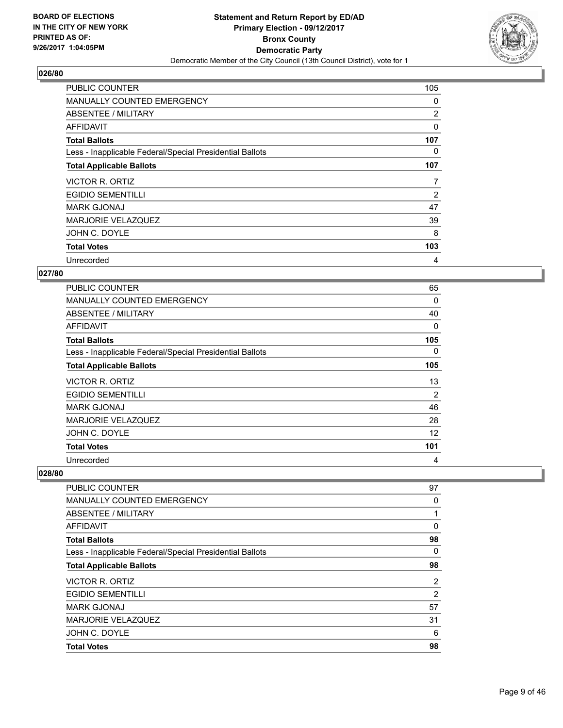## 026/80

| | |
|---|---|
| PUBLIC COUNTER | 105 |
| MANUALLY COUNTED EMERGENCY | 0 |
| ABSENTEE / MILITARY | 2 |
| AFFIDAVIT | 0 |
| **Total Ballots** | **107** |
| Less - Inapplicable Federal/Special Presidential Ballots | 0 |
| **Total Applicable Ballots** | **107** |
| VICTOR R. ORTIZ | 7 |
| EGIDIO SEMENTILLI | 2 |
| MARK GJONAJ | 47 |
| MARJORIE VELAZQUEZ | 39 |
| JOHN C. DOYLE | 8 |
| **Total Votes** | **103** |
| Unrecorded | 4 |

## 027/80

| | |
|---|---|
| PUBLIC COUNTER | 65 |
| MANUALLY COUNTED EMERGENCY | 0 |
| ABSENTEE / MILITARY | 40 |
| AFFIDAVIT | 0 |
| **Total Ballots** | **105** |
| Less - Inapplicable Federal/Special Presidential Ballots | 0 |
| **Total Applicable Ballots** | **105** |
| VICTOR R. ORTIZ | 13 |
| EGIDIO SEMENTILLI | 2 |
| MARK GJONAJ | 46 |
| MARJORIE VELAZQUEZ | 28 |
| JOHN C. DOYLE | 12 |
| **Total Votes** | **101** |
| Unrecorded | 4 |

## 028/80

| | |
|---|---|
| PUBLIC COUNTER | 97 |
| MANUALLY COUNTED EMERGENCY | 0 |
| ABSENTEE / MILITARY | 1 |
| AFFIDAVIT | 0 |
| **Total Ballots** | **98** |
| Less - Inapplicable Federal/Special Presidential Ballots | 0 |
| **Total Applicable Ballots** | **98** |
| VICTOR R. ORTIZ | 2 |
| EGIDIO SEMENTILLI | 2 |
| MARK GJONAJ | 57 |
| MARJORIE VELAZQUEZ | 31 |
| JOHN C. DOYLE | 6 |
| **Total Votes** | **98** |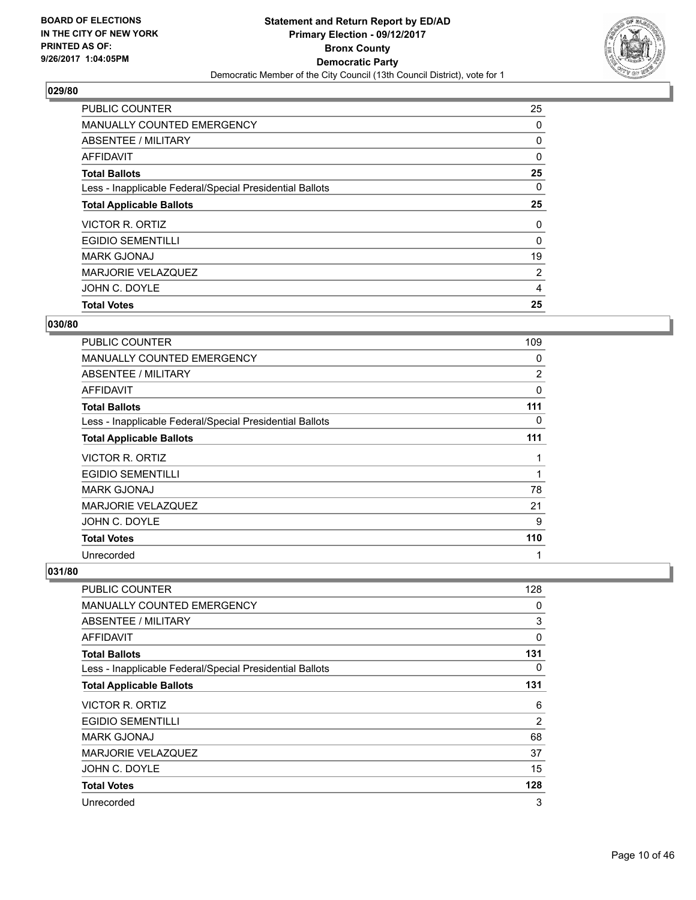## 029/80

| | |
|---|---|
| PUBLIC COUNTER | 25 |
| MANUALLY COUNTED EMERGENCY | 0 |
| ABSENTEE / MILITARY | 0 |
| AFFIDAVIT | 0 |
| **Total Ballots** | **25** |
| Less - Inapplicable Federal/Special Presidential Ballots | 0 |
| **Total Applicable Ballots** | **25** |
| VICTOR R. ORTIZ | 0 |
| EGIDIO SEMENTILLI | 0 |
| MARK GJONAJ | 19 |
| MARJORIE VELAZQUEZ | 2 |
| JOHN C. DOYLE | 4 |
| **Total Votes** | **25** |

## 030/80

| | |
|---|---|
| PUBLIC COUNTER | 109 |
| MANUALLY COUNTED EMERGENCY | 0 |
| ABSENTEE / MILITARY | 2 |
| AFFIDAVIT | 0 |
| **Total Ballots** | **111** |
| Less - Inapplicable Federal/Special Presidential Ballots | 0 |
| **Total Applicable Ballots** | **111** |
| VICTOR R. ORTIZ | 1 |
| EGIDIO SEMENTILLI | 1 |
| MARK GJONAJ | 78 |
| MARJORIE VELAZQUEZ | 21 |
| JOHN C. DOYLE | 9 |
| **Total Votes** | **110** |
| Unrecorded | 1 |

## 031/80

| | |
|---|---|
| PUBLIC COUNTER | 128 |
| MANUALLY COUNTED EMERGENCY | 0 |
| ABSENTEE / MILITARY | 3 |
| AFFIDAVIT | 0 |
| **Total Ballots** | **131** |
| Less - Inapplicable Federal/Special Presidential Ballots | 0 |
| **Total Applicable Ballots** | **131** |
| VICTOR R. ORTIZ | 6 |
| EGIDIO SEMENTILLI | 2 |
| MARK GJONAJ | 68 |
| MARJORIE VELAZQUEZ | 37 |
| JOHN C. DOYLE | 15 |
| **Total Votes** | **128** |
| Unrecorded | 3 |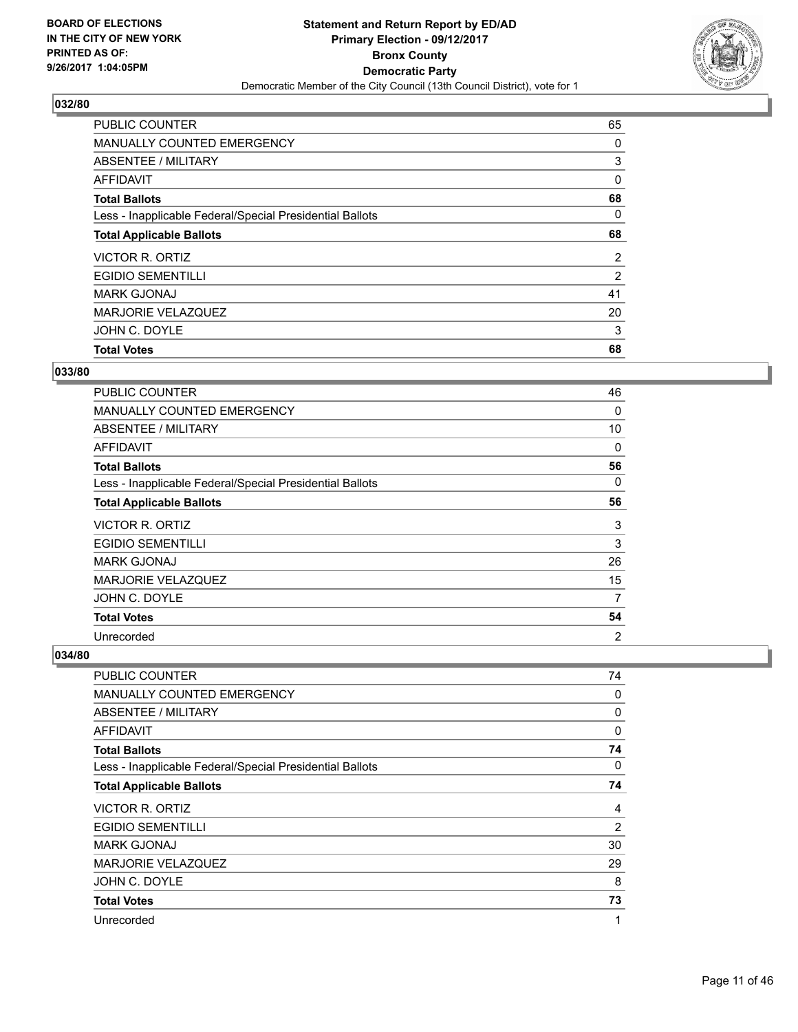BOARD OF ELECTIONS
IN THE CITY OF NEW YORK
PRINTED AS OF:
9/26/2017 1:04:05PM

**Statement and Return Report by ED/AD**
**Primary Election - 09/12/2017**
**Bronx County**
**Democratic Party**
Democratic Member of the City Council (13th Council District), vote for 1

## 032/80

| | |
|---|---|
| PUBLIC COUNTER | 65 |
| MANUALLY COUNTED EMERGENCY | 0 |
| ABSENTEE / MILITARY | 3 |
| AFFIDAVIT | 0 |
| **Total Ballots** | **68** |
| Less - Inapplicable Federal/Special Presidential Ballots | 0 |
| **Total Applicable Ballots** | **68** |
| VICTOR R. ORTIZ | 2 |
| EGIDIO SEMENTILLI | 2 |
| MARK GJONAJ | 41 |
| MARJORIE VELAZQUEZ | 20 |
| JOHN C. DOYLE | 3 |
| **Total Votes** | **68** |

## 033/80

| | |
|---|---|
| PUBLIC COUNTER | 46 |
| MANUALLY COUNTED EMERGENCY | 0 |
| ABSENTEE / MILITARY | 10 |
| AFFIDAVIT | 0 |
| **Total Ballots** | **56** |
| Less - Inapplicable Federal/Special Presidential Ballots | 0 |
| **Total Applicable Ballots** | **56** |
| VICTOR R. ORTIZ | 3 |
| EGIDIO SEMENTILLI | 3 |
| MARK GJONAJ | 26 |
| MARJORIE VELAZQUEZ | 15 |
| JOHN C. DOYLE | 7 |
| **Total Votes** | **54** |
| Unrecorded | 2 |

## 034/80

| | |
|---|---|
| PUBLIC COUNTER | 74 |
| MANUALLY COUNTED EMERGENCY | 0 |
| ABSENTEE / MILITARY | 0 |
| AFFIDAVIT | 0 |
| **Total Ballots** | **74** |
| Less - Inapplicable Federal/Special Presidential Ballots | 0 |
| **Total Applicable Ballots** | **74** |
| VICTOR R. ORTIZ | 4 |
| EGIDIO SEMENTILLI | 2 |
| MARK GJONAJ | 30 |
| MARJORIE VELAZQUEZ | 29 |
| JOHN C. DOYLE | 8 |
| **Total Votes** | **73** |
| Unrecorded | 1 |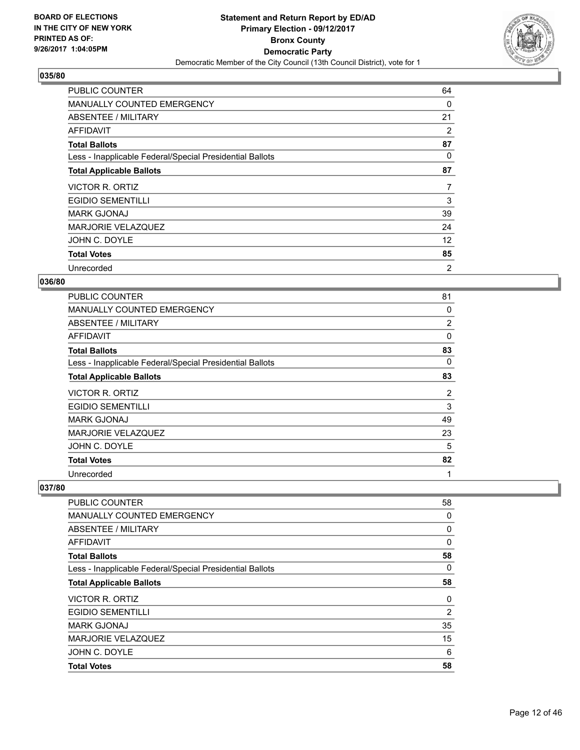**BOARD OF ELECTIONS IN THE CITY OF NEW YORK PRINTED AS OF: 9/26/2017 1:04:05PM**

# Statement and Return Report by ED/AD
## Primary Election - 09/12/2017
## Bronx County
## Democratic Party
### Democratic Member of the City Council (13th Council District), vote for 1

### 035/80

| | |
|---|---|
| PUBLIC COUNTER | 64 |
| MANUALLY COUNTED EMERGENCY | 0 |
| ABSENTEE / MILITARY | 21 |
| AFFIDAVIT | 2 |
| **Total Ballots** | **87** |
| Less - Inapplicable Federal/Special Presidential Ballots | 0 |
| **Total Applicable Ballots** | **87** |
| VICTOR R. ORTIZ | 7 |
| EGIDIO SEMENTILLI | 3 |
| MARK GJONAJ | 39 |
| MARJORIE VELAZQUEZ | 24 |
| JOHN C. DOYLE | 12 |
| **Total Votes** | **85** |
| Unrecorded | 2 |

### 036/80

| | |
|---|---|
| PUBLIC COUNTER | 81 |
| MANUALLY COUNTED EMERGENCY | 0 |
| ABSENTEE / MILITARY | 2 |
| AFFIDAVIT | 0 |
| **Total Ballots** | **83** |
| Less - Inapplicable Federal/Special Presidential Ballots | 0 |
| **Total Applicable Ballots** | **83** |
| VICTOR R. ORTIZ | 2 |
| EGIDIO SEMENTILLI | 3 |
| MARK GJONAJ | 49 |
| MARJORIE VELAZQUEZ | 23 |
| JOHN C. DOYLE | 5 |
| **Total Votes** | **82** |
| Unrecorded | 1 |

### 037/80

| | |
|---|---|
| PUBLIC COUNTER | 58 |
| MANUALLY COUNTED EMERGENCY | 0 |
| ABSENTEE / MILITARY | 0 |
| AFFIDAVIT | 0 |
| **Total Ballots** | **58** |
| Less - Inapplicable Federal/Special Presidential Ballots | 0 |
| **Total Applicable Ballots** | **58** |
| VICTOR R. ORTIZ | 0 |
| EGIDIO SEMENTILLI | 2 |
| MARK GJONAJ | 35 |
| MARJORIE VELAZQUEZ | 15 |
| JOHN C. DOYLE | 6 |
| **Total Votes** | **58** |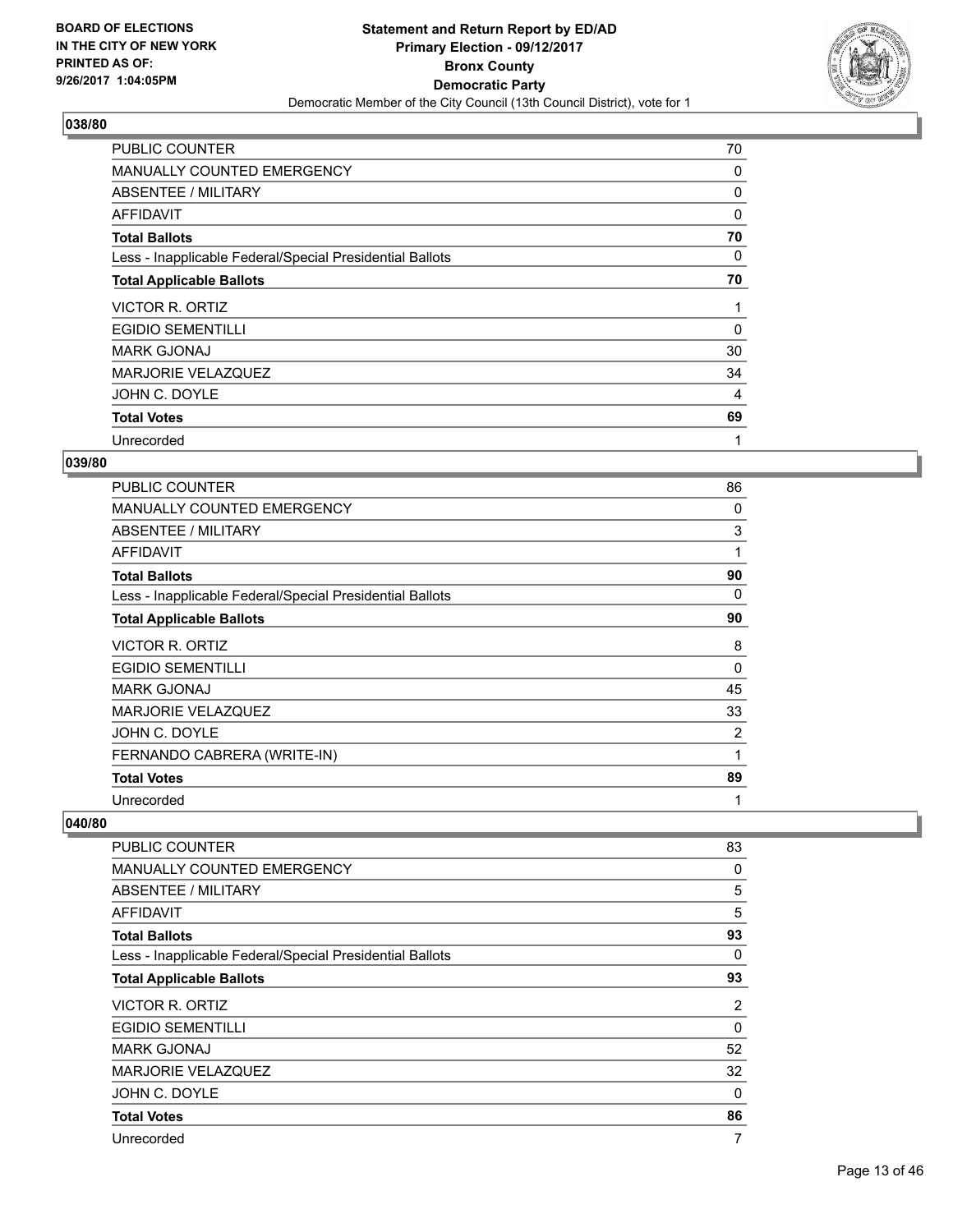## 038/80

| | |
|---|---|
| PUBLIC COUNTER | 70 |
| MANUALLY COUNTED EMERGENCY | 0 |
| ABSENTEE / MILITARY | 0 |
| AFFIDAVIT | 0 |
| **Total Ballots** | **70** |
| Less - Inapplicable Federal/Special Presidential Ballots | 0 |
| **Total Applicable Ballots** | **70** |
| VICTOR R. ORTIZ | 1 |
| EGIDIO SEMENTILLI | 0 |
| MARK GJONAJ | 30 |
| MARJORIE VELAZQUEZ | 34 |
| JOHN C. DOYLE | 4 |
| **Total Votes** | **69** |
| Unrecorded | 1 |

## 039/80

| | |
|---|---|
| PUBLIC COUNTER | 86 |
| MANUALLY COUNTED EMERGENCY | 0 |
| ABSENTEE / MILITARY | 3 |
| AFFIDAVIT | 1 |
| **Total Ballots** | **90** |
| Less - Inapplicable Federal/Special Presidential Ballots | 0 |
| **Total Applicable Ballots** | **90** |
| VICTOR R. ORTIZ | 8 |
| EGIDIO SEMENTILLI | 0 |
| MARK GJONAJ | 45 |
| MARJORIE VELAZQUEZ | 33 |
| JOHN C. DOYLE | 2 |
| FERNANDO CABRERA (WRITE-IN) | 1 |
| **Total Votes** | **89** |
| Unrecorded | 1 |

## 040/80

| | |
|---|---|
| PUBLIC COUNTER | 83 |
| MANUALLY COUNTED EMERGENCY | 0 |
| ABSENTEE / MILITARY | 5 |
| AFFIDAVIT | 5 |
| **Total Ballots** | **93** |
| Less - Inapplicable Federal/Special Presidential Ballots | 0 |
| **Total Applicable Ballots** | **93** |
| VICTOR R. ORTIZ | 2 |
| EGIDIO SEMENTILLI | 0 |
| MARK GJONAJ | 52 |
| MARJORIE VELAZQUEZ | 32 |
| JOHN C. DOYLE | 0 |
| **Total Votes** | **86** |
| Unrecorded | 7 |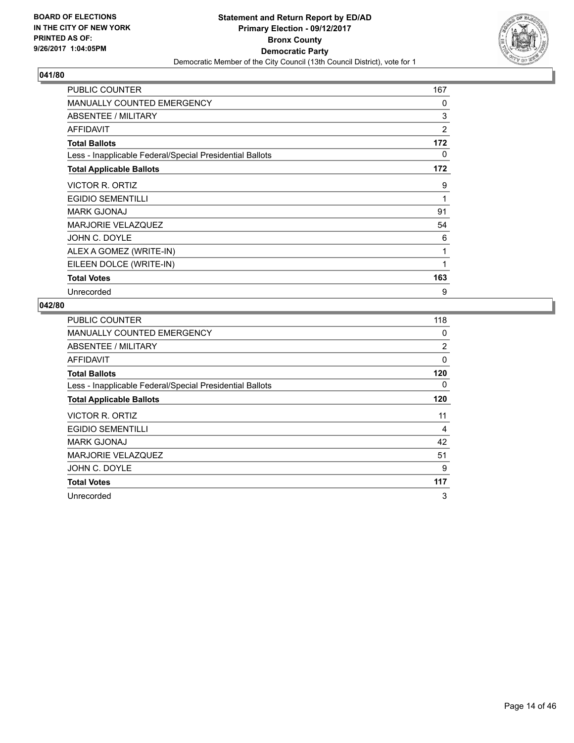**BOARD OF ELECTIONS IN THE CITY OF NEW YORK PRINTED AS OF: 9/26/2017 1:04:05PM**

**Statement and Return Report by ED/AD**
**Primary Election - 09/12/2017**
**Bronx County**
**Democratic Party**
Democratic Member of the City Council (13th Council District), vote for 1

## 041/80

| | |
|---|---|
| PUBLIC COUNTER | 167 |
| MANUALLY COUNTED EMERGENCY | 0 |
| ABSENTEE / MILITARY | 3 |
| AFFIDAVIT | 2 |
| **Total Ballots** | **172** |
| Less - Inapplicable Federal/Special Presidential Ballots | 0 |
| **Total Applicable Ballots** | **172** |
| VICTOR R. ORTIZ | 9 |
| EGIDIO SEMENTILLI | 1 |
| MARK GJONAJ | 91 |
| MARJORIE VELAZQUEZ | 54 |
| JOHN C. DOYLE | 6 |
| ALEX A GOMEZ (WRITE-IN) | 1 |
| EILEEN DOLCE (WRITE-IN) | 1 |
| **Total Votes** | **163** |
| Unrecorded | 9 |

## 042/80

| | |
|---|---|
| PUBLIC COUNTER | 118 |
| MANUALLY COUNTED EMERGENCY | 0 |
| ABSENTEE / MILITARY | 2 |
| AFFIDAVIT | 0 |
| **Total Ballots** | **120** |
| Less - Inapplicable Federal/Special Presidential Ballots | 0 |
| **Total Applicable Ballots** | **120** |
| VICTOR R. ORTIZ | 11 |
| EGIDIO SEMENTILLI | 4 |
| MARK GJONAJ | 42 |
| MARJORIE VELAZQUEZ | 51 |
| JOHN C. DOYLE | 9 |
| **Total Votes** | **117** |
| Unrecorded | 3 |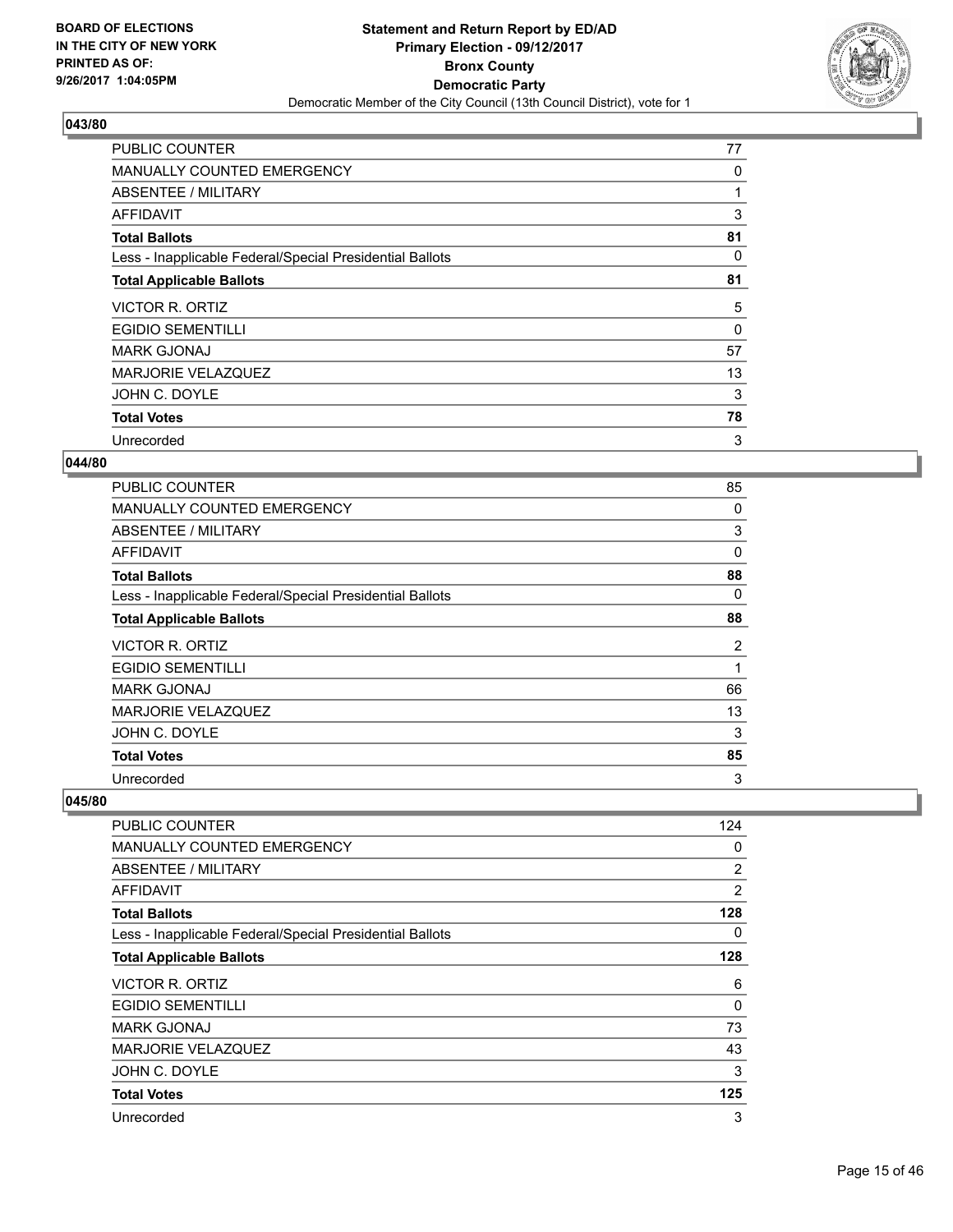### 043/80

| | |
|---|---|
| PUBLIC COUNTER | 77 |
| MANUALLY COUNTED EMERGENCY | 0 |
| ABSENTEE / MILITARY | 1 |
| AFFIDAVIT | 3 |
| **Total Ballots** | **81** |
| Less - Inapplicable Federal/Special Presidential Ballots | 0 |
| **Total Applicable Ballots** | **81** |
| VICTOR R. ORTIZ | 5 |
| EGIDIO SEMENTILLI | 0 |
| MARK GJONAJ | 57 |
| MARJORIE VELAZQUEZ | 13 |
| JOHN C. DOYLE | 3 |
| **Total Votes** | **78** |
| Unrecorded | 3 |

### 044/80

| | |
|---|---|
| PUBLIC COUNTER | 85 |
| MANUALLY COUNTED EMERGENCY | 0 |
| ABSENTEE / MILITARY | 3 |
| AFFIDAVIT | 0 |
| **Total Ballots** | **88** |
| Less - Inapplicable Federal/Special Presidential Ballots | 0 |
| **Total Applicable Ballots** | **88** |
| VICTOR R. ORTIZ | 2 |
| EGIDIO SEMENTILLI | 1 |
| MARK GJONAJ | 66 |
| MARJORIE VELAZQUEZ | 13 |
| JOHN C. DOYLE | 3 |
| **Total Votes** | **85** |
| Unrecorded | 3 |

### 045/80

| | |
|---|---|
| PUBLIC COUNTER | 124 |
| MANUALLY COUNTED EMERGENCY | 0 |
| ABSENTEE / MILITARY | 2 |
| AFFIDAVIT | 2 |
| **Total Ballots** | **128** |
| Less - Inapplicable Federal/Special Presidential Ballots | 0 |
| **Total Applicable Ballots** | **128** |
| VICTOR R. ORTIZ | 6 |
| EGIDIO SEMENTILLI | 0 |
| MARK GJONAJ | 73 |
| MARJORIE VELAZQUEZ | 43 |
| JOHN C. DOYLE | 3 |
| **Total Votes** | **125** |
| Unrecorded | 3 |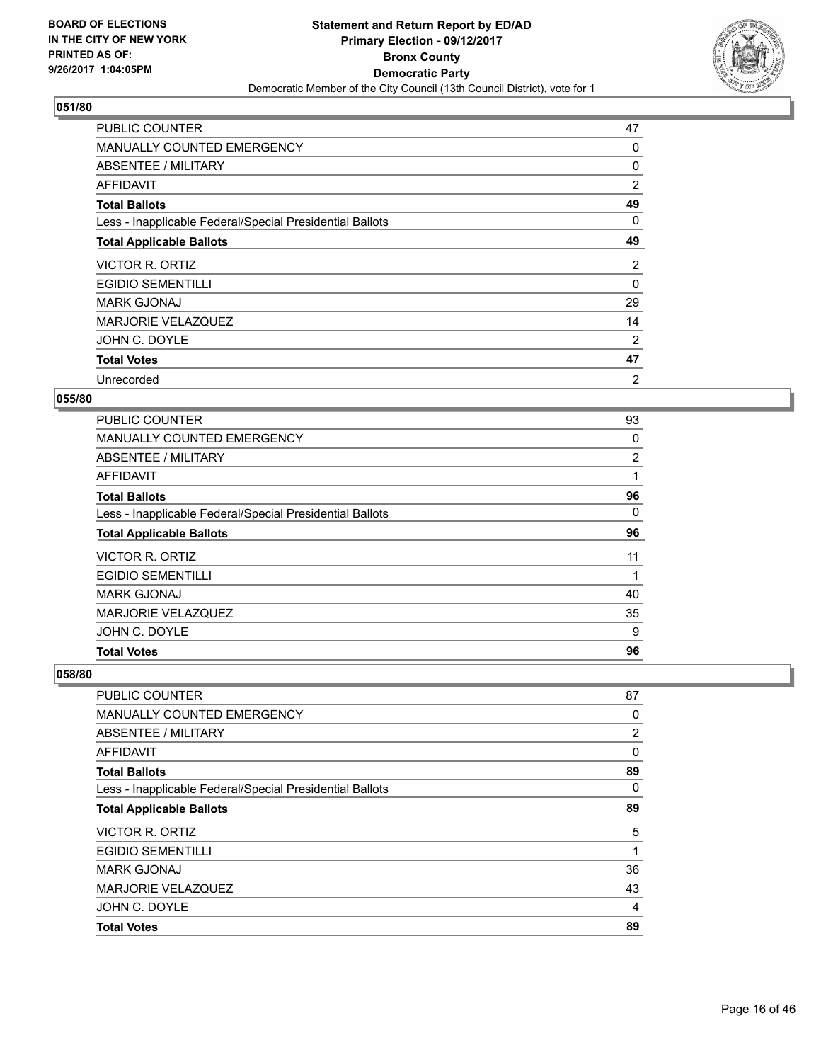**BOARD OF ELECTIONS IN THE CITY OF NEW YORK PRINTED AS OF: 9/26/2017 1:04:05PM**

**Statement and Return Report by ED/AD**
**Primary Election - 09/12/2017**
**Bronx County**
**Democratic Party**
Democratic Member of the City Council (13th Council District), vote for 1

### 051/80

| | |
|---|---|
| PUBLIC COUNTER | 47 |
| MANUALLY COUNTED EMERGENCY | 0 |
| ABSENTEE / MILITARY | 0 |
| AFFIDAVIT | 2 |
| **Total Ballots** | **49** |
| Less - Inapplicable Federal/Special Presidential Ballots | 0 |
| **Total Applicable Ballots** | **49** |
| VICTOR R. ORTIZ | 2 |
| EGIDIO SEMENTILLI | 0 |
| MARK GJONAJ | 29 |
| MARJORIE VELAZQUEZ | 14 |
| JOHN C. DOYLE | 2 |
| **Total Votes** | **47** |
| Unrecorded | 2 |

### 055/80

| | |
|---|---|
| PUBLIC COUNTER | 93 |
| MANUALLY COUNTED EMERGENCY | 0 |
| ABSENTEE / MILITARY | 2 |
| AFFIDAVIT | 1 |
| **Total Ballots** | **96** |
| Less - Inapplicable Federal/Special Presidential Ballots | 0 |
| **Total Applicable Ballots** | **96** |
| VICTOR R. ORTIZ | 11 |
| EGIDIO SEMENTILLI | 1 |
| MARK GJONAJ | 40 |
| MARJORIE VELAZQUEZ | 35 |
| JOHN C. DOYLE | 9 |
| **Total Votes** | **96** |

### 058/80

| | |
|---|---|
| PUBLIC COUNTER | 87 |
| MANUALLY COUNTED EMERGENCY | 0 |
| ABSENTEE / MILITARY | 2 |
| AFFIDAVIT | 0 |
| **Total Ballots** | **89** |
| Less - Inapplicable Federal/Special Presidential Ballots | 0 |
| **Total Applicable Ballots** | **89** |
| VICTOR R. ORTIZ | 5 |
| EGIDIO SEMENTILLI | 1 |
| MARK GJONAJ | 36 |
| MARJORIE VELAZQUEZ | 43 |
| JOHN C. DOYLE | 4 |
| **Total Votes** | **89** |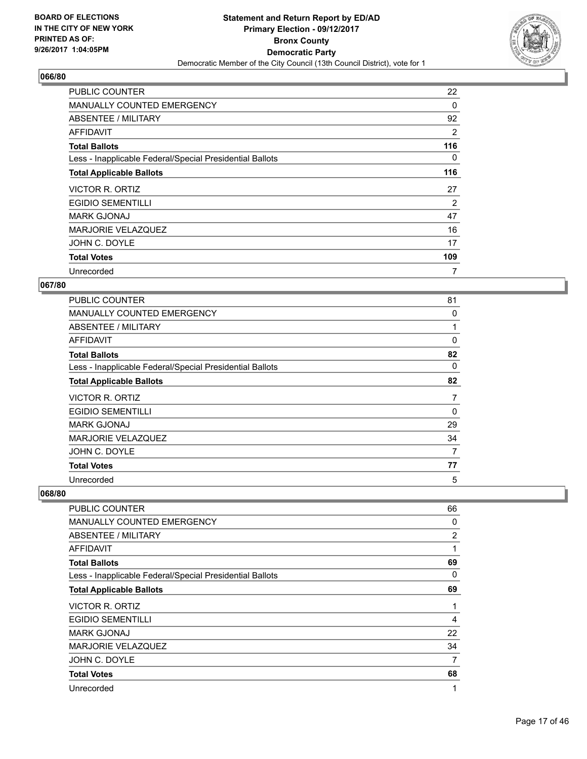**BOARD OF ELECTIONS IN THE CITY OF NEW YORK PRINTED AS OF: 9/26/2017 1:04:05PM**

**Statement and Return Report by ED/AD**
**Primary Election - 09/12/2017**
**Bronx County**
**Democratic Party**
Democratic Member of the City Council (13th Council District), vote for 1

## 066/80

| | |
|---|---|
| PUBLIC COUNTER | 22 |
| MANUALLY COUNTED EMERGENCY | 0 |
| ABSENTEE / MILITARY | 92 |
| AFFIDAVIT | 2 |
| **Total Ballots** | **116** |
| Less - Inapplicable Federal/Special Presidential Ballots | 0 |
| **Total Applicable Ballots** | **116** |
| VICTOR R. ORTIZ | 27 |
| EGIDIO SEMENTILLI | 2 |
| MARK GJONAJ | 47 |
| MARJORIE VELAZQUEZ | 16 |
| JOHN C. DOYLE | 17 |
| **Total Votes** | **109** |
| Unrecorded | 7 |

## 067/80

| | |
|---|---|
| PUBLIC COUNTER | 81 |
| MANUALLY COUNTED EMERGENCY | 0 |
| ABSENTEE / MILITARY | 1 |
| AFFIDAVIT | 0 |
| **Total Ballots** | **82** |
| Less - Inapplicable Federal/Special Presidential Ballots | 0 |
| **Total Applicable Ballots** | **82** |
| VICTOR R. ORTIZ | 7 |
| EGIDIO SEMENTILLI | 0 |
| MARK GJONAJ | 29 |
| MARJORIE VELAZQUEZ | 34 |
| JOHN C. DOYLE | 7 |
| **Total Votes** | **77** |
| Unrecorded | 5 |

## 068/80

| | |
|---|---|
| PUBLIC COUNTER | 66 |
| MANUALLY COUNTED EMERGENCY | 0 |
| ABSENTEE / MILITARY | 2 |
| AFFIDAVIT | 1 |
| **Total Ballots** | **69** |
| Less - Inapplicable Federal/Special Presidential Ballots | 0 |
| **Total Applicable Ballots** | **69** |
| VICTOR R. ORTIZ | 1 |
| EGIDIO SEMENTILLI | 4 |
| MARK GJONAJ | 22 |
| MARJORIE VELAZQUEZ | 34 |
| JOHN C. DOYLE | 7 |
| **Total Votes** | **68** |
| Unrecorded | 1 |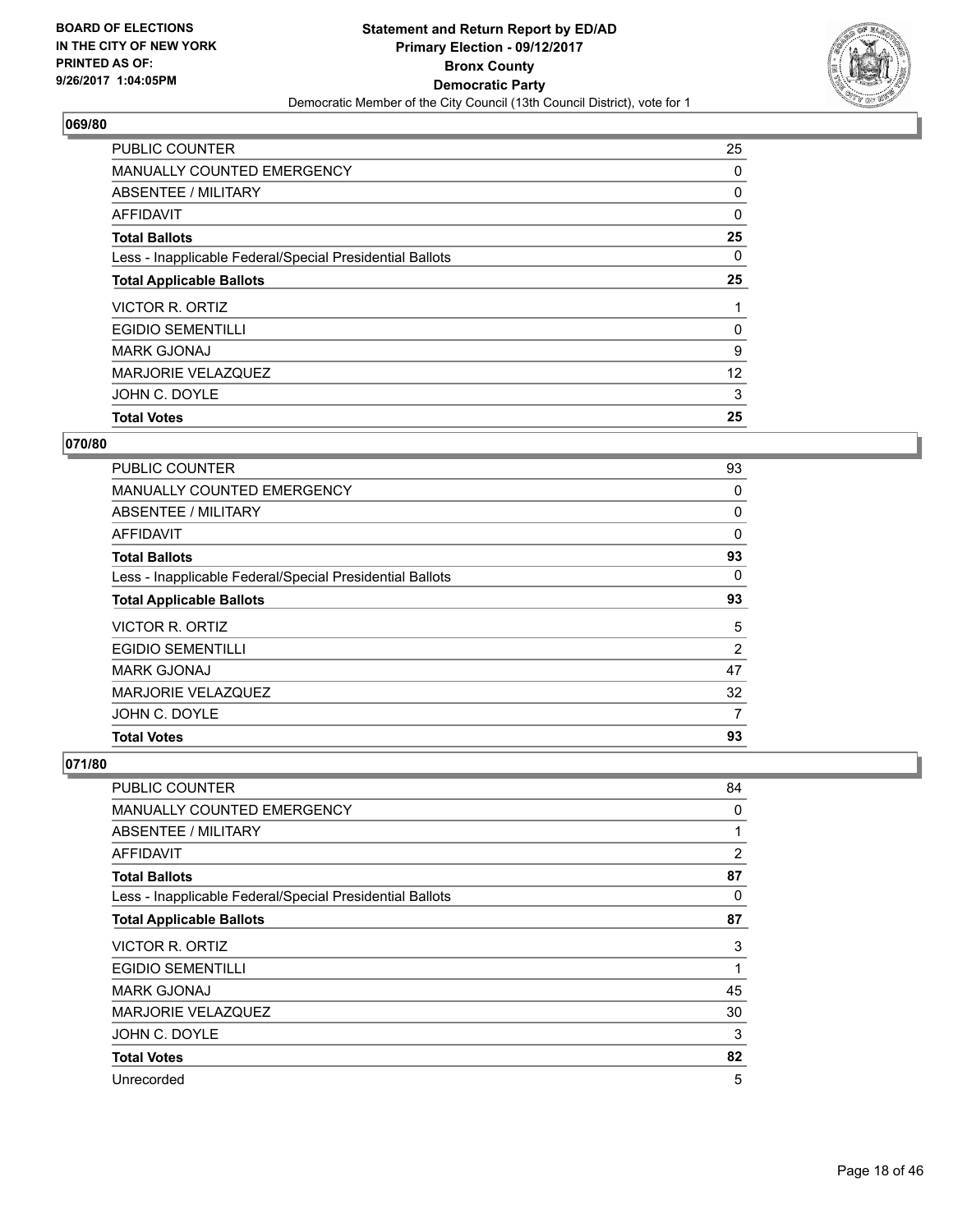**BOARD OF ELECTIONS IN THE CITY OF NEW YORK PRINTED AS OF: 9/26/2017 1:04:05PM**

# Statement and Return Report by ED/AD
## Primary Election - 09/12/2017
## Bronx County
## Democratic Party
Democratic Member of the City Council (13th Council District), vote for 1

### 069/80

| | |
|---|---|
| PUBLIC COUNTER | 25 |
| MANUALLY COUNTED EMERGENCY | 0 |
| ABSENTEE / MILITARY | 0 |
| AFFIDAVIT | 0 |
| **Total Ballots** | **25** |
| Less - Inapplicable Federal/Special Presidential Ballots | 0 |
| **Total Applicable Ballots** | **25** |
| VICTOR R. ORTIZ | 1 |
| EGIDIO SEMENTILLI | 0 |
| MARK GJONAJ | 9 |
| MARJORIE VELAZQUEZ | 12 |
| JOHN C. DOYLE | 3 |
| **Total Votes** | **25** |

### 070/80

| | |
|---|---|
| PUBLIC COUNTER | 93 |
| MANUALLY COUNTED EMERGENCY | 0 |
| ABSENTEE / MILITARY | 0 |
| AFFIDAVIT | 0 |
| **Total Ballots** | **93** |
| Less - Inapplicable Federal/Special Presidential Ballots | 0 |
| **Total Applicable Ballots** | **93** |
| VICTOR R. ORTIZ | 5 |
| EGIDIO SEMENTILLI | 2 |
| MARK GJONAJ | 47 |
| MARJORIE VELAZQUEZ | 32 |
| JOHN C. DOYLE | 7 |
| **Total Votes** | **93** |

### 071/80

| | |
|---|---|
| PUBLIC COUNTER | 84 |
| MANUALLY COUNTED EMERGENCY | 0 |
| ABSENTEE / MILITARY | 1 |
| AFFIDAVIT | 2 |
| **Total Ballots** | **87** |
| Less - Inapplicable Federal/Special Presidential Ballots | 0 |
| **Total Applicable Ballots** | **87** |
| VICTOR R. ORTIZ | 3 |
| EGIDIO SEMENTILLI | 1 |
| MARK GJONAJ | 45 |
| MARJORIE VELAZQUEZ | 30 |
| JOHN C. DOYLE | 3 |
| **Total Votes** | **82** |
| Unrecorded | 5 |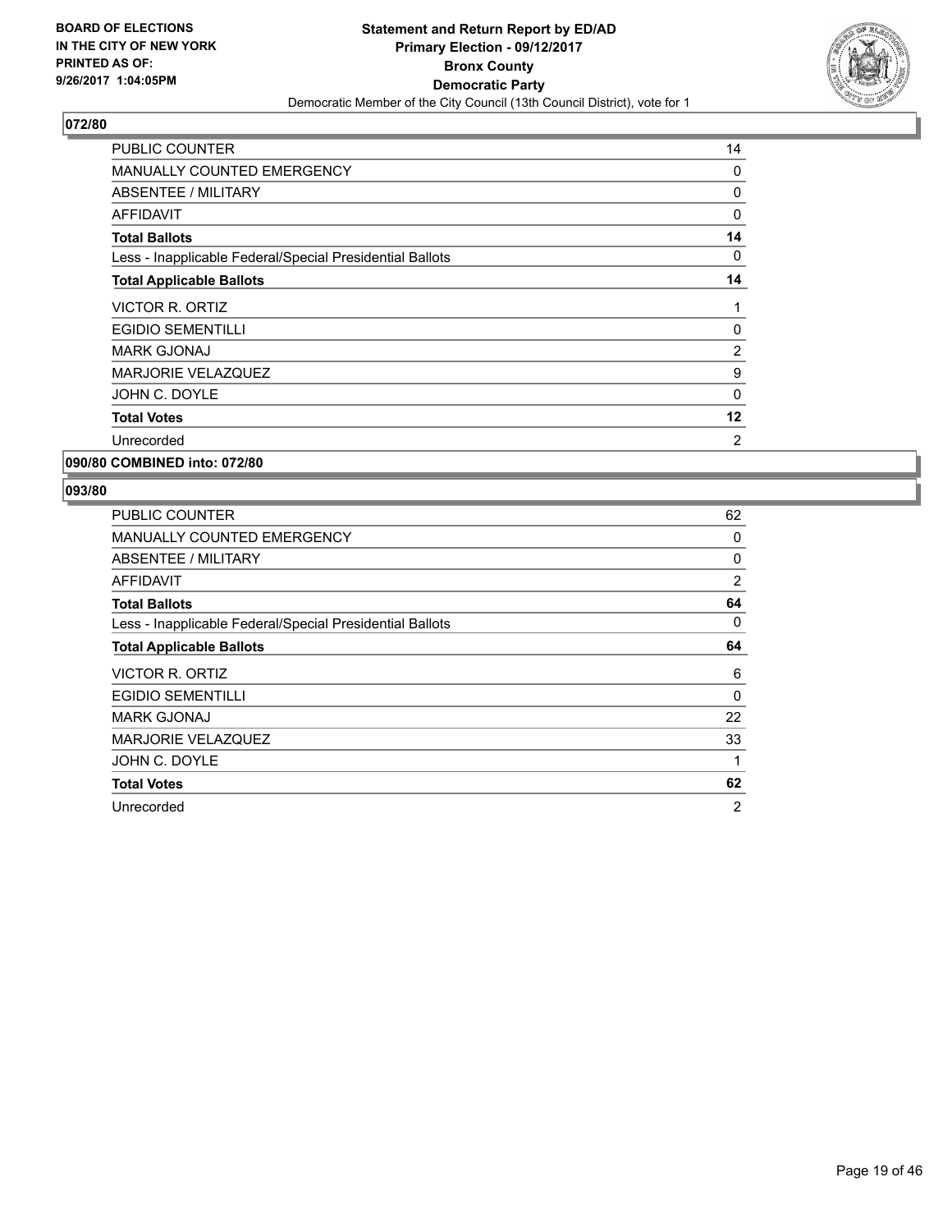**BOARD OF ELECTIONS IN THE CITY OF NEW YORK PRINTED AS OF: 9/26/2017 1:04:05PM**

**Statement and Return Report by ED/AD Primary Election - 09/12/2017 Bronx County Democratic Party**

Democratic Member of the City Council (13th Council District), vote for 1

## 072/80

| | |
|---|---|
| PUBLIC COUNTER | 14 |
| MANUALLY COUNTED EMERGENCY | 0 |
| ABSENTEE / MILITARY | 0 |
| AFFIDAVIT | 0 |
| **Total Ballots** | **14** |
| Less - Inapplicable Federal/Special Presidential Ballots | 0 |
| **Total Applicable Ballots** | **14** |
| VICTOR R. ORTIZ | 1 |
| EGIDIO SEMENTILLI | 0 |
| MARK GJONAJ | 2 |
| MARJORIE VELAZQUEZ | 9 |
| JOHN C. DOYLE | 0 |
| **Total Votes** | **12** |
| Unrecorded | 2 |

## 090/80 COMBINED into: 072/80

## 093/80

| | |
|---|---|
| PUBLIC COUNTER | 62 |
| MANUALLY COUNTED EMERGENCY | 0 |
| ABSENTEE / MILITARY | 0 |
| AFFIDAVIT | 2 |
| **Total Ballots** | **64** |
| Less - Inapplicable Federal/Special Presidential Ballots | 0 |
| **Total Applicable Ballots** | **64** |
| VICTOR R. ORTIZ | 6 |
| EGIDIO SEMENTILLI | 0 |
| MARK GJONAJ | 22 |
| MARJORIE VELAZQUEZ | 33 |
| JOHN C. DOYLE | 1 |
| **Total Votes** | **62** |
| Unrecorded | 2 |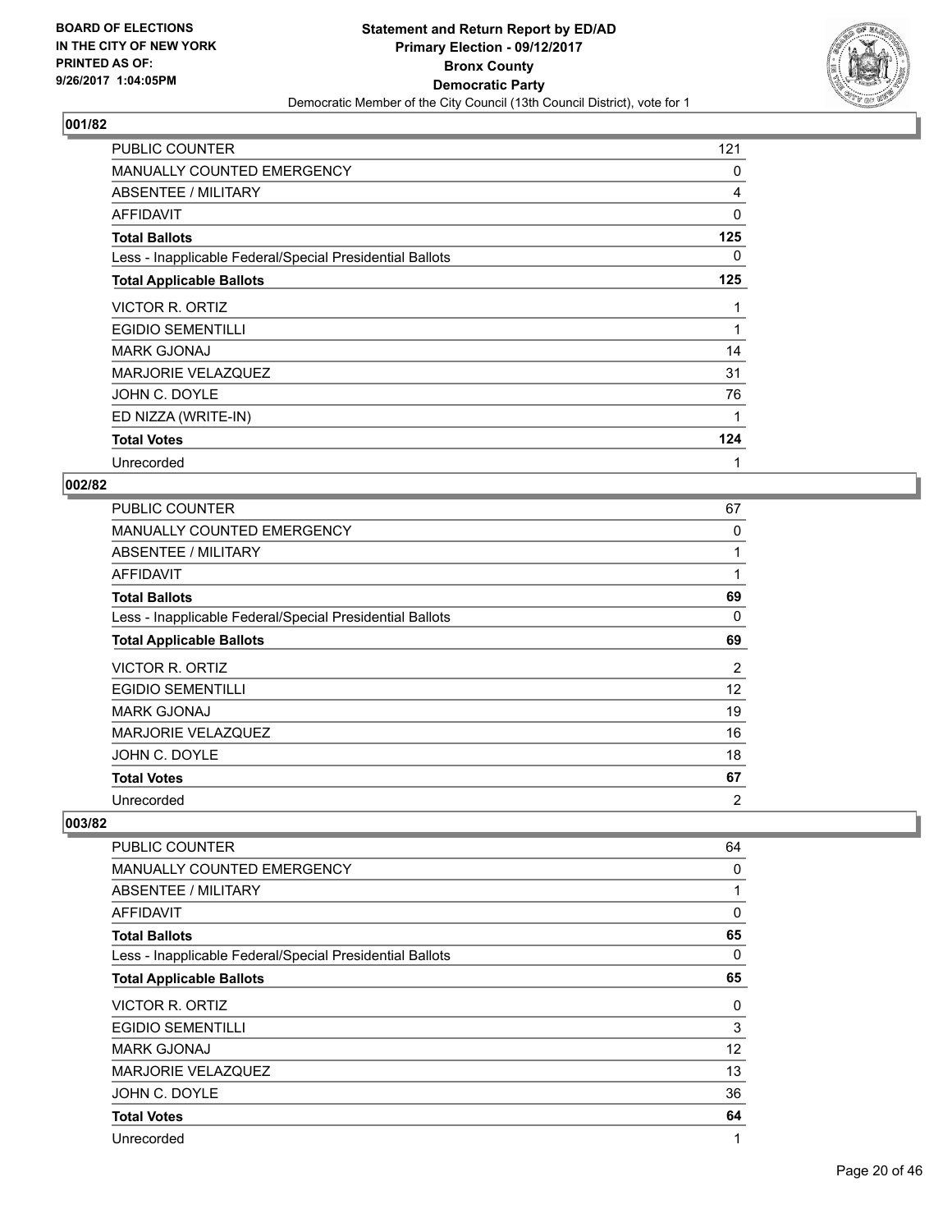BOARD OF ELECTIONS
IN THE CITY OF NEW YORK
PRINTED AS OF:
9/26/2017 1:04:05PM

**Statement and Return Report by ED/AD**
**Primary Election - 09/12/2017**
**Bronx County**
**Democratic Party**
Democratic Member of the City Council (13th Council District), vote for 1

### 001/82

| | |
|---|---|
| PUBLIC COUNTER | 121 |
| MANUALLY COUNTED EMERGENCY | 0 |
| ABSENTEE / MILITARY | 4 |
| AFFIDAVIT | 0 |
| **Total Ballots** | **125** |
| Less - Inapplicable Federal/Special Presidential Ballots | 0 |
| **Total Applicable Ballots** | **125** |
| VICTOR R. ORTIZ | 1 |
| EGIDIO SEMENTILLI | 1 |
| MARK GJONAJ | 14 |
| MARJORIE VELAZQUEZ | 31 |
| JOHN C. DOYLE | 76 |
| ED NIZZA (WRITE-IN) | 1 |
| **Total Votes** | **124** |
| Unrecorded | 1 |

### 002/82

| | |
|---|---|
| PUBLIC COUNTER | 67 |
| MANUALLY COUNTED EMERGENCY | 0 |
| ABSENTEE / MILITARY | 1 |
| AFFIDAVIT | 1 |
| **Total Ballots** | **69** |
| Less - Inapplicable Federal/Special Presidential Ballots | 0 |
| **Total Applicable Ballots** | **69** |
| VICTOR R. ORTIZ | 2 |
| EGIDIO SEMENTILLI | 12 |
| MARK GJONAJ | 19 |
| MARJORIE VELAZQUEZ | 16 |
| JOHN C. DOYLE | 18 |
| **Total Votes** | **67** |
| Unrecorded | 2 |

### 003/82

| | |
|---|---|
| PUBLIC COUNTER | 64 |
| MANUALLY COUNTED EMERGENCY | 0 |
| ABSENTEE / MILITARY | 1 |
| AFFIDAVIT | 0 |
| **Total Ballots** | **65** |
| Less - Inapplicable Federal/Special Presidential Ballots | 0 |
| **Total Applicable Ballots** | **65** |
| VICTOR R. ORTIZ | 0 |
| EGIDIO SEMENTILLI | 3 |
| MARK GJONAJ | 12 |
| MARJORIE VELAZQUEZ | 13 |
| JOHN C. DOYLE | 36 |
| **Total Votes** | **64** |
| Unrecorded | 1 |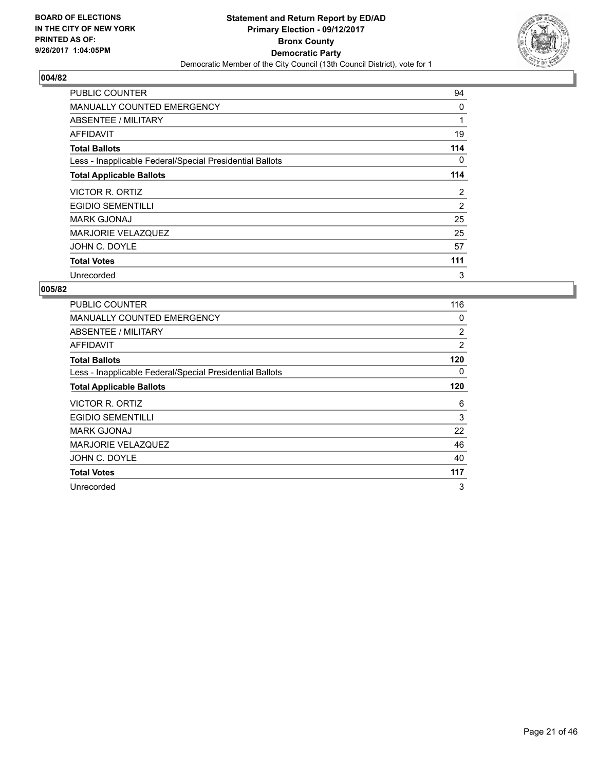BOARD OF ELECTIONS
IN THE CITY OF NEW YORK
PRINTED AS OF:
9/26/2017 1:04:05PM

**Statement and Return Report by ED/AD**
**Primary Election - 09/12/2017**
**Bronx County**
**Democratic Party**
Democratic Member of the City Council (13th Council District), vote for 1

## 004/82

| | |
|---|---|
| PUBLIC COUNTER | 94 |
| MANUALLY COUNTED EMERGENCY | 0 |
| ABSENTEE / MILITARY | 1 |
| AFFIDAVIT | 19 |
| **Total Ballots** | **114** |
| Less - Inapplicable Federal/Special Presidential Ballots | 0 |
| **Total Applicable Ballots** | **114** |
| VICTOR R. ORTIZ | 2 |
| EGIDIO SEMENTILLI | 2 |
| MARK GJONAJ | 25 |
| MARJORIE VELAZQUEZ | 25 |
| JOHN C. DOYLE | 57 |
| **Total Votes** | **111** |
| Unrecorded | 3 |

## 005/82

| | |
|---|---|
| PUBLIC COUNTER | 116 |
| MANUALLY COUNTED EMERGENCY | 0 |
| ABSENTEE / MILITARY | 2 |
| AFFIDAVIT | 2 |
| **Total Ballots** | **120** |
| Less - Inapplicable Federal/Special Presidential Ballots | 0 |
| **Total Applicable Ballots** | **120** |
| VICTOR R. ORTIZ | 6 |
| EGIDIO SEMENTILLI | 3 |
| MARK GJONAJ | 22 |
| MARJORIE VELAZQUEZ | 46 |
| JOHN C. DOYLE | 40 |
| **Total Votes** | **117** |
| Unrecorded | 3 |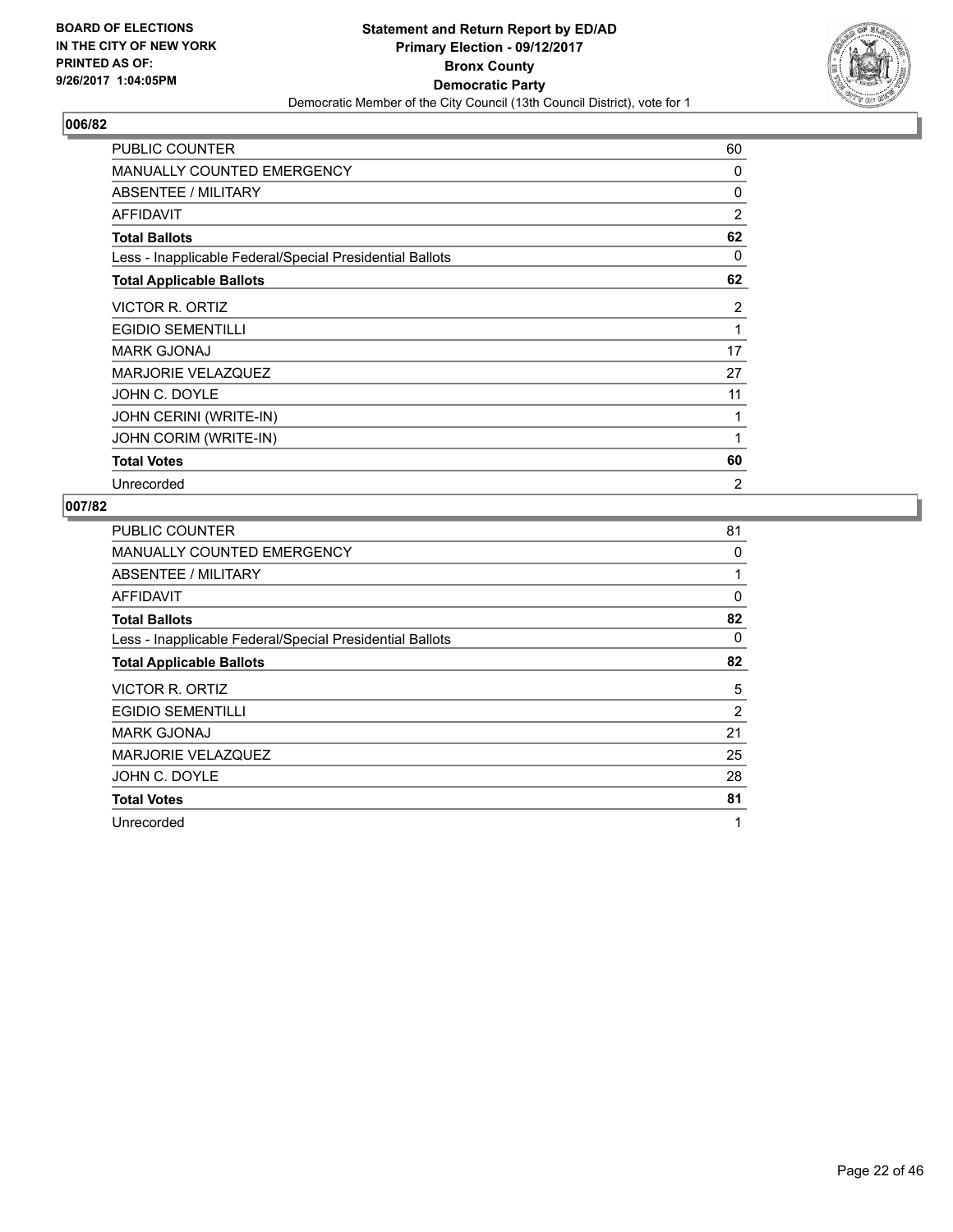**Statement and Return Report by ED/AD**
**Primary Election - 09/12/2017**
**Bronx County**
**Democratic Party**
Democratic Member of the City Council (13th Council District), vote for 1

BOARD OF ELECTIONS
IN THE CITY OF NEW YORK
PRINTED AS OF:
9/26/2017 1:04:05PM

## 006/82

| | |
|---|---|
| PUBLIC COUNTER | 60 |
| MANUALLY COUNTED EMERGENCY | 0 |
| ABSENTEE / MILITARY | 0 |
| AFFIDAVIT | 2 |
| **Total Ballots** | **62** |
| Less - Inapplicable Federal/Special Presidential Ballots | 0 |
| **Total Applicable Ballots** | **62** |
| VICTOR R. ORTIZ | 2 |
| EGIDIO SEMENTILLI | 1 |
| MARK GJONAJ | 17 |
| MARJORIE VELAZQUEZ | 27 |
| JOHN C. DOYLE | 11 |
| JOHN CERINI (WRITE-IN) | 1 |
| JOHN CORIM (WRITE-IN) | 1 |
| **Total Votes** | **60** |
| Unrecorded | 2 |

## 007/82

| | |
|---|---|
| PUBLIC COUNTER | 81 |
| MANUALLY COUNTED EMERGENCY | 0 |
| ABSENTEE / MILITARY | 1 |
| AFFIDAVIT | 0 |
| **Total Ballots** | **82** |
| Less - Inapplicable Federal/Special Presidential Ballots | 0 |
| **Total Applicable Ballots** | **82** |
| VICTOR R. ORTIZ | 5 |
| EGIDIO SEMENTILLI | 2 |
| MARK GJONAJ | 21 |
| MARJORIE VELAZQUEZ | 25 |
| JOHN C. DOYLE | 28 |
| **Total Votes** | **81** |
| Unrecorded | 1 |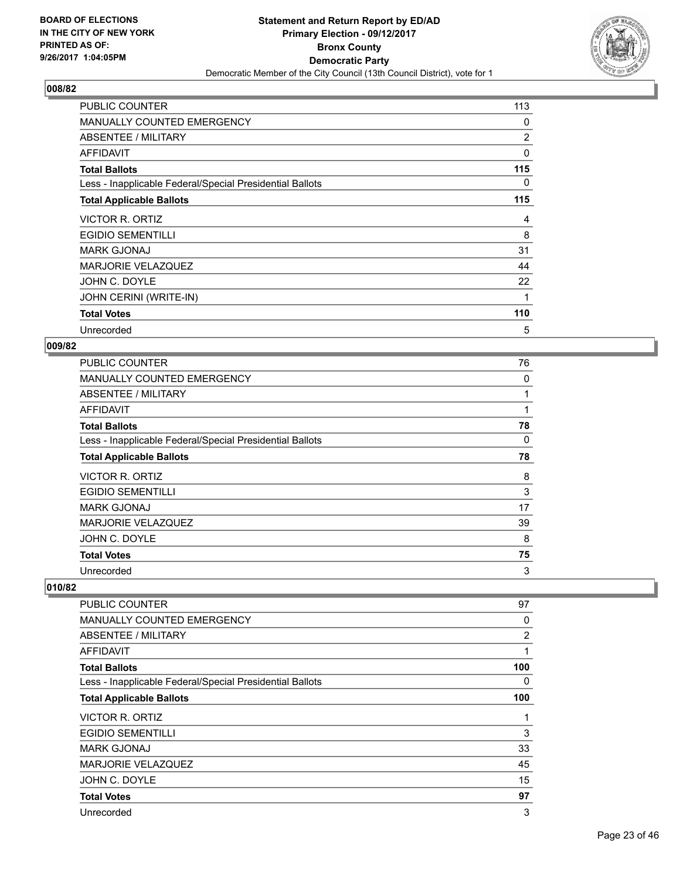## 008/82

| | |
|---|---|
| PUBLIC COUNTER | 113 |
| MANUALLY COUNTED EMERGENCY | 0 |
| ABSENTEE / MILITARY | 2 |
| AFFIDAVIT | 0 |
| **Total Ballots** | **115** |
| Less - Inapplicable Federal/Special Presidential Ballots | 0 |
| **Total Applicable Ballots** | **115** |
| VICTOR R. ORTIZ | 4 |
| EGIDIO SEMENTILLI | 8 |
| MARK GJONAJ | 31 |
| MARJORIE VELAZQUEZ | 44 |
| JOHN C. DOYLE | 22 |
| JOHN CERINI (WRITE-IN) | 1 |
| **Total Votes** | **110** |
| Unrecorded | 5 |

## 009/82

| | |
|---|---|
| PUBLIC COUNTER | 76 |
| MANUALLY COUNTED EMERGENCY | 0 |
| ABSENTEE / MILITARY | 1 |
| AFFIDAVIT | 1 |
| **Total Ballots** | **78** |
| Less - Inapplicable Federal/Special Presidential Ballots | 0 |
| **Total Applicable Ballots** | **78** |
| VICTOR R. ORTIZ | 8 |
| EGIDIO SEMENTILLI | 3 |
| MARK GJONAJ | 17 |
| MARJORIE VELAZQUEZ | 39 |
| JOHN C. DOYLE | 8 |
| **Total Votes** | **75** |
| Unrecorded | 3 |

## 010/82

| | |
|---|---|
| PUBLIC COUNTER | 97 |
| MANUALLY COUNTED EMERGENCY | 0 |
| ABSENTEE / MILITARY | 2 |
| AFFIDAVIT | 1 |
| **Total Ballots** | **100** |
| Less - Inapplicable Federal/Special Presidential Ballots | 0 |
| **Total Applicable Ballots** | **100** |
| VICTOR R. ORTIZ | 1 |
| EGIDIO SEMENTILLI | 3 |
| MARK GJONAJ | 33 |
| MARJORIE VELAZQUEZ | 45 |
| JOHN C. DOYLE | 15 |
| **Total Votes** | **97** |
| Unrecorded | 3 |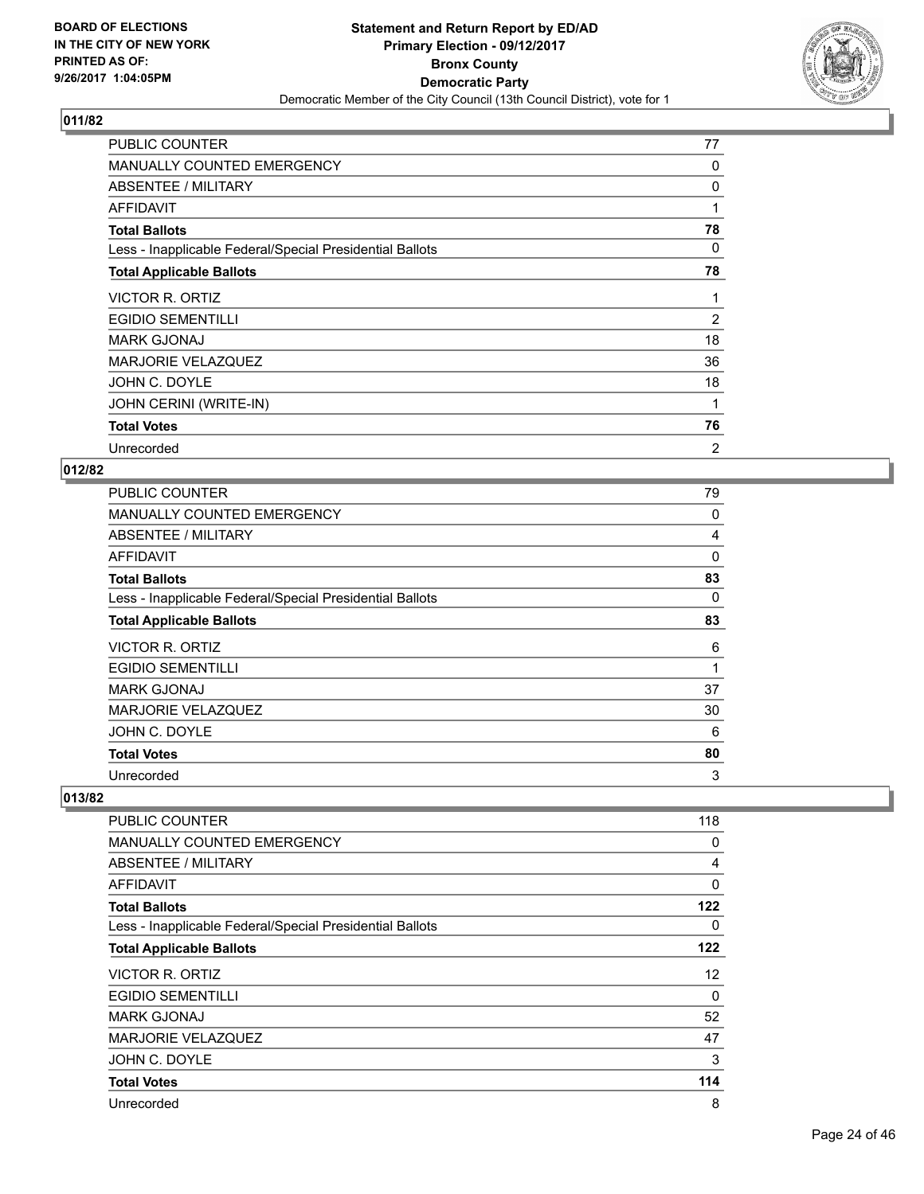## 011/82

| | |
|---|---|
| PUBLIC COUNTER | 77 |
| MANUALLY COUNTED EMERGENCY | 0 |
| ABSENTEE / MILITARY | 0 |
| AFFIDAVIT | 1 |
| **Total Ballots** | **78** |
| Less - Inapplicable Federal/Special Presidential Ballots | 0 |
| **Total Applicable Ballots** | **78** |
| VICTOR R. ORTIZ | 1 |
| EGIDIO SEMENTILLI | 2 |
| MARK GJONAJ | 18 |
| MARJORIE VELAZQUEZ | 36 |
| JOHN C. DOYLE | 18 |
| JOHN CERINI (WRITE-IN) | 1 |
| **Total Votes** | **76** |
| Unrecorded | 2 |

## 012/82

| | |
|---|---|
| PUBLIC COUNTER | 79 |
| MANUALLY COUNTED EMERGENCY | 0 |
| ABSENTEE / MILITARY | 4 |
| AFFIDAVIT | 0 |
| **Total Ballots** | **83** |
| Less - Inapplicable Federal/Special Presidential Ballots | 0 |
| **Total Applicable Ballots** | **83** |
| VICTOR R. ORTIZ | 6 |
| EGIDIO SEMENTILLI | 1 |
| MARK GJONAJ | 37 |
| MARJORIE VELAZQUEZ | 30 |
| JOHN C. DOYLE | 6 |
| **Total Votes** | **80** |
| Unrecorded | 3 |

## 013/82

| | |
|---|---|
| PUBLIC COUNTER | 118 |
| MANUALLY COUNTED EMERGENCY | 0 |
| ABSENTEE / MILITARY | 4 |
| AFFIDAVIT | 0 |
| **Total Ballots** | **122** |
| Less - Inapplicable Federal/Special Presidential Ballots | 0 |
| **Total Applicable Ballots** | **122** |
| VICTOR R. ORTIZ | 12 |
| EGIDIO SEMENTILLI | 0 |
| MARK GJONAJ | 52 |
| MARJORIE VELAZQUEZ | 47 |
| JOHN C. DOYLE | 3 |
| **Total Votes** | **114** |
| Unrecorded | 8 |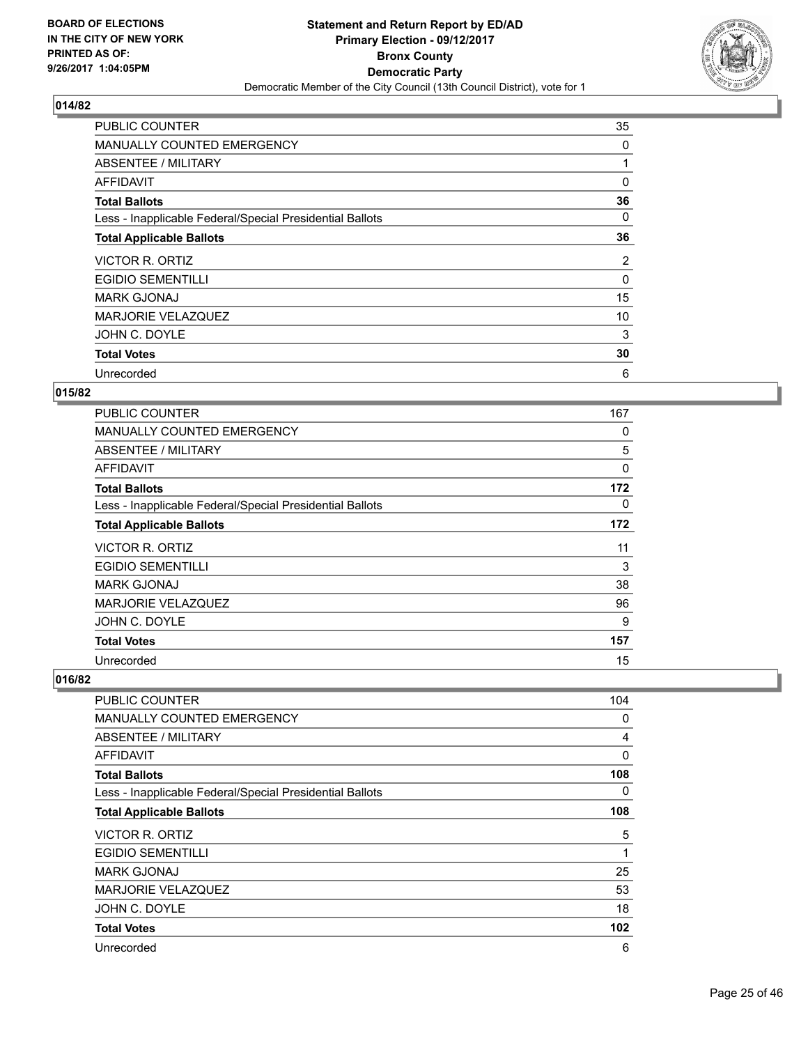## 014/82

| | |
|---|---|
| PUBLIC COUNTER | 35 |
| MANUALLY COUNTED EMERGENCY | 0 |
| ABSENTEE / MILITARY | 1 |
| AFFIDAVIT | 0 |
| **Total Ballots** | **36** |
| Less - Inapplicable Federal/Special Presidential Ballots | 0 |
| **Total Applicable Ballots** | **36** |
| VICTOR R. ORTIZ | 2 |
| EGIDIO SEMENTILLI | 0 |
| MARK GJONAJ | 15 |
| MARJORIE VELAZQUEZ | 10 |
| JOHN C. DOYLE | 3 |
| **Total Votes** | **30** |
| Unrecorded | 6 |

## 015/82

| | |
|---|---|
| PUBLIC COUNTER | 167 |
| MANUALLY COUNTED EMERGENCY | 0 |
| ABSENTEE / MILITARY | 5 |
| AFFIDAVIT | 0 |
| **Total Ballots** | **172** |
| Less - Inapplicable Federal/Special Presidential Ballots | 0 |
| **Total Applicable Ballots** | **172** |
| VICTOR R. ORTIZ | 11 |
| EGIDIO SEMENTILLI | 3 |
| MARK GJONAJ | 38 |
| MARJORIE VELAZQUEZ | 96 |
| JOHN C. DOYLE | 9 |
| **Total Votes** | **157** |
| Unrecorded | 15 |

## 016/82

| | |
|---|---|
| PUBLIC COUNTER | 104 |
| MANUALLY COUNTED EMERGENCY | 0 |
| ABSENTEE / MILITARY | 4 |
| AFFIDAVIT | 0 |
| **Total Ballots** | **108** |
| Less - Inapplicable Federal/Special Presidential Ballots | 0 |
| **Total Applicable Ballots** | **108** |
| VICTOR R. ORTIZ | 5 |
| EGIDIO SEMENTILLI | 1 |
| MARK GJONAJ | 25 |
| MARJORIE VELAZQUEZ | 53 |
| JOHN C. DOYLE | 18 |
| **Total Votes** | **102** |
| Unrecorded | 6 |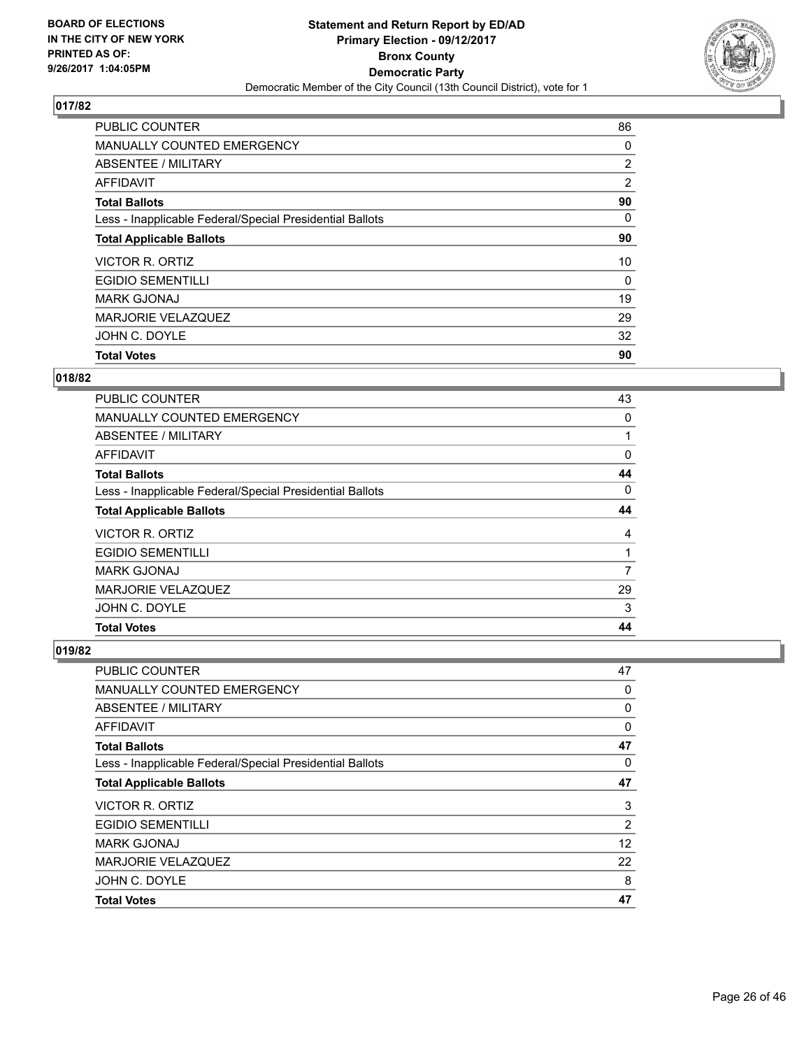**BOARD OF ELECTIONS IN THE CITY OF NEW YORK PRINTED AS OF: 9/26/2017 1:04:05PM**

**Statement and Return Report by ED/AD Primary Election - 09/12/2017 Bronx County Democratic Party**

Democratic Member of the City Council (13th Council District), vote for 1

### 017/82

| | |
|---|---|
| PUBLIC COUNTER | 86 |
| MANUALLY COUNTED EMERGENCY | 0 |
| ABSENTEE / MILITARY | 2 |
| AFFIDAVIT | 2 |
| **Total Ballots** | **90** |
| Less - Inapplicable Federal/Special Presidential Ballots | 0 |
| **Total Applicable Ballots** | **90** |
| VICTOR R. ORTIZ | 10 |
| EGIDIO SEMENTILLI | 0 |
| MARK GJONAJ | 19 |
| MARJORIE VELAZQUEZ | 29 |
| JOHN C. DOYLE | 32 |
| **Total Votes** | **90** |

### 018/82

| | |
|---|---|
| PUBLIC COUNTER | 43 |
| MANUALLY COUNTED EMERGENCY | 0 |
| ABSENTEE / MILITARY | 1 |
| AFFIDAVIT | 0 |
| **Total Ballots** | **44** |
| Less - Inapplicable Federal/Special Presidential Ballots | 0 |
| **Total Applicable Ballots** | **44** |
| VICTOR R. ORTIZ | 4 |
| EGIDIO SEMENTILLI | 1 |
| MARK GJONAJ | 7 |
| MARJORIE VELAZQUEZ | 29 |
| JOHN C. DOYLE | 3 |
| **Total Votes** | **44** |

### 019/82

| | |
|---|---|
| PUBLIC COUNTER | 47 |
| MANUALLY COUNTED EMERGENCY | 0 |
| ABSENTEE / MILITARY | 0 |
| AFFIDAVIT | 0 |
| **Total Ballots** | **47** |
| Less - Inapplicable Federal/Special Presidential Ballots | 0 |
| **Total Applicable Ballots** | **47** |
| VICTOR R. ORTIZ | 3 |
| EGIDIO SEMENTILLI | 2 |
| MARK GJONAJ | 12 |
| MARJORIE VELAZQUEZ | 22 |
| JOHN C. DOYLE | 8 |
| **Total Votes** | **47** |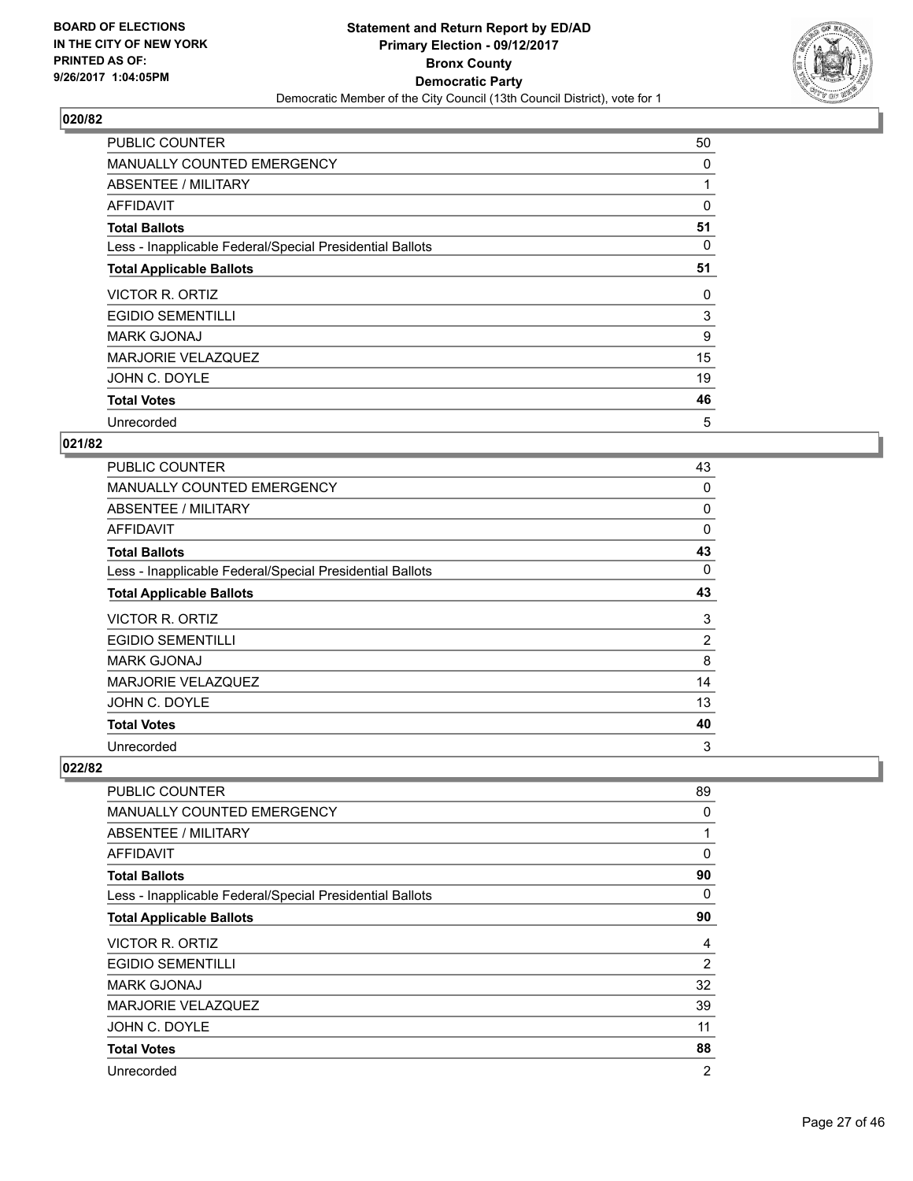## 020/82

| | |
|---|---|
| PUBLIC COUNTER | 50 |
| MANUALLY COUNTED EMERGENCY | 0 |
| ABSENTEE / MILITARY | 1 |
| AFFIDAVIT | 0 |
| **Total Ballots** | **51** |
| Less - Inapplicable Federal/Special Presidential Ballots | 0 |
| **Total Applicable Ballots** | **51** |
| VICTOR R. ORTIZ | 0 |
| EGIDIO SEMENTILLI | 3 |
| MARK GJONAJ | 9 |
| MARJORIE VELAZQUEZ | 15 |
| JOHN C. DOYLE | 19 |
| **Total Votes** | **46** |
| Unrecorded | 5 |

## 021/82

| | |
|---|---|
| PUBLIC COUNTER | 43 |
| MANUALLY COUNTED EMERGENCY | 0 |
| ABSENTEE / MILITARY | 0 |
| AFFIDAVIT | 0 |
| **Total Ballots** | **43** |
| Less - Inapplicable Federal/Special Presidential Ballots | 0 |
| **Total Applicable Ballots** | **43** |
| VICTOR R. ORTIZ | 3 |
| EGIDIO SEMENTILLI | 2 |
| MARK GJONAJ | 8 |
| MARJORIE VELAZQUEZ | 14 |
| JOHN C. DOYLE | 13 |
| **Total Votes** | **40** |
| Unrecorded | 3 |

## 022/82

| | |
|---|---|
| PUBLIC COUNTER | 89 |
| MANUALLY COUNTED EMERGENCY | 0 |
| ABSENTEE / MILITARY | 1 |
| AFFIDAVIT | 0 |
| **Total Ballots** | **90** |
| Less - Inapplicable Federal/Special Presidential Ballots | 0 |
| **Total Applicable Ballots** | **90** |
| VICTOR R. ORTIZ | 4 |
| EGIDIO SEMENTILLI | 2 |
| MARK GJONAJ | 32 |
| MARJORIE VELAZQUEZ | 39 |
| JOHN C. DOYLE | 11 |
| **Total Votes** | **88** |
| Unrecorded | 2 |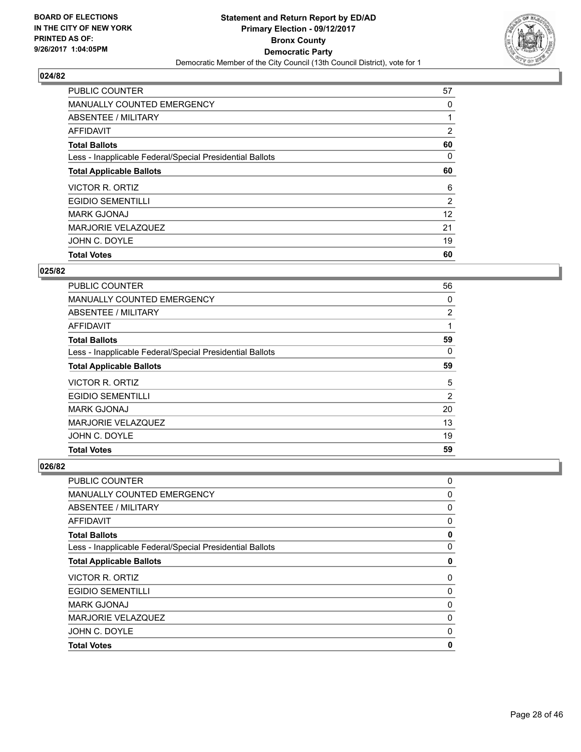BOARD OF ELECTIONS
IN THE CITY OF NEW YORK
PRINTED AS OF:
9/26/2017 1:04:05PM

# Statement and Return Report by ED/AD
## Primary Election - 09/12/2017
## Bronx County
## Democratic Party
Democratic Member of the City Council (13th Council District), vote for 1

### 024/82

| | |
|---|---|
| PUBLIC COUNTER | 57 |
| MANUALLY COUNTED EMERGENCY | 0 |
| ABSENTEE / MILITARY | 1 |
| AFFIDAVIT | 2 |
| **Total Ballots** | **60** |
| Less - Inapplicable Federal/Special Presidential Ballots | 0 |
| **Total Applicable Ballots** | **60** |
| VICTOR R. ORTIZ | 6 |
| EGIDIO SEMENTILLI | 2 |
| MARK GJONAJ | 12 |
| MARJORIE VELAZQUEZ | 21 |
| JOHN C. DOYLE | 19 |
| **Total Votes** | **60** |

### 025/82

| | |
|---|---|
| PUBLIC COUNTER | 56 |
| MANUALLY COUNTED EMERGENCY | 0 |
| ABSENTEE / MILITARY | 2 |
| AFFIDAVIT | 1 |
| **Total Ballots** | **59** |
| Less - Inapplicable Federal/Special Presidential Ballots | 0 |
| **Total Applicable Ballots** | **59** |
| VICTOR R. ORTIZ | 5 |
| EGIDIO SEMENTILLI | 2 |
| MARK GJONAJ | 20 |
| MARJORIE VELAZQUEZ | 13 |
| JOHN C. DOYLE | 19 |
| **Total Votes** | **59** |

### 026/82

| | |
|---|---|
| PUBLIC COUNTER | 0 |
| MANUALLY COUNTED EMERGENCY | 0 |
| ABSENTEE / MILITARY | 0 |
| AFFIDAVIT | 0 |
| **Total Ballots** | **0** |
| Less - Inapplicable Federal/Special Presidential Ballots | 0 |
| **Total Applicable Ballots** | **0** |
| VICTOR R. ORTIZ | 0 |
| EGIDIO SEMENTILLI | 0 |
| MARK GJONAJ | 0 |
| MARJORIE VELAZQUEZ | 0 |
| JOHN C. DOYLE | 0 |
| **Total Votes** | **0** |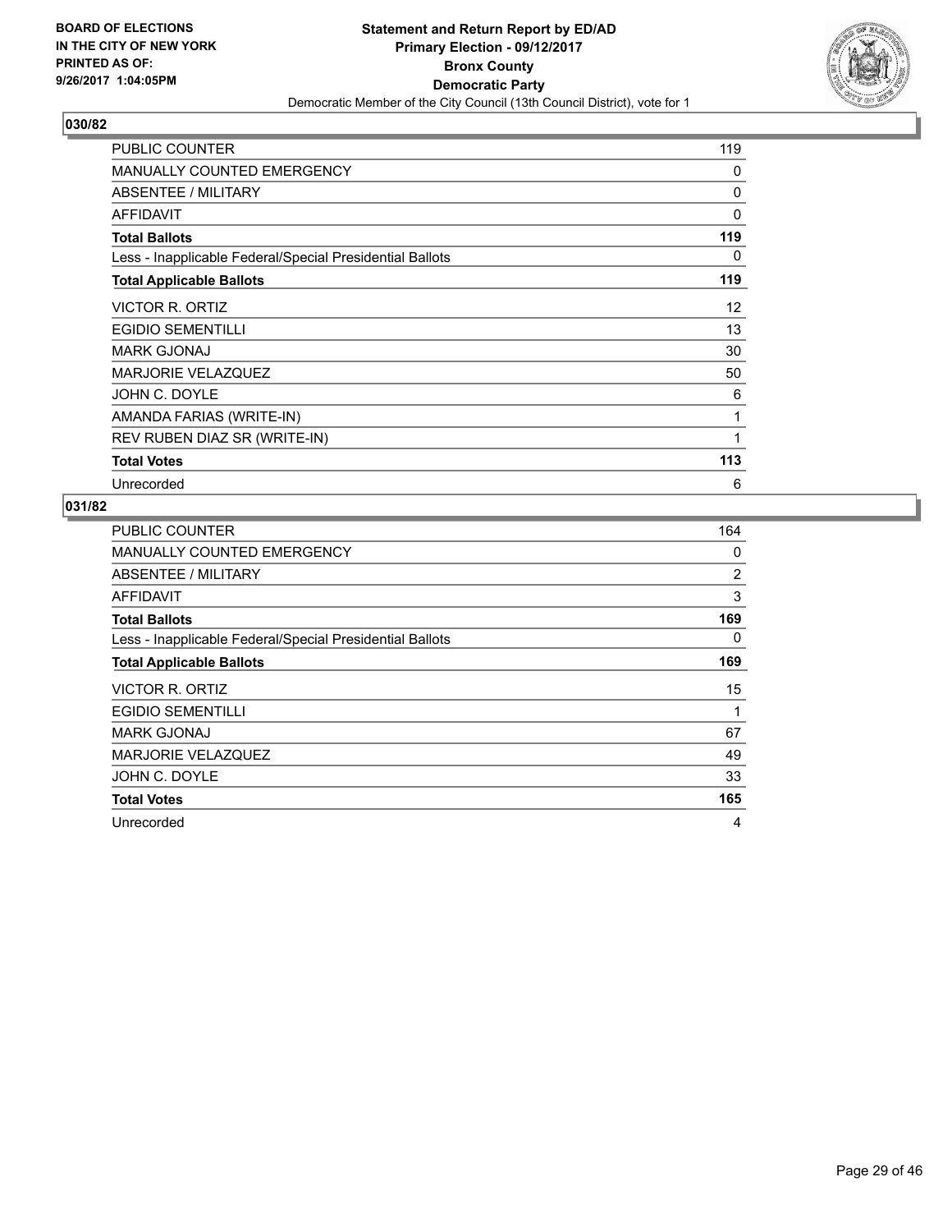**BOARD OF ELECTIONS IN THE CITY OF NEW YORK PRINTED AS OF: 9/26/2017 1:04:05PM**

**Statement and Return Report by ED/AD Primary Election - 09/12/2017 Bronx County Democratic Party**

Democratic Member of the City Council (13th Council District), vote for 1

## 030/82

| | |
|---|---|
| PUBLIC COUNTER | 119 |
| MANUALLY COUNTED EMERGENCY | 0 |
| ABSENTEE / MILITARY | 0 |
| AFFIDAVIT | 0 |
| **Total Ballots** | **119** |
| Less - Inapplicable Federal/Special Presidential Ballots | 0 |
| **Total Applicable Ballots** | **119** |
| VICTOR R. ORTIZ | 12 |
| EGIDIO SEMENTILLI | 13 |
| MARK GJONAJ | 30 |
| MARJORIE VELAZQUEZ | 50 |
| JOHN C. DOYLE | 6 |
| AMANDA FARIAS (WRITE-IN) | 1 |
| REV RUBEN DIAZ SR (WRITE-IN) | 1 |
| **Total Votes** | **113** |
| Unrecorded | 6 |

## 031/82

| | |
|---|---|
| PUBLIC COUNTER | 164 |
| MANUALLY COUNTED EMERGENCY | 0 |
| ABSENTEE / MILITARY | 2 |
| AFFIDAVIT | 3 |
| **Total Ballots** | **169** |
| Less - Inapplicable Federal/Special Presidential Ballots | 0 |
| **Total Applicable Ballots** | **169** |
| VICTOR R. ORTIZ | 15 |
| EGIDIO SEMENTILLI | 1 |
| MARK GJONAJ | 67 |
| MARJORIE VELAZQUEZ | 49 |
| JOHN C. DOYLE | 33 |
| **Total Votes** | **165** |
| Unrecorded | 4 |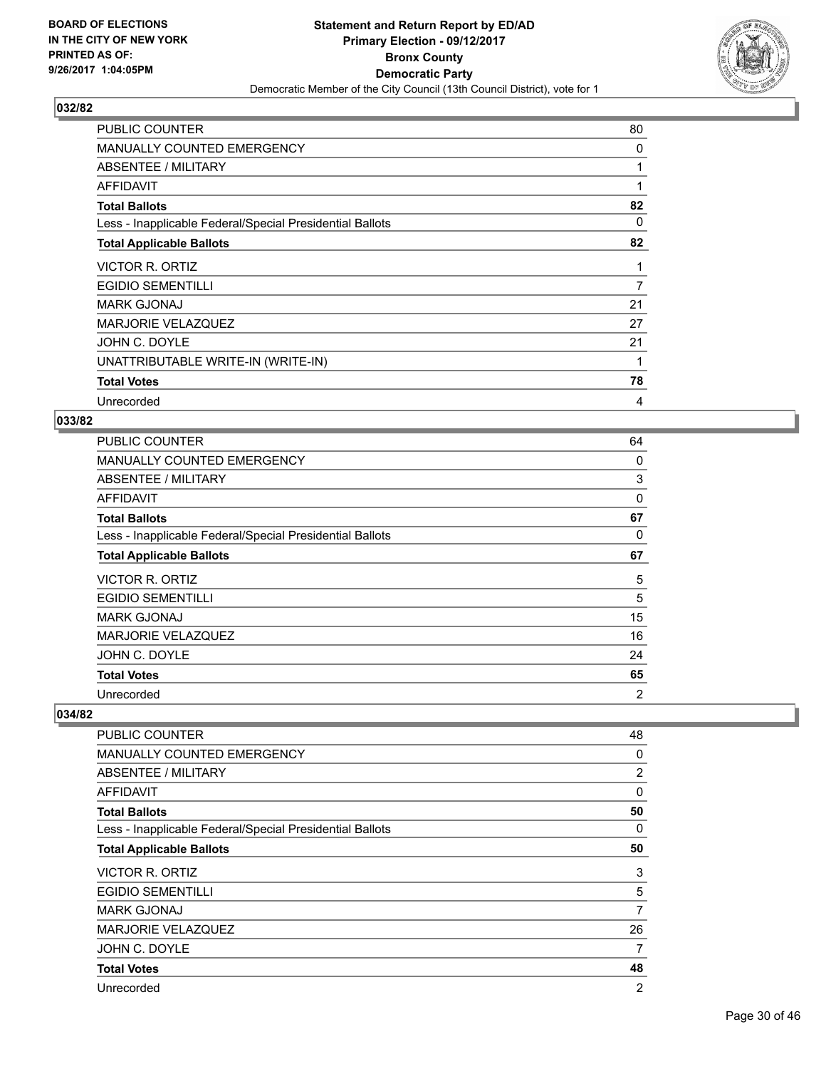BOARD OF ELECTIONS
IN THE CITY OF NEW YORK
PRINTED AS OF:
9/26/2017 1:04:05PM

**Statement and Return Report by ED/AD**
**Primary Election - 09/12/2017**
**Bronx County**
**Democratic Party**
Democratic Member of the City Council (13th Council District), vote for 1

## 032/82

| | |
|---|---|
| PUBLIC COUNTER | 80 |
| MANUALLY COUNTED EMERGENCY | 0 |
| ABSENTEE / MILITARY | 1 |
| AFFIDAVIT | 1 |
| **Total Ballots** | **82** |
| Less - Inapplicable Federal/Special Presidential Ballots | 0 |
| **Total Applicable Ballots** | **82** |
| VICTOR R. ORTIZ | 1 |
| EGIDIO SEMENTILLI | 7 |
| MARK GJONAJ | 21 |
| MARJORIE VELAZQUEZ | 27 |
| JOHN C. DOYLE | 21 |
| UNATTRIBUTABLE WRITE-IN (WRITE-IN) | 1 |
| **Total Votes** | **78** |
| Unrecorded | 4 |

## 033/82

| | |
|---|---|
| PUBLIC COUNTER | 64 |
| MANUALLY COUNTED EMERGENCY | 0 |
| ABSENTEE / MILITARY | 3 |
| AFFIDAVIT | 0 |
| **Total Ballots** | **67** |
| Less - Inapplicable Federal/Special Presidential Ballots | 0 |
| **Total Applicable Ballots** | **67** |
| VICTOR R. ORTIZ | 5 |
| EGIDIO SEMENTILLI | 5 |
| MARK GJONAJ | 15 |
| MARJORIE VELAZQUEZ | 16 |
| JOHN C. DOYLE | 24 |
| **Total Votes** | **65** |
| Unrecorded | 2 |

## 034/82

| | |
|---|---|
| PUBLIC COUNTER | 48 |
| MANUALLY COUNTED EMERGENCY | 0 |
| ABSENTEE / MILITARY | 2 |
| AFFIDAVIT | 0 |
| **Total Ballots** | **50** |
| Less - Inapplicable Federal/Special Presidential Ballots | 0 |
| **Total Applicable Ballots** | **50** |
| VICTOR R. ORTIZ | 3 |
| EGIDIO SEMENTILLI | 5 |
| MARK GJONAJ | 7 |
| MARJORIE VELAZQUEZ | 26 |
| JOHN C. DOYLE | 7 |
| **Total Votes** | **48** |
| Unrecorded | 2 |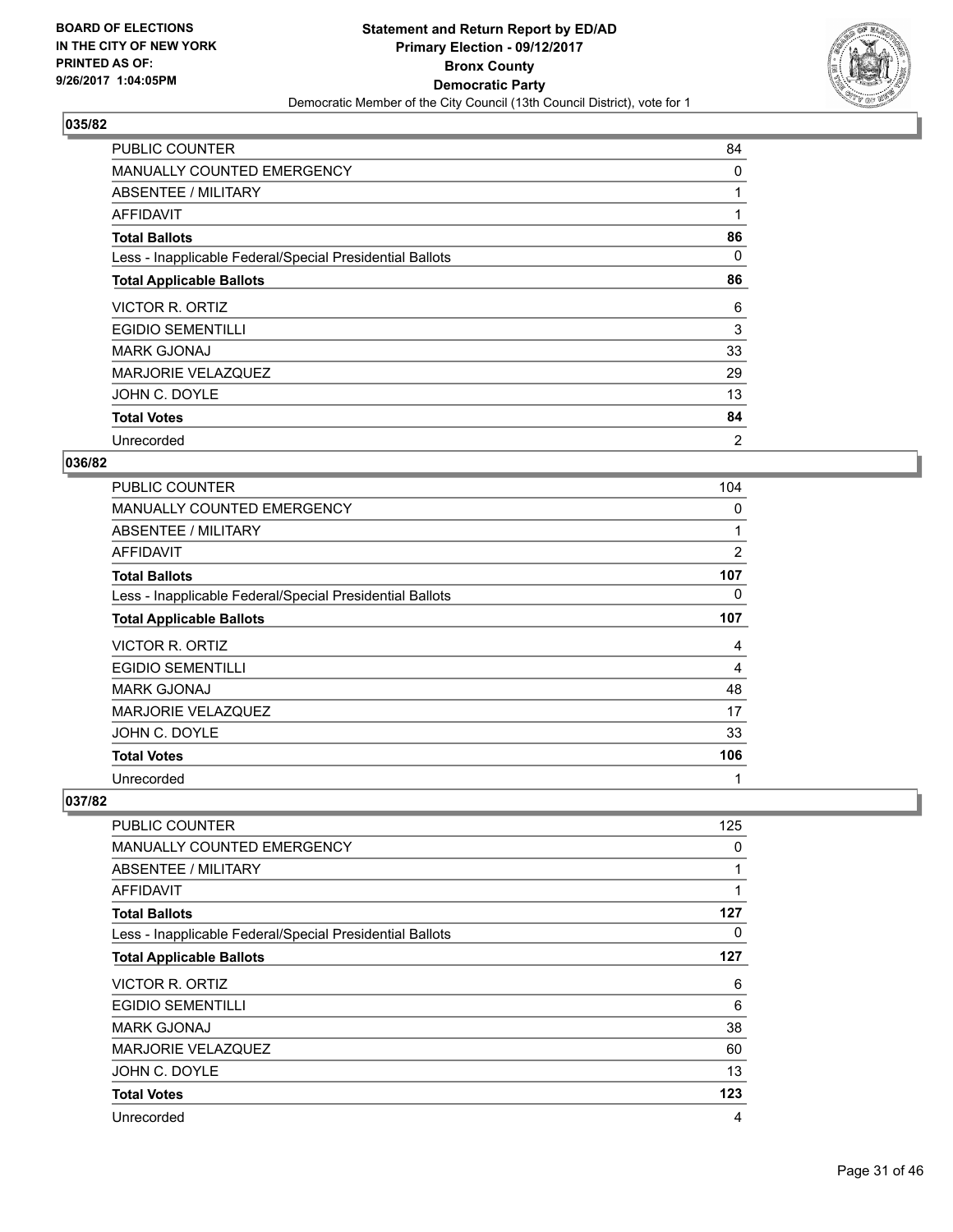**BOARD OF ELECTIONS IN THE CITY OF NEW YORK PRINTED AS OF: 9/26/2017 1:04:05PM**

**Statement and Return Report by ED/AD Primary Election - 09/12/2017 Bronx County Democratic Party**

Democratic Member of the City Council (13th Council District), vote for 1

## 035/82

| | |
|---|---|
| PUBLIC COUNTER | 84 |
| MANUALLY COUNTED EMERGENCY | 0 |
| ABSENTEE / MILITARY | 1 |
| AFFIDAVIT | 1 |
| **Total Ballots** | **86** |
| Less - Inapplicable Federal/Special Presidential Ballots | 0 |
| **Total Applicable Ballots** | **86** |
| VICTOR R. ORTIZ | 6 |
| EGIDIO SEMENTILLI | 3 |
| MARK GJONAJ | 33 |
| MARJORIE VELAZQUEZ | 29 |
| JOHN C. DOYLE | 13 |
| **Total Votes** | **84** |
| Unrecorded | 2 |

## 036/82

| | |
|---|---|
| PUBLIC COUNTER | 104 |
| MANUALLY COUNTED EMERGENCY | 0 |
| ABSENTEE / MILITARY | 1 |
| AFFIDAVIT | 2 |
| **Total Ballots** | **107** |
| Less - Inapplicable Federal/Special Presidential Ballots | 0 |
| **Total Applicable Ballots** | **107** |
| VICTOR R. ORTIZ | 4 |
| EGIDIO SEMENTILLI | 4 |
| MARK GJONAJ | 48 |
| MARJORIE VELAZQUEZ | 17 |
| JOHN C. DOYLE | 33 |
| **Total Votes** | **106** |
| Unrecorded | 1 |

## 037/82

| | |
|---|---|
| PUBLIC COUNTER | 125 |
| MANUALLY COUNTED EMERGENCY | 0 |
| ABSENTEE / MILITARY | 1 |
| AFFIDAVIT | 1 |
| **Total Ballots** | **127** |
| Less - Inapplicable Federal/Special Presidential Ballots | 0 |
| **Total Applicable Ballots** | **127** |
| VICTOR R. ORTIZ | 6 |
| EGIDIO SEMENTILLI | 6 |
| MARK GJONAJ | 38 |
| MARJORIE VELAZQUEZ | 60 |
| JOHN C. DOYLE | 13 |
| **Total Votes** | **123** |
| Unrecorded | 4 |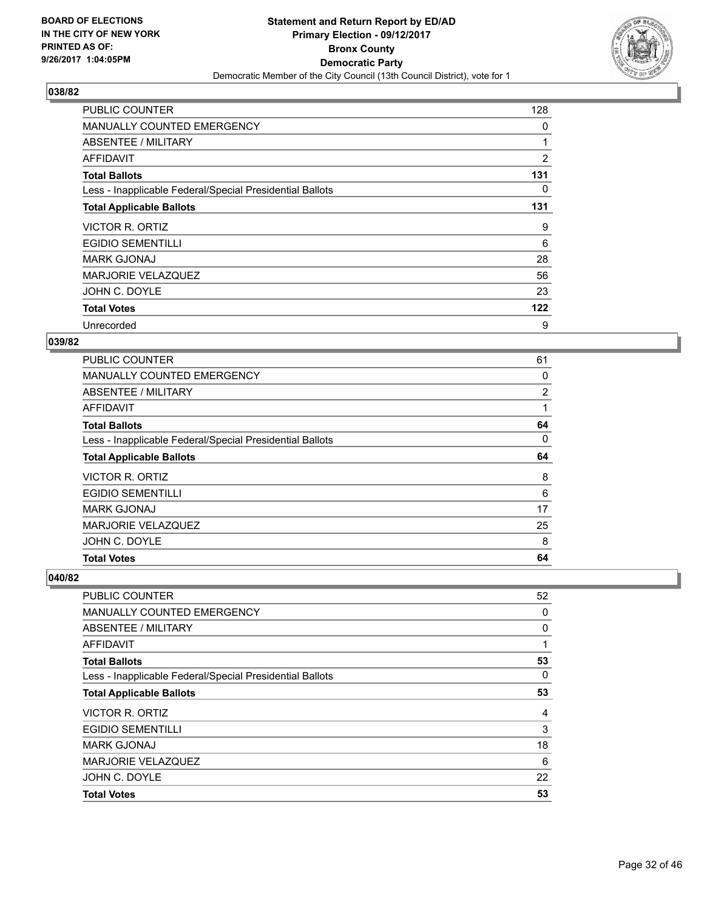BOARD OF ELECTIONS
IN THE CITY OF NEW YORK
PRINTED AS OF:
9/26/2017 1:04:05PM

**Statement and Return Report by ED/AD**
**Primary Election - 09/12/2017**
**Bronx County**
**Democratic Party**
Democratic Member of the City Council (13th Council District), vote for 1

### 038/82

| | |
|---|---|
| PUBLIC COUNTER | 128 |
| MANUALLY COUNTED EMERGENCY | 0 |
| ABSENTEE / MILITARY | 1 |
| AFFIDAVIT | 2 |
| **Total Ballots** | **131** |
| Less - Inapplicable Federal/Special Presidential Ballots | 0 |
| **Total Applicable Ballots** | **131** |
| VICTOR R. ORTIZ | 9 |
| EGIDIO SEMENTILLI | 6 |
| MARK GJONAJ | 28 |
| MARJORIE VELAZQUEZ | 56 |
| JOHN C. DOYLE | 23 |
| **Total Votes** | **122** |
| Unrecorded | 9 |

### 039/82

| | |
|---|---|
| PUBLIC COUNTER | 61 |
| MANUALLY COUNTED EMERGENCY | 0 |
| ABSENTEE / MILITARY | 2 |
| AFFIDAVIT | 1 |
| **Total Ballots** | **64** |
| Less - Inapplicable Federal/Special Presidential Ballots | 0 |
| **Total Applicable Ballots** | **64** |
| VICTOR R. ORTIZ | 8 |
| EGIDIO SEMENTILLI | 6 |
| MARK GJONAJ | 17 |
| MARJORIE VELAZQUEZ | 25 |
| JOHN C. DOYLE | 8 |
| **Total Votes** | **64** |

### 040/82

| | |
|---|---|
| PUBLIC COUNTER | 52 |
| MANUALLY COUNTED EMERGENCY | 0 |
| ABSENTEE / MILITARY | 0 |
| AFFIDAVIT | 1 |
| **Total Ballots** | **53** |
| Less - Inapplicable Federal/Special Presidential Ballots | 0 |
| **Total Applicable Ballots** | **53** |
| VICTOR R. ORTIZ | 4 |
| EGIDIO SEMENTILLI | 3 |
| MARK GJONAJ | 18 |
| MARJORIE VELAZQUEZ | 6 |
| JOHN C. DOYLE | 22 |
| **Total Votes** | **53** |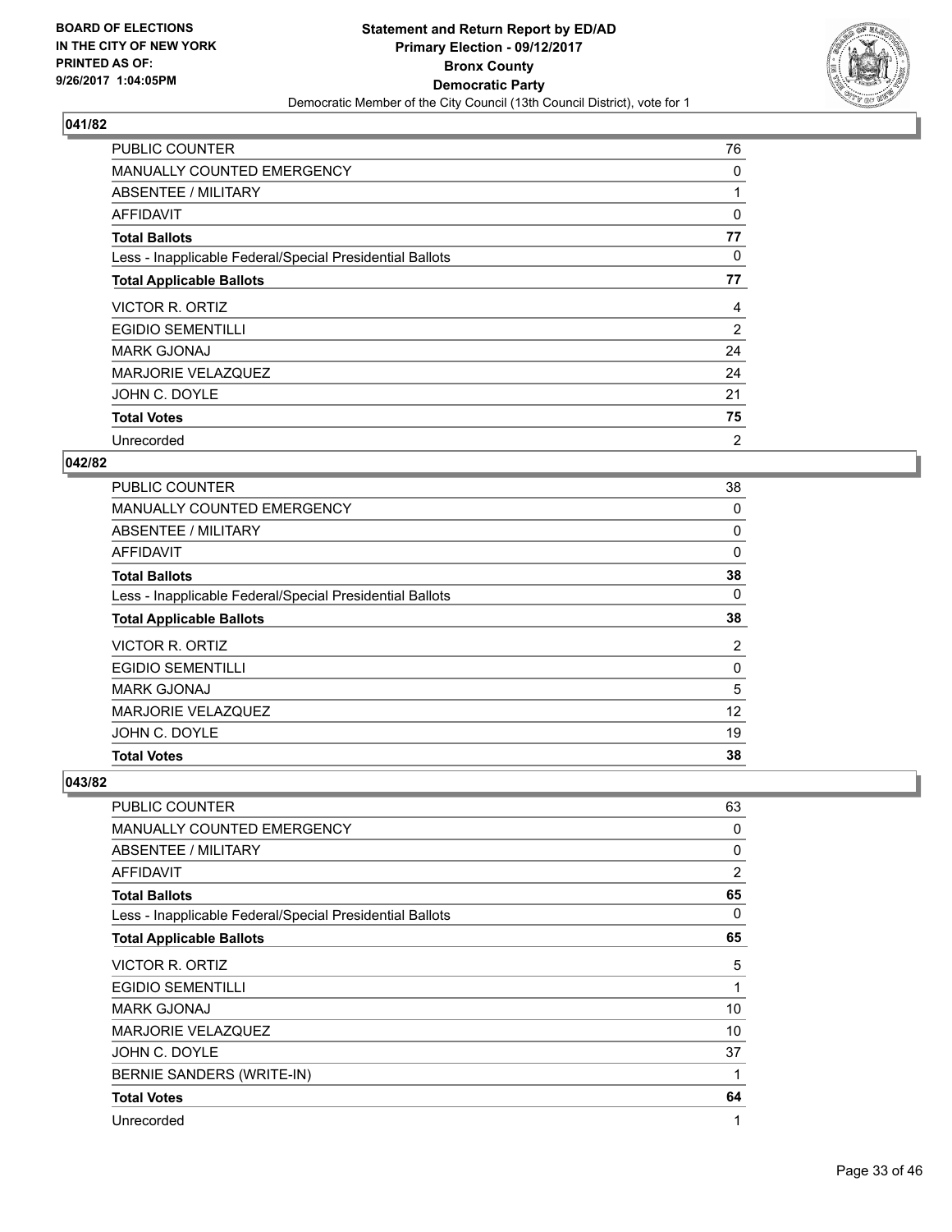**BOARD OF ELECTIONS IN THE CITY OF NEW YORK PRINTED AS OF: 9/26/2017 1:04:05PM**

**Statement and Return Report by ED/AD Primary Election - 09/12/2017 Bronx County Democratic Party**

Democratic Member of the City Council (13th Council District), vote for 1

### 041/82

| | |
|---|---|
| PUBLIC COUNTER | 76 |
| MANUALLY COUNTED EMERGENCY | 0 |
| ABSENTEE / MILITARY | 1 |
| AFFIDAVIT | 0 |
| **Total Ballots** | **77** |
| Less - Inapplicable Federal/Special Presidential Ballots | 0 |
| **Total Applicable Ballots** | **77** |
| VICTOR R. ORTIZ | 4 |
| EGIDIO SEMENTILLI | 2 |
| MARK GJONAJ | 24 |
| MARJORIE VELAZQUEZ | 24 |
| JOHN C. DOYLE | 21 |
| **Total Votes** | **75** |
| Unrecorded | 2 |

### 042/82

| | |
|---|---|
| PUBLIC COUNTER | 38 |
| MANUALLY COUNTED EMERGENCY | 0 |
| ABSENTEE / MILITARY | 0 |
| AFFIDAVIT | 0 |
| **Total Ballots** | **38** |
| Less - Inapplicable Federal/Special Presidential Ballots | 0 |
| **Total Applicable Ballots** | **38** |
| VICTOR R. ORTIZ | 2 |
| EGIDIO SEMENTILLI | 0 |
| MARK GJONAJ | 5 |
| MARJORIE VELAZQUEZ | 12 |
| JOHN C. DOYLE | 19 |
| **Total Votes** | **38** |

### 043/82

| | |
|---|---|
| PUBLIC COUNTER | 63 |
| MANUALLY COUNTED EMERGENCY | 0 |
| ABSENTEE / MILITARY | 0 |
| AFFIDAVIT | 2 |
| **Total Ballots** | **65** |
| Less - Inapplicable Federal/Special Presidential Ballots | 0 |
| **Total Applicable Ballots** | **65** |
| VICTOR R. ORTIZ | 5 |
| EGIDIO SEMENTILLI | 1 |
| MARK GJONAJ | 10 |
| MARJORIE VELAZQUEZ | 10 |
| JOHN C. DOYLE | 37 |
| BERNIE SANDERS (WRITE-IN) | 1 |
| **Total Votes** | **64** |
| Unrecorded | 1 |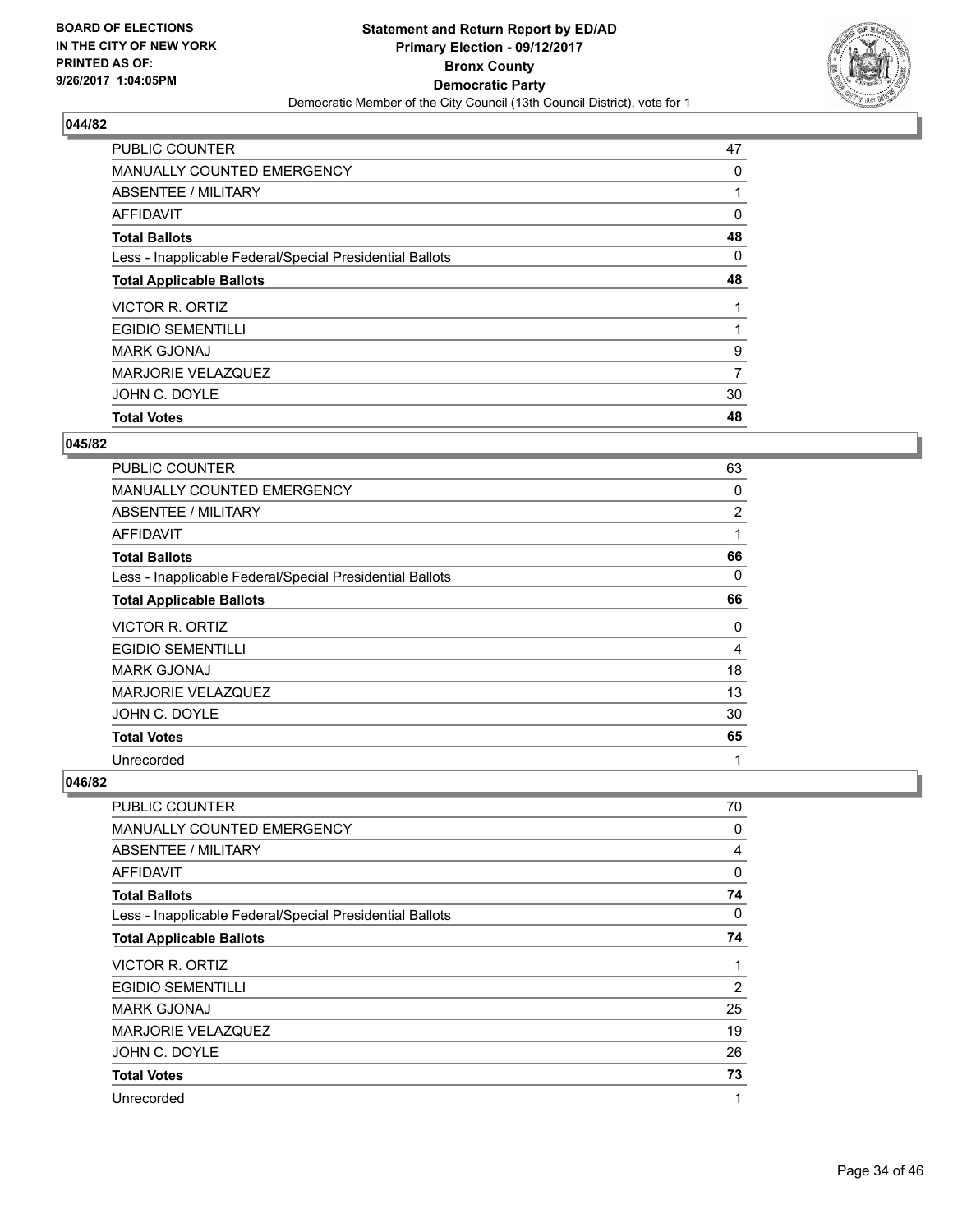BOARD OF ELECTIONS
IN THE CITY OF NEW YORK
PRINTED AS OF:
9/26/2017 1:04:05PM

**Statement and Return Report by ED/AD**
**Primary Election - 09/12/2017**
**Bronx County**
**Democratic Party**
Democratic Member of the City Council (13th Council District), vote for 1

### 044/82

| | |
|---|---|
| PUBLIC COUNTER | 47 |
| MANUALLY COUNTED EMERGENCY | 0 |
| ABSENTEE / MILITARY | 1 |
| AFFIDAVIT | 0 |
| **Total Ballots** | **48** |
| Less - Inapplicable Federal/Special Presidential Ballots | 0 |
| **Total Applicable Ballots** | **48** |
| VICTOR R. ORTIZ | 1 |
| EGIDIO SEMENTILLI | 1 |
| MARK GJONAJ | 9 |
| MARJORIE VELAZQUEZ | 7 |
| JOHN C. DOYLE | 30 |
| **Total Votes** | **48** |

### 045/82

| | |
|---|---|
| PUBLIC COUNTER | 63 |
| MANUALLY COUNTED EMERGENCY | 0 |
| ABSENTEE / MILITARY | 2 |
| AFFIDAVIT | 1 |
| **Total Ballots** | **66** |
| Less - Inapplicable Federal/Special Presidential Ballots | 0 |
| **Total Applicable Ballots** | **66** |
| VICTOR R. ORTIZ | 0 |
| EGIDIO SEMENTILLI | 4 |
| MARK GJONAJ | 18 |
| MARJORIE VELAZQUEZ | 13 |
| JOHN C. DOYLE | 30 |
| **Total Votes** | **65** |
| Unrecorded | 1 |

### 046/82

| | |
|---|---|
| PUBLIC COUNTER | 70 |
| MANUALLY COUNTED EMERGENCY | 0 |
| ABSENTEE / MILITARY | 4 |
| AFFIDAVIT | 0 |
| **Total Ballots** | **74** |
| Less - Inapplicable Federal/Special Presidential Ballots | 0 |
| **Total Applicable Ballots** | **74** |
| VICTOR R. ORTIZ | 1 |
| EGIDIO SEMENTILLI | 2 |
| MARK GJONAJ | 25 |
| MARJORIE VELAZQUEZ | 19 |
| JOHN C. DOYLE | 26 |
| **Total Votes** | **73** |
| Unrecorded | 1 |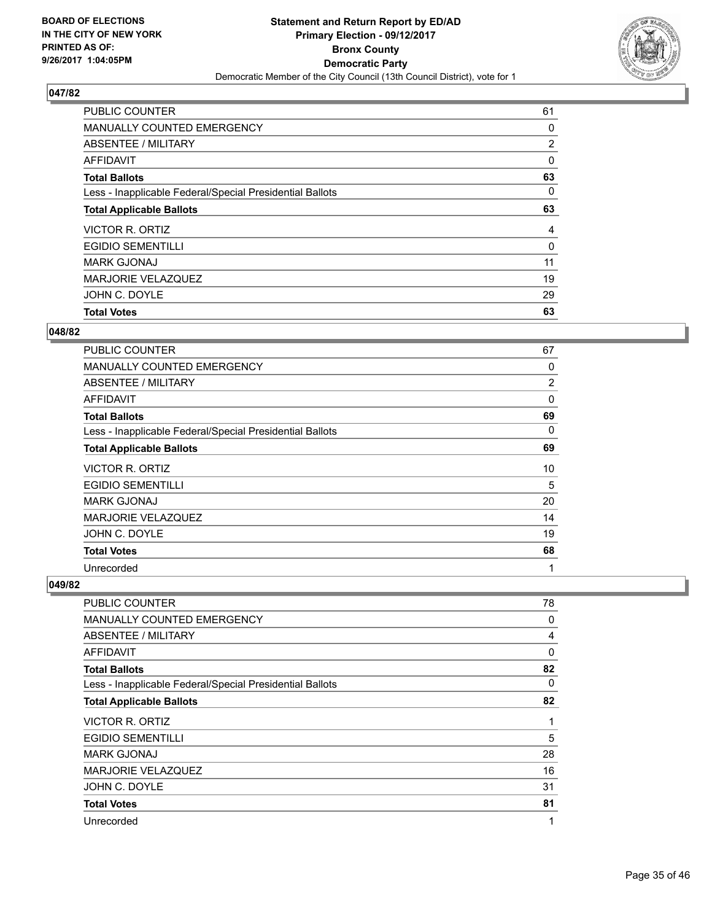**BOARD OF ELECTIONS IN THE CITY OF NEW YORK PRINTED AS OF: 9/26/2017 1:04:05PM**

**Statement and Return Report by ED/AD**
**Primary Election - 09/12/2017**
**Bronx County**
**Democratic Party**
Democratic Member of the City Council (13th Council District), vote for 1

## 047/82

| | |
|---|---|
| PUBLIC COUNTER | 61 |
| MANUALLY COUNTED EMERGENCY | 0 |
| ABSENTEE / MILITARY | 2 |
| AFFIDAVIT | 0 |
| **Total Ballots** | **63** |
| Less - Inapplicable Federal/Special Presidential Ballots | 0 |
| **Total Applicable Ballots** | **63** |
| VICTOR R. ORTIZ | 4 |
| EGIDIO SEMENTILLI | 0 |
| MARK GJONAJ | 11 |
| MARJORIE VELAZQUEZ | 19 |
| JOHN C. DOYLE | 29 |
| **Total Votes** | **63** |

## 048/82

| | |
|---|---|
| PUBLIC COUNTER | 67 |
| MANUALLY COUNTED EMERGENCY | 0 |
| ABSENTEE / MILITARY | 2 |
| AFFIDAVIT | 0 |
| **Total Ballots** | **69** |
| Less - Inapplicable Federal/Special Presidential Ballots | 0 |
| **Total Applicable Ballots** | **69** |
| VICTOR R. ORTIZ | 10 |
| EGIDIO SEMENTILLI | 5 |
| MARK GJONAJ | 20 |
| MARJORIE VELAZQUEZ | 14 |
| JOHN C. DOYLE | 19 |
| **Total Votes** | **68** |
| Unrecorded | 1 |

## 049/82

| | |
|---|---|
| PUBLIC COUNTER | 78 |
| MANUALLY COUNTED EMERGENCY | 0 |
| ABSENTEE / MILITARY | 4 |
| AFFIDAVIT | 0 |
| **Total Ballots** | **82** |
| Less - Inapplicable Federal/Special Presidential Ballots | 0 |
| **Total Applicable Ballots** | **82** |
| VICTOR R. ORTIZ | 1 |
| EGIDIO SEMENTILLI | 5 |
| MARK GJONAJ | 28 |
| MARJORIE VELAZQUEZ | 16 |
| JOHN C. DOYLE | 31 |
| **Total Votes** | **81** |
| Unrecorded | 1 |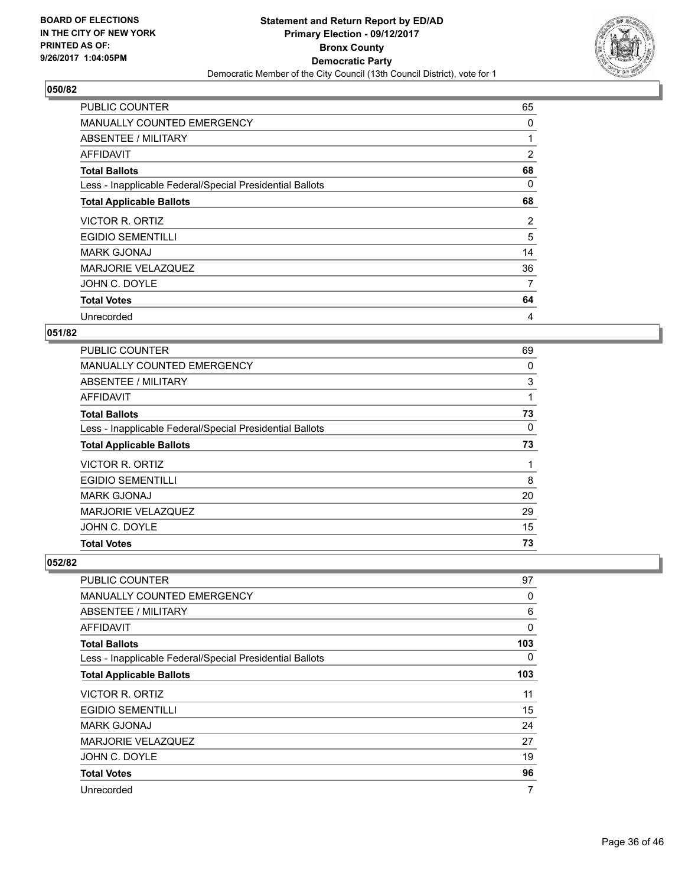BOARD OF ELECTIONS
IN THE CITY OF NEW YORK
PRINTED AS OF:
9/26/2017 1:04:05PM

**Statement and Return Report by ED/AD**
**Primary Election - 09/12/2017**
**Bronx County**
**Democratic Party**
Democratic Member of the City Council (13th Council District), vote for 1

### 050/82

| | |
|---|---|
| PUBLIC COUNTER | 65 |
| MANUALLY COUNTED EMERGENCY | 0 |
| ABSENTEE / MILITARY | 1 |
| AFFIDAVIT | 2 |
| **Total Ballots** | **68** |
| Less - Inapplicable Federal/Special Presidential Ballots | 0 |
| **Total Applicable Ballots** | **68** |
| VICTOR R. ORTIZ | 2 |
| EGIDIO SEMENTILLI | 5 |
| MARK GJONAJ | 14 |
| MARJORIE VELAZQUEZ | 36 |
| JOHN C. DOYLE | 7 |
| **Total Votes** | **64** |
| Unrecorded | 4 |

### 051/82

| | |
|---|---|
| PUBLIC COUNTER | 69 |
| MANUALLY COUNTED EMERGENCY | 0 |
| ABSENTEE / MILITARY | 3 |
| AFFIDAVIT | 1 |
| **Total Ballots** | **73** |
| Less - Inapplicable Federal/Special Presidential Ballots | 0 |
| **Total Applicable Ballots** | **73** |
| VICTOR R. ORTIZ | 1 |
| EGIDIO SEMENTILLI | 8 |
| MARK GJONAJ | 20 |
| MARJORIE VELAZQUEZ | 29 |
| JOHN C. DOYLE | 15 |
| **Total Votes** | **73** |

### 052/82

| | |
|---|---|
| PUBLIC COUNTER | 97 |
| MANUALLY COUNTED EMERGENCY | 0 |
| ABSENTEE / MILITARY | 6 |
| AFFIDAVIT | 0 |
| **Total Ballots** | **103** |
| Less - Inapplicable Federal/Special Presidential Ballots | 0 |
| **Total Applicable Ballots** | **103** |
| VICTOR R. ORTIZ | 11 |
| EGIDIO SEMENTILLI | 15 |
| MARK GJONAJ | 24 |
| MARJORIE VELAZQUEZ | 27 |
| JOHN C. DOYLE | 19 |
| **Total Votes** | **96** |
| Unrecorded | 7 |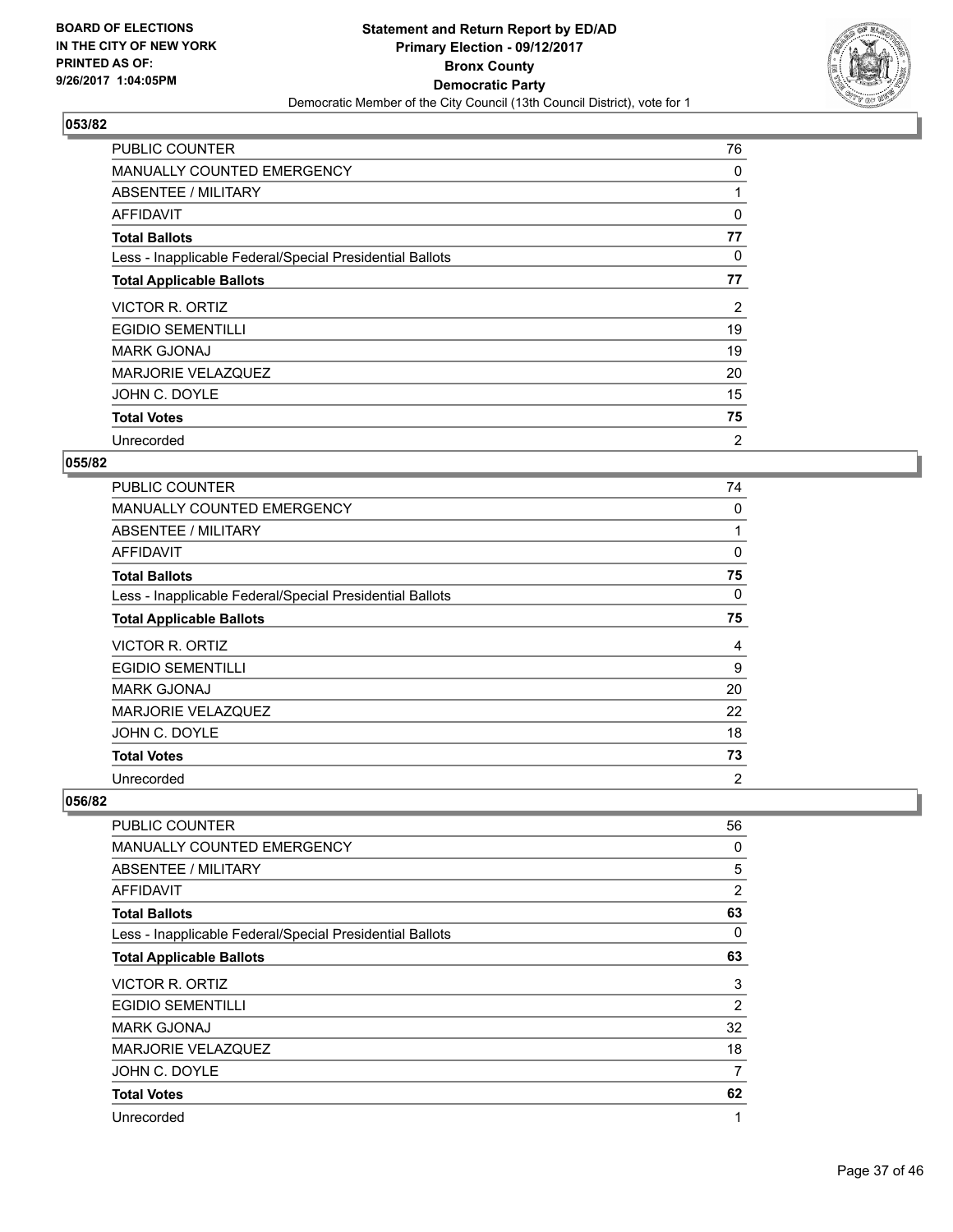BOARD OF ELECTIONS
IN THE CITY OF NEW YORK
PRINTED AS OF:
9/26/2017 1:04:05PM

**Statement and Return Report by ED/AD**
**Primary Election - 09/12/2017**
**Bronx County**
**Democratic Party**
Democratic Member of the City Council (13th Council District), vote for 1

## 053/82

| | |
|---|---|
| PUBLIC COUNTER | 76 |
| MANUALLY COUNTED EMERGENCY | 0 |
| ABSENTEE / MILITARY | 1 |
| AFFIDAVIT | 0 |
| **Total Ballots** | **77** |
| Less - Inapplicable Federal/Special Presidential Ballots | 0 |
| **Total Applicable Ballots** | **77** |
| VICTOR R. ORTIZ | 2 |
| EGIDIO SEMENTILLI | 19 |
| MARK GJONAJ | 19 |
| MARJORIE VELAZQUEZ | 20 |
| JOHN C. DOYLE | 15 |
| **Total Votes** | **75** |
| Unrecorded | 2 |

## 055/82

| | |
|---|---|
| PUBLIC COUNTER | 74 |
| MANUALLY COUNTED EMERGENCY | 0 |
| ABSENTEE / MILITARY | 1 |
| AFFIDAVIT | 0 |
| **Total Ballots** | **75** |
| Less - Inapplicable Federal/Special Presidential Ballots | 0 |
| **Total Applicable Ballots** | **75** |
| VICTOR R. ORTIZ | 4 |
| EGIDIO SEMENTILLI | 9 |
| MARK GJONAJ | 20 |
| MARJORIE VELAZQUEZ | 22 |
| JOHN C. DOYLE | 18 |
| **Total Votes** | **73** |
| Unrecorded | 2 |

## 056/82

| | |
|---|---|
| PUBLIC COUNTER | 56 |
| MANUALLY COUNTED EMERGENCY | 0 |
| ABSENTEE / MILITARY | 5 |
| AFFIDAVIT | 2 |
| **Total Ballots** | **63** |
| Less - Inapplicable Federal/Special Presidential Ballots | 0 |
| **Total Applicable Ballots** | **63** |
| VICTOR R. ORTIZ | 3 |
| EGIDIO SEMENTILLI | 2 |
| MARK GJONAJ | 32 |
| MARJORIE VELAZQUEZ | 18 |
| JOHN C. DOYLE | 7 |
| **Total Votes** | **62** |
| Unrecorded | 1 |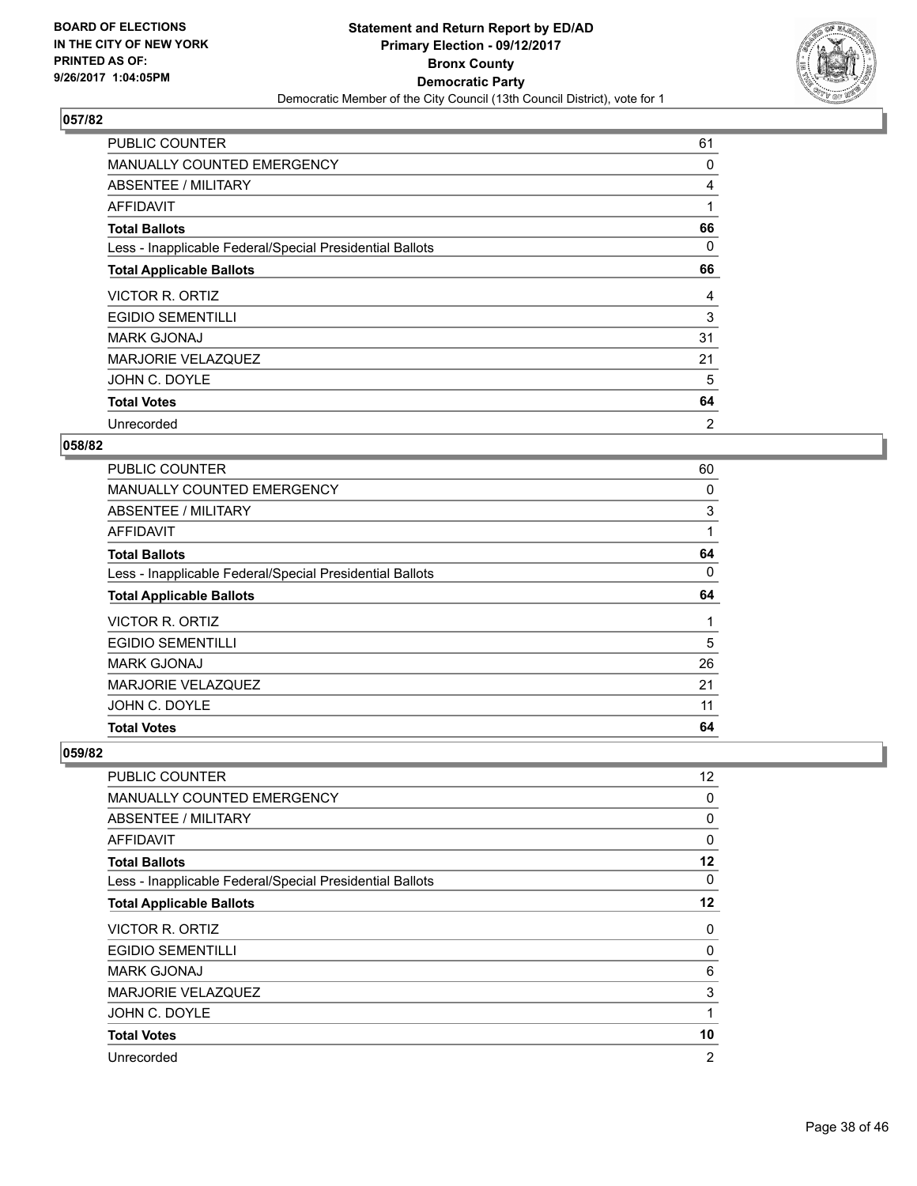**BOARD OF ELECTIONS IN THE CITY OF NEW YORK PRINTED AS OF: 9/26/2017 1:04:05PM**

# Statement and Return Report by ED/AD
## Primary Election - 09/12/2017
## Bronx County
## Democratic Party
### Democratic Member of the City Council (13th Council District), vote for 1

### 057/82

| | |
|---|---|
| PUBLIC COUNTER | 61 |
| MANUALLY COUNTED EMERGENCY | 0 |
| ABSENTEE / MILITARY | 4 |
| AFFIDAVIT | 1 |
| **Total Ballots** | **66** |
| Less - Inapplicable Federal/Special Presidential Ballots | 0 |
| **Total Applicable Ballots** | **66** |
| VICTOR R. ORTIZ | 4 |
| EGIDIO SEMENTILLI | 3 |
| MARK GJONAJ | 31 |
| MARJORIE VELAZQUEZ | 21 |
| JOHN C. DOYLE | 5 |
| **Total Votes** | **64** |
| Unrecorded | 2 |

### 058/82

| | |
|---|---|
| PUBLIC COUNTER | 60 |
| MANUALLY COUNTED EMERGENCY | 0 |
| ABSENTEE / MILITARY | 3 |
| AFFIDAVIT | 1 |
| **Total Ballots** | **64** |
| Less - Inapplicable Federal/Special Presidential Ballots | 0 |
| **Total Applicable Ballots** | **64** |
| VICTOR R. ORTIZ | 1 |
| EGIDIO SEMENTILLI | 5 |
| MARK GJONAJ | 26 |
| MARJORIE VELAZQUEZ | 21 |
| JOHN C. DOYLE | 11 |
| **Total Votes** | **64** |

### 059/82

| | |
|---|---|
| PUBLIC COUNTER | 12 |
| MANUALLY COUNTED EMERGENCY | 0 |
| ABSENTEE / MILITARY | 0 |
| AFFIDAVIT | 0 |
| **Total Ballots** | **12** |
| Less - Inapplicable Federal/Special Presidential Ballots | 0 |
| **Total Applicable Ballots** | **12** |
| VICTOR R. ORTIZ | 0 |
| EGIDIO SEMENTILLI | 0 |
| MARK GJONAJ | 6 |
| MARJORIE VELAZQUEZ | 3 |
| JOHN C. DOYLE | 1 |
| **Total Votes** | **10** |
| Unrecorded | 2 |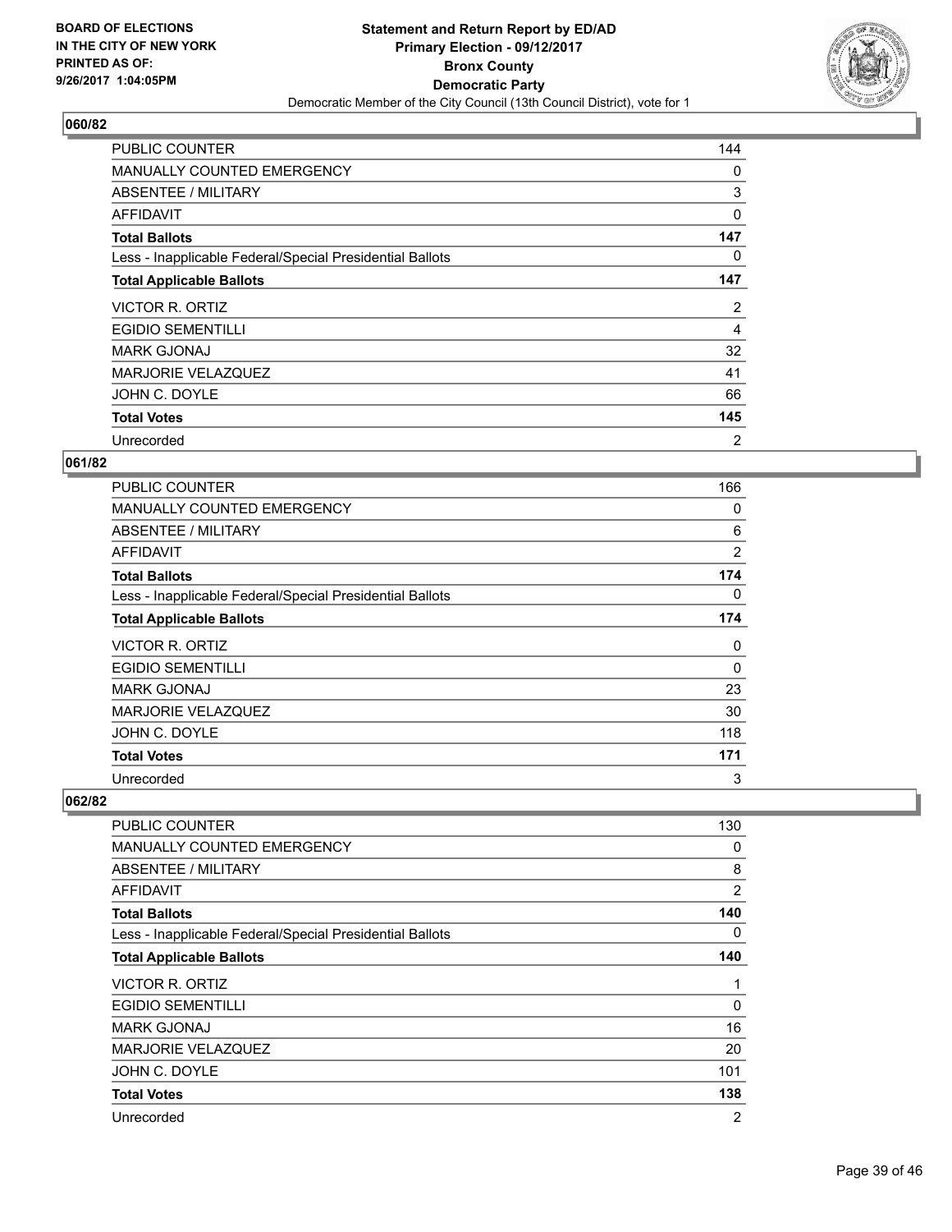**BOARD OF ELECTIONS IN THE CITY OF NEW YORK PRINTED AS OF: 9/26/2017 1:04:05PM**

**Statement and Return Report by ED/AD**
**Primary Election - 09/12/2017**
**Bronx County**
**Democratic Party**
Democratic Member of the City Council (13th Council District), vote for 1

## 060/82

| | |
|---|---|
| PUBLIC COUNTER | 144 |
| MANUALLY COUNTED EMERGENCY | 0 |
| ABSENTEE / MILITARY | 3 |
| AFFIDAVIT | 0 |
| **Total Ballots** | **147** |
| Less - Inapplicable Federal/Special Presidential Ballots | 0 |
| **Total Applicable Ballots** | **147** |
| VICTOR R. ORTIZ | 2 |
| EGIDIO SEMENTILLI | 4 |
| MARK GJONAJ | 32 |
| MARJORIE VELAZQUEZ | 41 |
| JOHN C. DOYLE | 66 |
| **Total Votes** | **145** |
| Unrecorded | 2 |

## 061/82

| | |
|---|---|
| PUBLIC COUNTER | 166 |
| MANUALLY COUNTED EMERGENCY | 0 |
| ABSENTEE / MILITARY | 6 |
| AFFIDAVIT | 2 |
| **Total Ballots** | **174** |
| Less - Inapplicable Federal/Special Presidential Ballots | 0 |
| **Total Applicable Ballots** | **174** |
| VICTOR R. ORTIZ | 0 |
| EGIDIO SEMENTILLI | 0 |
| MARK GJONAJ | 23 |
| MARJORIE VELAZQUEZ | 30 |
| JOHN C. DOYLE | 118 |
| **Total Votes** | **171** |
| Unrecorded | 3 |

## 062/82

| | |
|---|---|
| PUBLIC COUNTER | 130 |
| MANUALLY COUNTED EMERGENCY | 0 |
| ABSENTEE / MILITARY | 8 |
| AFFIDAVIT | 2 |
| **Total Ballots** | **140** |
| Less - Inapplicable Federal/Special Presidential Ballots | 0 |
| **Total Applicable Ballots** | **140** |
| VICTOR R. ORTIZ | 1 |
| EGIDIO SEMENTILLI | 0 |
| MARK GJONAJ | 16 |
| MARJORIE VELAZQUEZ | 20 |
| JOHN C. DOYLE | 101 |
| **Total Votes** | **138** |
| Unrecorded | 2 |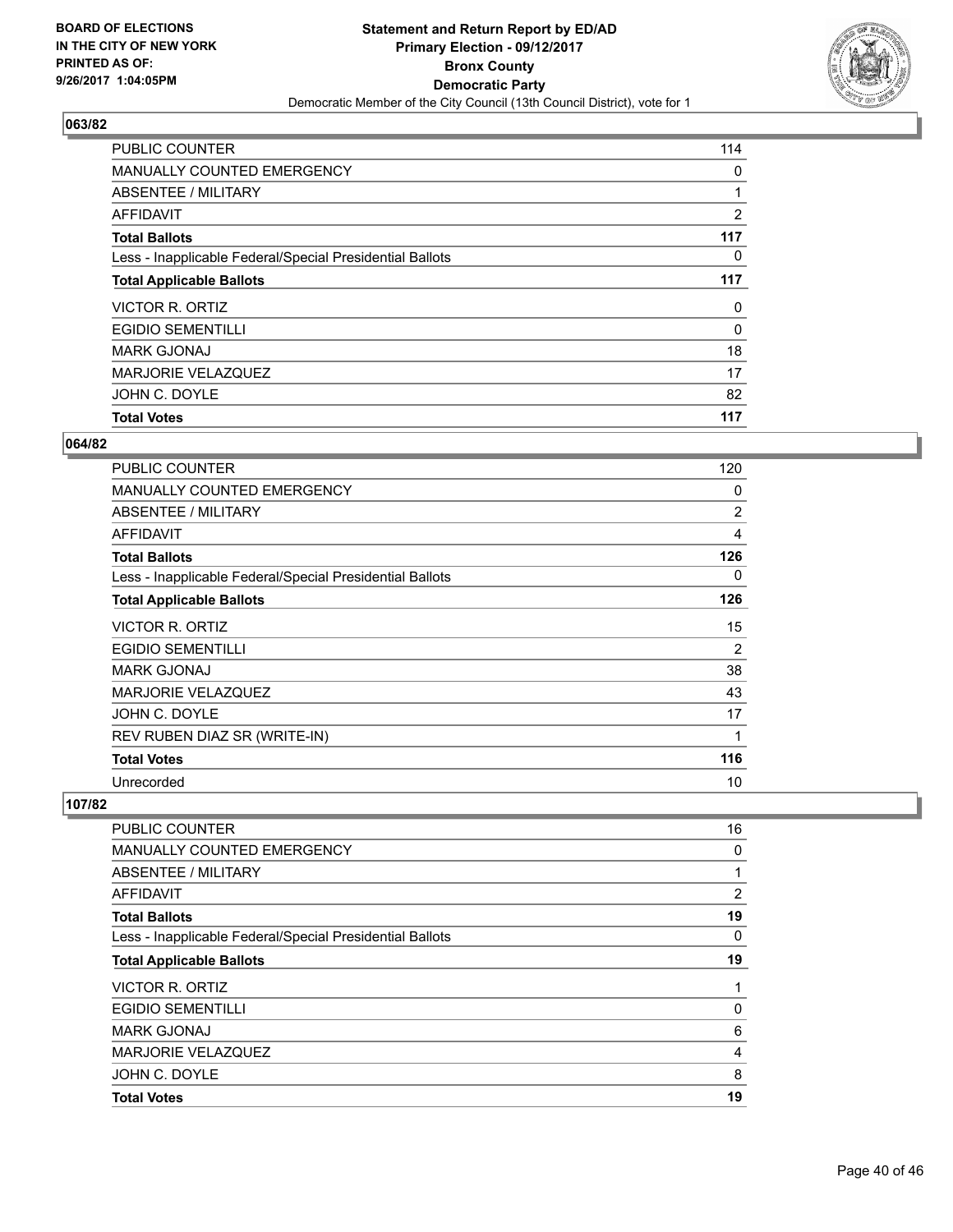**BOARD OF ELECTIONS IN THE CITY OF NEW YORK PRINTED AS OF: 9/26/2017 1:04:05PM**

**Statement and Return Report by ED/AD Primary Election - 09/12/2017 Bronx County Democratic Party**
Democratic Member of the City Council (13th Council District), vote for 1

## 063/82

| | |
|---|---|
| PUBLIC COUNTER | 114 |
| MANUALLY COUNTED EMERGENCY | 0 |
| ABSENTEE / MILITARY | 1 |
| AFFIDAVIT | 2 |
| **Total Ballots** | **117** |
| Less - Inapplicable Federal/Special Presidential Ballots | 0 |
| **Total Applicable Ballots** | **117** |
| VICTOR R. ORTIZ | 0 |
| EGIDIO SEMENTILLI | 0 |
| MARK GJONAJ | 18 |
| MARJORIE VELAZQUEZ | 17 |
| JOHN C. DOYLE | 82 |
| **Total Votes** | **117** |

## 064/82

| | |
|---|---|
| PUBLIC COUNTER | 120 |
| MANUALLY COUNTED EMERGENCY | 0 |
| ABSENTEE / MILITARY | 2 |
| AFFIDAVIT | 4 |
| **Total Ballots** | **126** |
| Less - Inapplicable Federal/Special Presidential Ballots | 0 |
| **Total Applicable Ballots** | **126** |
| VICTOR R. ORTIZ | 15 |
| EGIDIO SEMENTILLI | 2 |
| MARK GJONAJ | 38 |
| MARJORIE VELAZQUEZ | 43 |
| JOHN C. DOYLE | 17 |
| REV RUBEN DIAZ SR (WRITE-IN) | 1 |
| **Total Votes** | **116** |
| Unrecorded | 10 |

## 107/82

| | |
|---|---|
| PUBLIC COUNTER | 16 |
| MANUALLY COUNTED EMERGENCY | 0 |
| ABSENTEE / MILITARY | 1 |
| AFFIDAVIT | 2 |
| **Total Ballots** | **19** |
| Less - Inapplicable Federal/Special Presidential Ballots | 0 |
| **Total Applicable Ballots** | **19** |
| VICTOR R. ORTIZ | 1 |
| EGIDIO SEMENTILLI | 0 |
| MARK GJONAJ | 6 |
| MARJORIE VELAZQUEZ | 4 |
| JOHN C. DOYLE | 8 |
| **Total Votes** | **19** |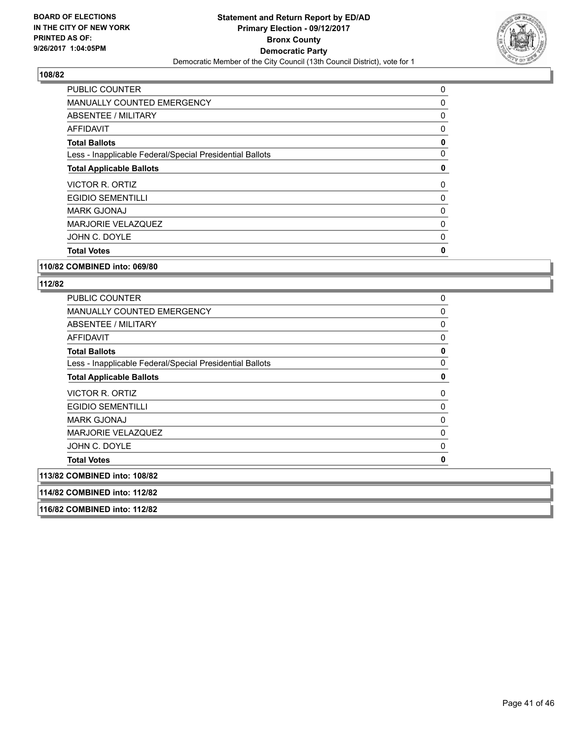### 108/82

| | |
|---|---|
| PUBLIC COUNTER | 0 |
| MANUALLY COUNTED EMERGENCY | 0 |
| ABSENTEE / MILITARY | 0 |
| AFFIDAVIT | 0 |
| **Total Ballots** | **0** |
| Less - Inapplicable Federal/Special Presidential Ballots | 0 |
| **Total Applicable Ballots** | **0** |
| VICTOR R. ORTIZ | 0 |
| EGIDIO SEMENTILLI | 0 |
| MARK GJONAJ | 0 |
| MARJORIE VELAZQUEZ | 0 |
| JOHN C. DOYLE | 0 |
| **Total Votes** | **0** |

### 110/82 COMBINED into: 069/80

### 112/82

| | |
|---|---|
| PUBLIC COUNTER | 0 |
| MANUALLY COUNTED EMERGENCY | 0 |
| ABSENTEE / MILITARY | 0 |
| AFFIDAVIT | 0 |
| **Total Ballots** | **0** |
| Less - Inapplicable Federal/Special Presidential Ballots | 0 |
| **Total Applicable Ballots** | **0** |
| VICTOR R. ORTIZ | 0 |
| EGIDIO SEMENTILLI | 0 |
| MARK GJONAJ | 0 |
| MARJORIE VELAZQUEZ | 0 |
| JOHN C. DOYLE | 0 |
| **Total Votes** | **0** |

### 113/82 COMBINED into: 108/82

### 114/82 COMBINED into: 112/82

### 116/82 COMBINED into: 112/82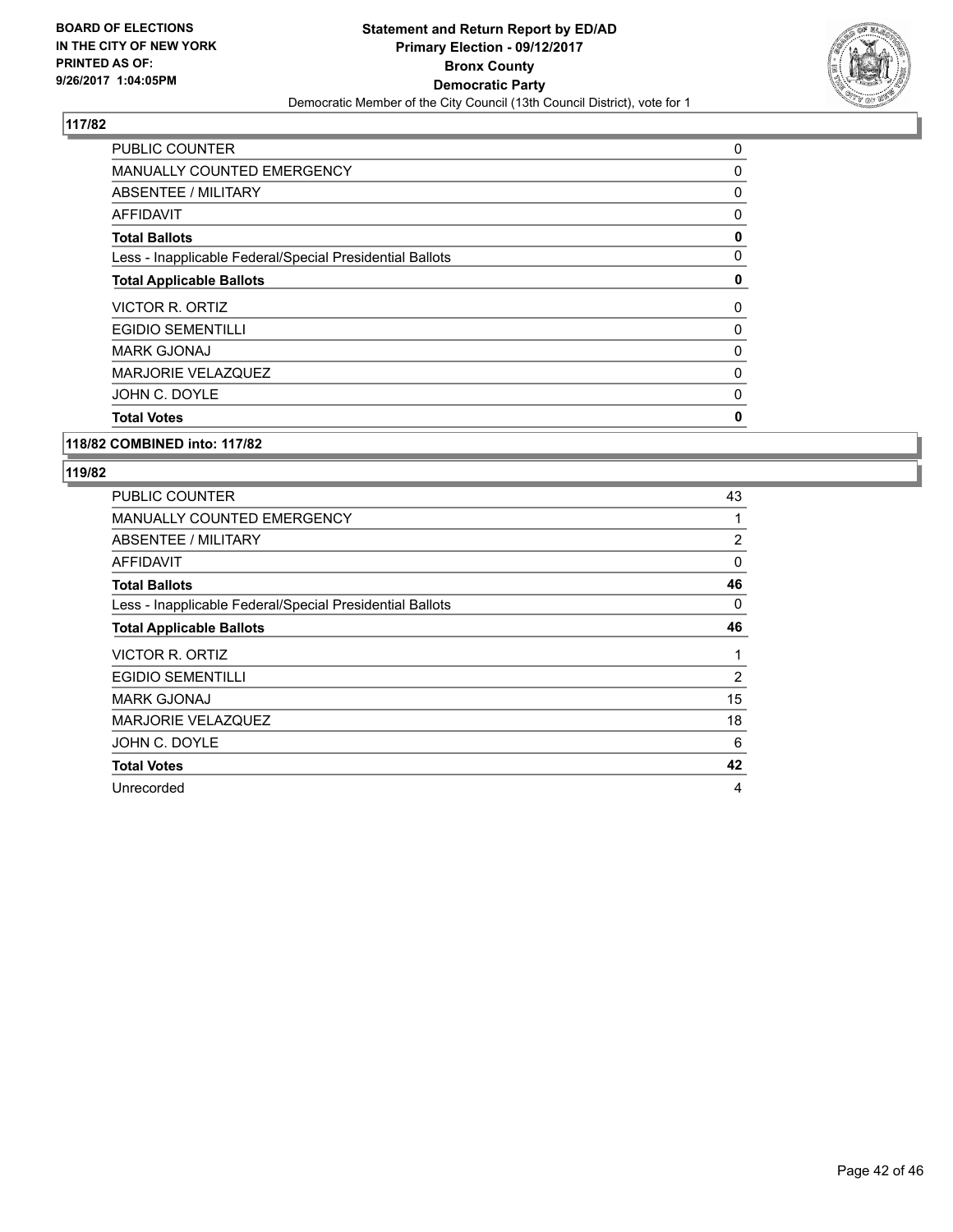BOARD OF ELECTIONS
IN THE CITY OF NEW YORK
PRINTED AS OF:
9/26/2017 1:04:05PM

**Statement and Return Report by ED/AD**
**Primary Election - 09/12/2017**
**Bronx County**
**Democratic Party**
Democratic Member of the City Council (13th Council District), vote for 1

### 117/82

| | |
|---|---|
| PUBLIC COUNTER | 0 |
| MANUALLY COUNTED EMERGENCY | 0 |
| ABSENTEE / MILITARY | 0 |
| AFFIDAVIT | 0 |
| **Total Ballots** | **0** |
| Less - Inapplicable Federal/Special Presidential Ballots | 0 |
| **Total Applicable Ballots** | **0** |
| VICTOR R. ORTIZ | 0 |
| EGIDIO SEMENTILLI | 0 |
| MARK GJONAJ | 0 |
| MARJORIE VELAZQUEZ | 0 |
| JOHN C. DOYLE | 0 |
| **Total Votes** | **0** |

### 118/82 COMBINED into: 117/82

### 119/82

| | |
|---|---|
| PUBLIC COUNTER | 43 |
| MANUALLY COUNTED EMERGENCY | 1 |
| ABSENTEE / MILITARY | 2 |
| AFFIDAVIT | 0 |
| **Total Ballots** | **46** |
| Less - Inapplicable Federal/Special Presidential Ballots | 0 |
| **Total Applicable Ballots** | **46** |
| VICTOR R. ORTIZ | 1 |
| EGIDIO SEMENTILLI | 2 |
| MARK GJONAJ | 15 |
| MARJORIE VELAZQUEZ | 18 |
| JOHN C. DOYLE | 6 |
| **Total Votes** | **42** |
| Unrecorded | 4 |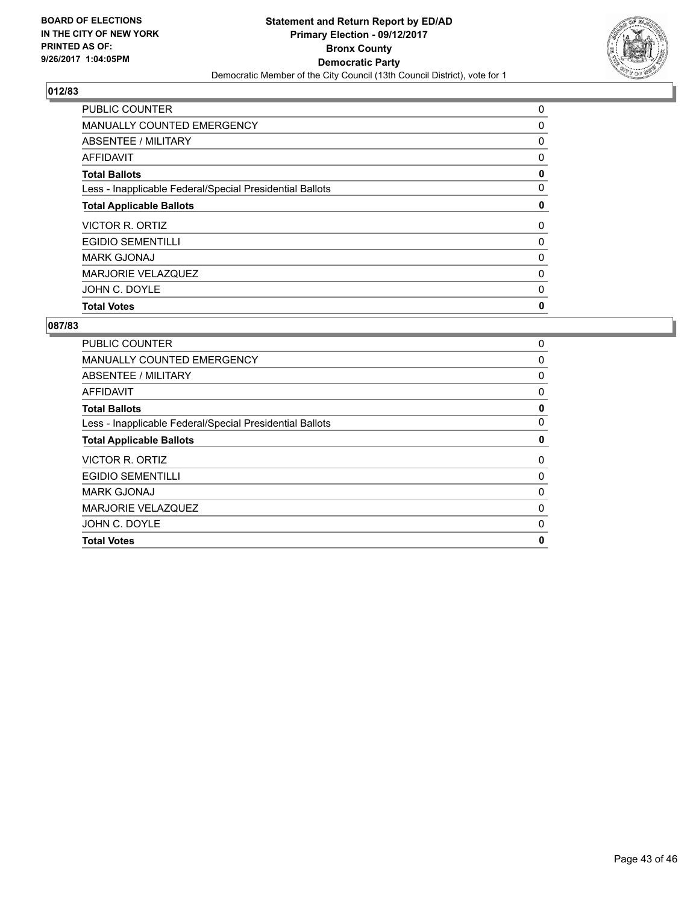## 012/83

| | |
|---|---|
| PUBLIC COUNTER | 0 |
| MANUALLY COUNTED EMERGENCY | 0 |
| ABSENTEE / MILITARY | 0 |
| AFFIDAVIT | 0 |
| **Total Ballots** | **0** |
| Less - Inapplicable Federal/Special Presidential Ballots | 0 |
| **Total Applicable Ballots** | **0** |
| VICTOR R. ORTIZ | 0 |
| EGIDIO SEMENTILLI | 0 |
| MARK GJONAJ | 0 |
| MARJORIE VELAZQUEZ | 0 |
| JOHN C. DOYLE | 0 |
| **Total Votes** | **0** |

## 087/83

| | |
|---|---|
| PUBLIC COUNTER | 0 |
| MANUALLY COUNTED EMERGENCY | 0 |
| ABSENTEE / MILITARY | 0 |
| AFFIDAVIT | 0 |
| **Total Ballots** | **0** |
| Less - Inapplicable Federal/Special Presidential Ballots | 0 |
| **Total Applicable Ballots** | **0** |
| VICTOR R. ORTIZ | 0 |
| EGIDIO SEMENTILLI | 0 |
| MARK GJONAJ | 0 |
| MARJORIE VELAZQUEZ | 0 |
| JOHN C. DOYLE | 0 |
| **Total Votes** | **0** |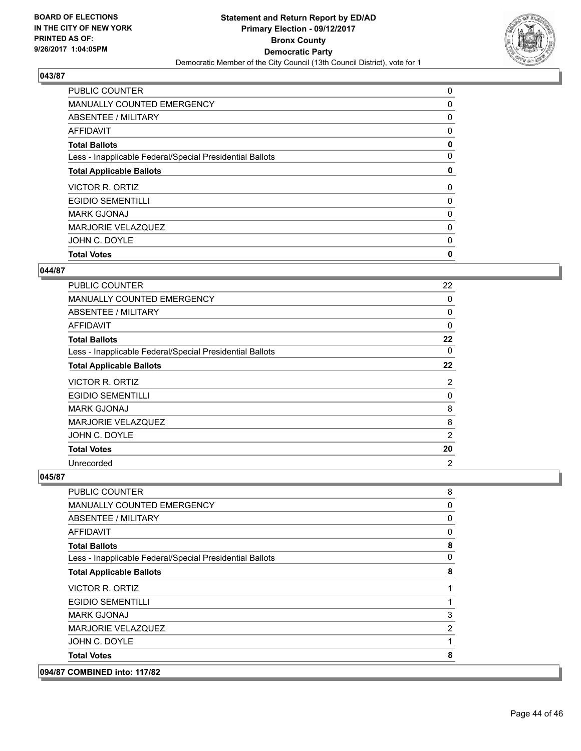**BOARD OF ELECTIONS IN THE CITY OF NEW YORK PRINTED AS OF: 9/26/2017 1:04:05PM**

**Statement and Return Report by ED/AD Primary Election - 09/12/2017 Bronx County Democratic Party**

Democratic Member of the City Council (13th Council District), vote for 1

## 043/87

| | |
|---|---|
| PUBLIC COUNTER | 0 |
| MANUALLY COUNTED EMERGENCY | 0 |
| ABSENTEE / MILITARY | 0 |
| AFFIDAVIT | 0 |
| **Total Ballots** | **0** |
| Less - Inapplicable Federal/Special Presidential Ballots | 0 |
| **Total Applicable Ballots** | **0** |
| VICTOR R. ORTIZ | 0 |
| EGIDIO SEMENTILLI | 0 |
| MARK GJONAJ | 0 |
| MARJORIE VELAZQUEZ | 0 |
| JOHN C. DOYLE | 0 |
| **Total Votes** | **0** |

## 044/87

| | |
|---|---|
| PUBLIC COUNTER | 22 |
| MANUALLY COUNTED EMERGENCY | 0 |
| ABSENTEE / MILITARY | 0 |
| AFFIDAVIT | 0 |
| **Total Ballots** | **22** |
| Less - Inapplicable Federal/Special Presidential Ballots | 0 |
| **Total Applicable Ballots** | **22** |
| VICTOR R. ORTIZ | 2 |
| EGIDIO SEMENTILLI | 0 |
| MARK GJONAJ | 8 |
| MARJORIE VELAZQUEZ | 8 |
| JOHN C. DOYLE | 2 |
| **Total Votes** | **20** |
| Unrecorded | 2 |

## 045/87

| | |
|---|---|
| PUBLIC COUNTER | 8 |
| MANUALLY COUNTED EMERGENCY | 0 |
| ABSENTEE / MILITARY | 0 |
| AFFIDAVIT | 0 |
| **Total Ballots** | **8** |
| Less - Inapplicable Federal/Special Presidential Ballots | 0 |
| **Total Applicable Ballots** | **8** |
| VICTOR R. ORTIZ | 1 |
| EGIDIO SEMENTILLI | 1 |
| MARK GJONAJ | 3 |
| MARJORIE VELAZQUEZ | 2 |
| JOHN C. DOYLE | 1 |
| **Total Votes** | **8** |

## 094/87 COMBINED into: 117/82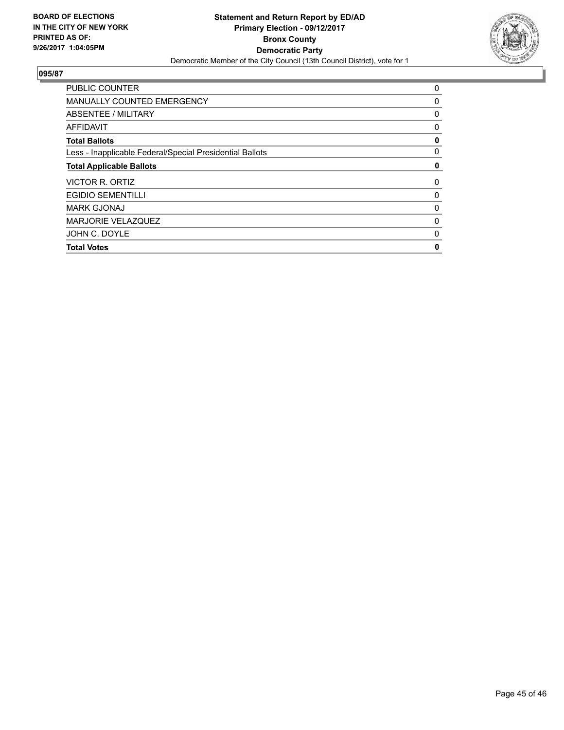**BOARD OF ELECTIONS IN THE CITY OF NEW YORK PRINTED AS OF: 9/26/2017 1:04:05PM**

**Statement and Return Report by ED/AD**
**Primary Election - 09/12/2017**
**Bronx County**
**Democratic Party**
Democratic Member of the City Council (13th Council District), vote for 1

## 095/87

| | |
|---|---|
| PUBLIC COUNTER | 0 |
| MANUALLY COUNTED EMERGENCY | 0 |
| ABSENTEE / MILITARY | 0 |
| AFFIDAVIT | 0 |
| **Total Ballots** | **0** |
| Less - Inapplicable Federal/Special Presidential Ballots | 0 |
| **Total Applicable Ballots** | **0** |
| VICTOR R. ORTIZ | 0 |
| EGIDIO SEMENTILLI | 0 |
| MARK GJONAJ | 0 |
| MARJORIE VELAZQUEZ | 0 |
| JOHN C. DOYLE | 0 |
| **Total Votes** | **0** |